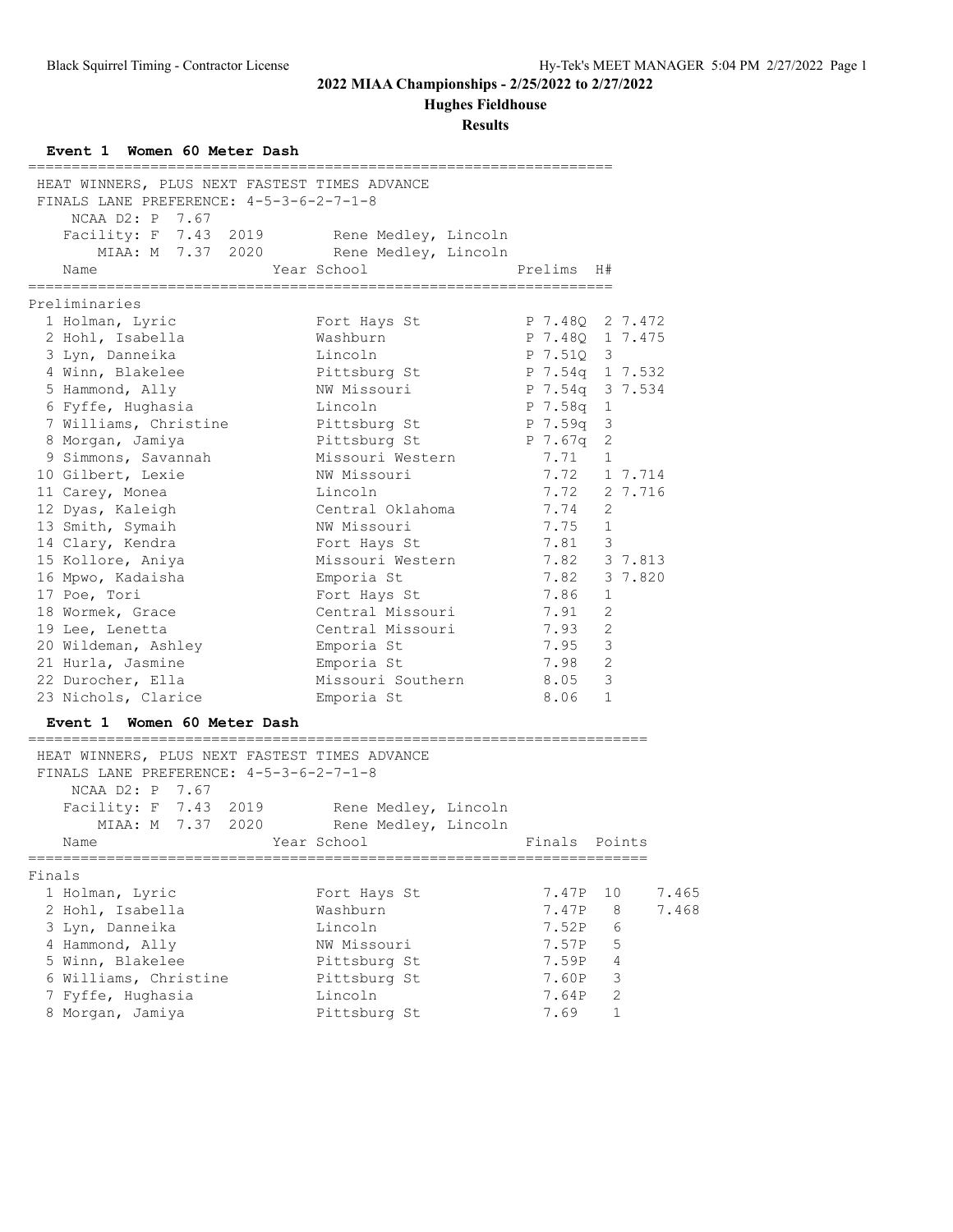**2022 MIAA Championships - 2/25/2022 to 2/27/2022**

**Hughes Fieldhouse**

**Results**

### Event 1 Women 60 Meter Dash

HEAT WINNERS, PLUS NEXT FASTEST TIMES ADVANCE
FINALS LANE PREFERENCE: 4-5-3-6-2-7-1-8

NCAA D2: P 7.67
Facility: F 7.43 2019 Rene Medley, Lincoln
MIAA: M 7.37 2020 Rene Medley, Lincoln

Preliminaries

| Place | Name | Year | School | Prelims | H# | |
|---|---|---|---|---|---|---|
| 1 | Holman, Lyric | | Fort Hays St | P 7.48Q | 2 | 7.472 |
| 2 | Hohl, Isabella | | Washburn | P 7.48Q | 1 | 7.475 |
| 3 | Lyn, Danneika | | Lincoln | P 7.51Q | 3 | |
| 4 | Winn, Blakelee | | Pittsburg St | P 7.54q | 1 | 7.532 |
| 5 | Hammond, Ally | | NW Missouri | P 7.54q | 3 | 7.534 |
| 6 | Fyffe, Hughasia | | Lincoln | P 7.58q | 1 | |
| 7 | Williams, Christine | | Pittsburg St | P 7.59q | 3 | |
| 8 | Morgan, Jamiya | | Pittsburg St | P 7.67q | 2 | |
| 9 | Simmons, Savannah | | Missouri Western | 7.71 | 1 | |
| 10 | Gilbert, Lexie | | NW Missouri | 7.72 | 1 | 7.714 |
| 11 | Carey, Monea | | Lincoln | 7.72 | 2 | 7.716 |
| 12 | Dyas, Kaleigh | | Central Oklahoma | 7.74 | 2 | |
| 13 | Smith, Symaih | | NW Missouri | 7.75 | 1 | |
| 14 | Clary, Kendra | | Fort Hays St | 7.81 | 3 | |
| 15 | Kollore, Aniya | | Missouri Western | 7.82 | 3 | 7.813 |
| 16 | Mpwo, Kadaisha | | Emporia St | 7.82 | 3 | 7.820 |
| 17 | Poe, Tori | | Fort Hays St | 7.86 | 1 | |
| 18 | Wormek, Grace | | Central Missouri | 7.91 | 2 | |
| 19 | Lee, Lenetta | | Central Missouri | 7.93 | 2 | |
| 20 | Wildeman, Ashley | | Emporia St | 7.95 | 3 | |
| 21 | Hurla, Jasmine | | Emporia St | 7.98 | 2 | |
| 22 | Durocher, Ella | | Missouri Southern | 8.05 | 3 | |
| 23 | Nichols, Clarice | | Emporia St | 8.06 | 1 | |

### Event 1 Women 60 Meter Dash

HEAT WINNERS, PLUS NEXT FASTEST TIMES ADVANCE
FINALS LANE PREFERENCE: 4-5-3-6-2-7-1-8

NCAA D2: P 7.67
Facility: F 7.43 2019 Rene Medley, Lincoln
MIAA: M 7.37 2020 Rene Medley, Lincoln

Finals

| Place | Name | Year | School | Finals | Points | |
|---|---|---|---|---|---|---|
| 1 | Holman, Lyric | | Fort Hays St | 7.47P | 10 | 7.465 |
| 2 | Hohl, Isabella | | Washburn | 7.47P | 8 | 7.468 |
| 3 | Lyn, Danneika | | Lincoln | 7.52P | 6 | |
| 4 | Hammond, Ally | | NW Missouri | 7.57P | 5 | |
| 5 | Winn, Blakelee | | Pittsburg St | 7.59P | 4 | |
| 6 | Williams, Christine | | Pittsburg St | 7.60P | 3 | |
| 7 | Fyffe, Hughasia | | Lincoln | 7.64P | 2 | |
| 8 | Morgan, Jamiya | | Pittsburg St | 7.69 | 1 | |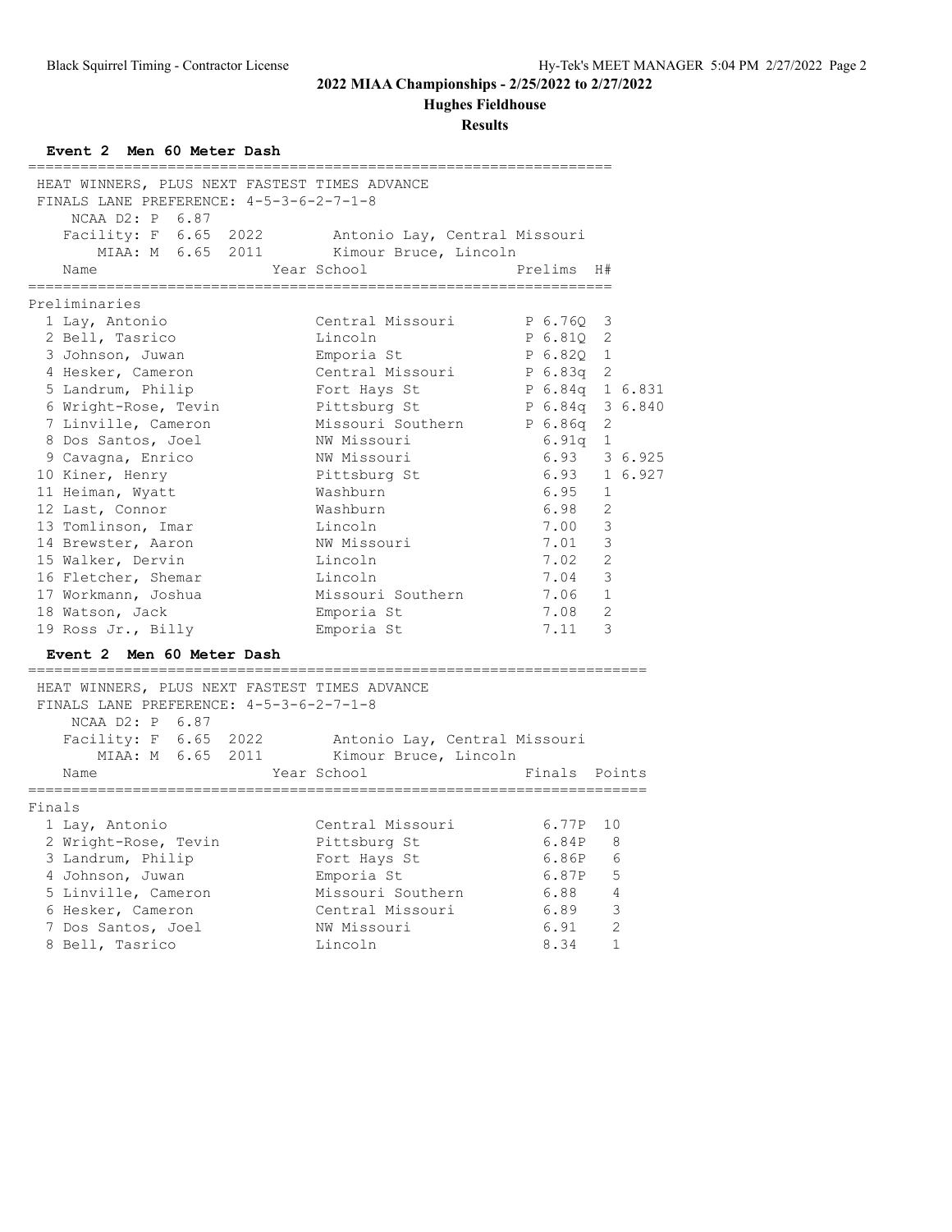## 2022 MIAA Championships - 2/25/2022 to 2/27/2022

### Hughes Fieldhouse

### Results

#### Event 2 Men 60 Meter Dash

HEAT WINNERS, PLUS NEXT FASTEST TIMES ADVANCE
FINALS LANE PREFERENCE: 4-5-3-6-2-7-1-8

NCAA D2: P 6.87
Facility: F 6.65 2022 Antonio Lay, Central Missouri
MIAA: M 6.65 2011 Kimour Bruce, Lincoln

**Preliminaries**

| | Name | Year | School | Prelims | H# | |
|---|---|---|---|---|---|---|
| 1 | Lay, Antonio | | Central Missouri | P 6.76Q | 3 | |
| 2 | Bell, Tasrico | | Lincoln | P 6.81Q | 2 | |
| 3 | Johnson, Juwan | | Emporia St | P 6.82Q | 1 | |
| 4 | Hesker, Cameron | | Central Missouri | P 6.83q | 2 | |
| 5 | Landrum, Philip | | Fort Hays St | P 6.84q | 1 | 6.831 |
| 6 | Wright-Rose, Tevin | | Pittsburg St | P 6.84q | 3 | 6.840 |
| 7 | Linville, Cameron | | Missouri Southern | P 6.86q | 2 | |
| 8 | Dos Santos, Joel | | NW Missouri | 6.91q | 1 | |
| 9 | Cavagna, Enrico | | NW Missouri | 6.93 | 3 | 6.925 |
| 10 | Kiner, Henry | | Pittsburg St | 6.93 | 1 | 6.927 |
| 11 | Heiman, Wyatt | | Washburn | 6.95 | 1 | |
| 12 | Last, Connor | | Washburn | 6.98 | 2 | |
| 13 | Tomlinson, Imar | | Lincoln | 7.00 | 3 | |
| 14 | Brewster, Aaron | | NW Missouri | 7.01 | 3 | |
| 15 | Walker, Dervin | | Lincoln | 7.02 | 2 | |
| 16 | Fletcher, Shemar | | Lincoln | 7.04 | 3 | |
| 17 | Workmann, Joshua | | Missouri Southern | 7.06 | 1 | |
| 18 | Watson, Jack | | Emporia St | 7.08 | 2 | |
| 19 | Ross Jr., Billy | | Emporia St | 7.11 | 3 | |

#### Event 2 Men 60 Meter Dash

HEAT WINNERS, PLUS NEXT FASTEST TIMES ADVANCE
FINALS LANE PREFERENCE: 4-5-3-6-2-7-1-8

NCAA D2: P 6.87
Facility: F 6.65 2022 Antonio Lay, Central Missouri
MIAA: M 6.65 2011 Kimour Bruce, Lincoln

**Finals**

| | Name | Year | School | Finals | Points |
|---|---|---|---|---|---|
| 1 | Lay, Antonio | | Central Missouri | 6.77P | 10 |
| 2 | Wright-Rose, Tevin | | Pittsburg St | 6.84P | 8 |
| 3 | Landrum, Philip | | Fort Hays St | 6.86P | 6 |
| 4 | Johnson, Juwan | | Emporia St | 6.87P | 5 |
| 5 | Linville, Cameron | | Missouri Southern | 6.88 | 4 |
| 6 | Hesker, Cameron | | Central Missouri | 6.89 | 3 |
| 7 | Dos Santos, Joel | | NW Missouri | 6.91 | 2 |
| 8 | Bell, Tasrico | | Lincoln | 8.34 | 1 |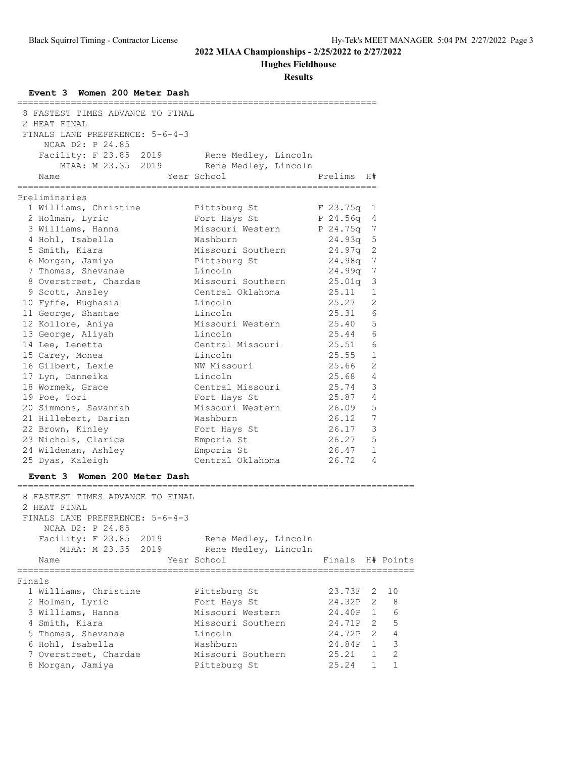# 2022 MIAA Championships - 2/25/2022 to 2/27/2022

## Hughes Fieldhouse

### Results

**Event 3 Women 200 Meter Dash**

8 FASTEST TIMES ADVANCE TO FINAL
2 HEAT FINAL
FINALS LANE PREFERENCE: 5-6-4-3
NCAA D2: P 24.85
Facility: F 23.85 2019 Rene Medley, Lincoln
MIAA: M 23.35 2019 Rene Medley, Lincoln

Preliminaries

| | Name | Year | School | Prelims | H# |
|---|---|---|---|---|---|
| 1 | Williams, Christine | | Pittsburg St | F 23.75q | 1 |
| 2 | Holman, Lyric | | Fort Hays St | P 24.56q | 4 |
| 3 | Williams, Hanna | | Missouri Western | P 24.75q | 7 |
| 4 | Hohl, Isabella | | Washburn | 24.93q | 5 |
| 5 | Smith, Kiara | | Missouri Southern | 24.97q | 2 |
| 6 | Morgan, Jamiya | | Pittsburg St | 24.98q | 7 |
| 7 | Thomas, Shevanae | | Lincoln | 24.99q | 7 |
| 8 | Overstreet, Chardae | | Missouri Southern | 25.01q | 3 |
| 9 | Scott, Ansley | | Central Oklahoma | 25.11 | 1 |
| 10 | Fyffe, Hughasia | | Lincoln | 25.27 | 2 |
| 11 | George, Shantae | | Lincoln | 25.31 | 6 |
| 12 | Kollore, Aniya | | Missouri Western | 25.40 | 5 |
| 13 | George, Aliyah | | Lincoln | 25.44 | 6 |
| 14 | Lee, Lenetta | | Central Missouri | 25.51 | 6 |
| 15 | Carey, Monea | | Lincoln | 25.55 | 1 |
| 16 | Gilbert, Lexie | | NW Missouri | 25.66 | 2 |
| 17 | Lyn, Danneika | | Lincoln | 25.68 | 4 |
| 18 | Wormek, Grace | | Central Missouri | 25.74 | 3 |
| 19 | Poe, Tori | | Fort Hays St | 25.87 | 4 |
| 20 | Simmons, Savannah | | Missouri Western | 26.09 | 5 |
| 21 | Hillebert, Darian | | Washburn | 26.12 | 7 |
| 22 | Brown, Kinley | | Fort Hays St | 26.17 | 3 |
| 23 | Nichols, Clarice | | Emporia St | 26.27 | 5 |
| 24 | Wildeman, Ashley | | Emporia St | 26.47 | 1 |
| 25 | Dyas, Kaleigh | | Central Oklahoma | 26.72 | 4 |

**Event 3 Women 200 Meter Dash**

8 FASTEST TIMES ADVANCE TO FINAL
2 HEAT FINAL
FINALS LANE PREFERENCE: 5-6-4-3
NCAA D2: P 24.85
Facility: F 23.85 2019 Rene Medley, Lincoln
MIAA: M 23.35 2019 Rene Medley, Lincoln

Finals

| | Name | Year | School | Finals | H# | Points |
|---|---|---|---|---|---|---|
| 1 | Williams, Christine | | Pittsburg St | 23.73F | 2 | 10 |
| 2 | Holman, Lyric | | Fort Hays St | 24.32P | 2 | 8 |
| 3 | Williams, Hanna | | Missouri Western | 24.40P | 1 | 6 |
| 4 | Smith, Kiara | | Missouri Southern | 24.71P | 2 | 5 |
| 5 | Thomas, Shevanae | | Lincoln | 24.72P | 2 | 4 |
| 6 | Hohl, Isabella | | Washburn | 24.84P | 1 | 3 |
| 7 | Overstreet, Chardae | | Missouri Southern | 25.21 | 1 | 2 |
| 8 | Morgan, Jamiya | | Pittsburg St | 25.24 | 1 | 1 |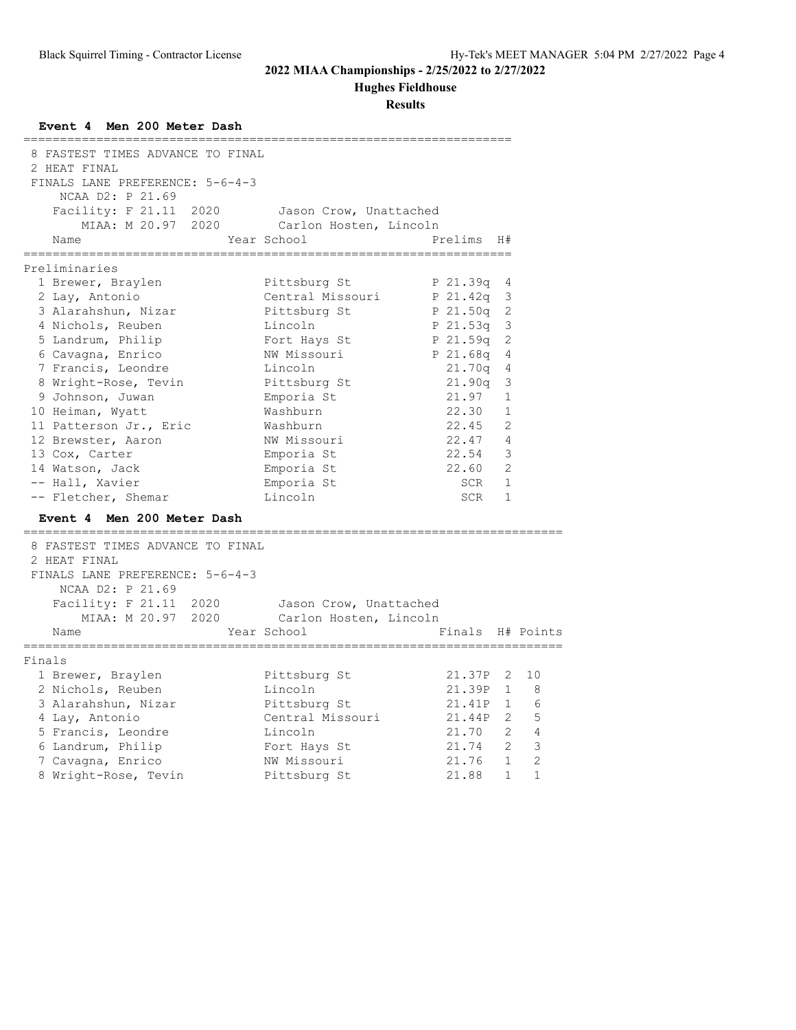## 2022 MIAA Championships - 2/25/2022 to 2/27/2022

### Hughes Fieldhouse

### Results

**Event 4 Men 200 Meter Dash**

8 FASTEST TIMES ADVANCE TO FINAL
2 HEAT FINAL
FINALS LANE PREFERENCE: 5-6-4-3

NCAA D2: P 21.69
Facility: F 21.11 2020 Jason Crow, Unattached
MIAA: M 20.97 2020 Carlon Hosten, Lincoln

Preliminaries

| Place | Name | Year | School | Prelims | H# |
|---|---|---|---|---|---|
| 1 | Brewer, Braylen | | Pittsburg St | P 21.39q | 4 |
| 2 | Lay, Antonio | | Central Missouri | P 21.42q | 3 |
| 3 | Alarahshun, Nizar | | Pittsburg St | P 21.50q | 2 |
| 4 | Nichols, Reuben | | Lincoln | P 21.53q | 3 |
| 5 | Landrum, Philip | | Fort Hays St | P 21.59q | 2 |
| 6 | Cavagna, Enrico | | NW Missouri | P 21.68q | 4 |
| 7 | Francis, Leondre | | Lincoln | 21.70q | 4 |
| 8 | Wright-Rose, Tevin | | Pittsburg St | 21.90q | 3 |
| 9 | Johnson, Juwan | | Emporia St | 21.97 | 1 |
| 10 | Heiman, Wyatt | | Washburn | 22.30 | 1 |
| 11 | Patterson Jr., Eric | | Washburn | 22.45 | 2 |
| 12 | Brewster, Aaron | | NW Missouri | 22.47 | 4 |
| 13 | Cox, Carter | | Emporia St | 22.54 | 3 |
| 14 | Watson, Jack | | Emporia St | 22.60 | 2 |
| -- | Hall, Xavier | | Emporia St | SCR | 1 |
| -- | Fletcher, Shemar | | Lincoln | SCR | 1 |

**Event 4 Men 200 Meter Dash**

8 FASTEST TIMES ADVANCE TO FINAL
2 HEAT FINAL
FINALS LANE PREFERENCE: 5-6-4-3

NCAA D2: P 21.69
Facility: F 21.11 2020 Jason Crow, Unattached
MIAA: M 20.97 2020 Carlon Hosten, Lincoln

Finals

| Place | Name | Year | School | Finals | H# | Points |
|---|---|---|---|---|---|---|
| 1 | Brewer, Braylen | | Pittsburg St | 21.37P | 2 | 10 |
| 2 | Nichols, Reuben | | Lincoln | 21.39P | 1 | 8 |
| 3 | Alarahshun, Nizar | | Pittsburg St | 21.41P | 1 | 6 |
| 4 | Lay, Antonio | | Central Missouri | 21.44P | 2 | 5 |
| 5 | Francis, Leondre | | Lincoln | 21.70 | 2 | 4 |
| 6 | Landrum, Philip | | Fort Hays St | 21.74 | 2 | 3 |
| 7 | Cavagna, Enrico | | NW Missouri | 21.76 | 1 | 2 |
| 8 | Wright-Rose, Tevin | | Pittsburg St | 21.88 | 1 | 1 |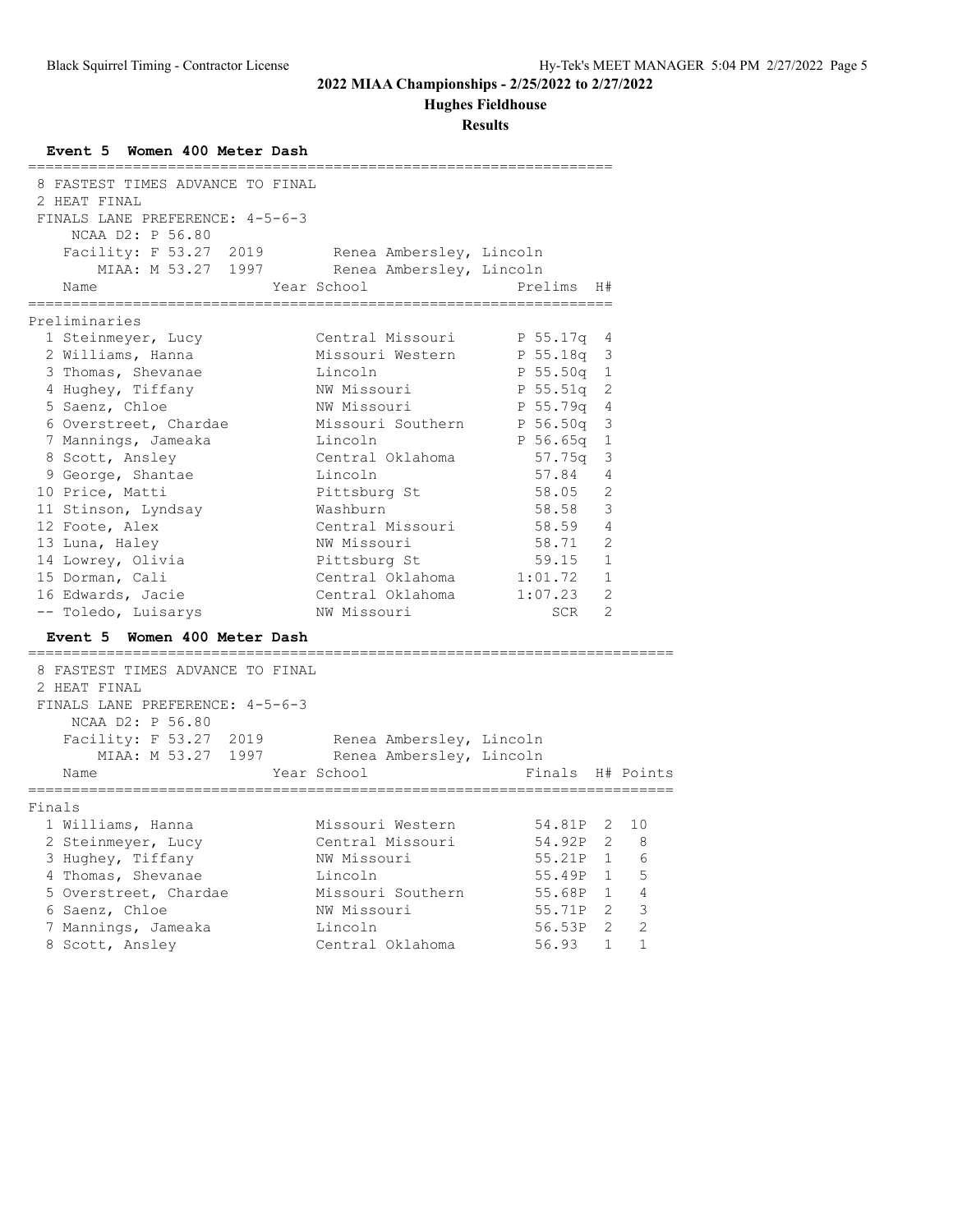**2022 MIAA Championships - 2/25/2022 to 2/27/2022**

**Hughes Fieldhouse**

**Results**

### Event 5 Women 400 Meter Dash

8 FASTEST TIMES ADVANCE TO FINAL
2 HEAT FINAL
FINALS LANE PREFERENCE: 4-5-6-3

NCAA D2: P 56.80
Facility: F 53.27 2019 Renea Ambersley, Lincoln
MIAA: M 53.27 1997 Renea Ambersley, Lincoln

**Preliminaries**

| Place | Name | Year | School | Prelims | H# |
|---|---|---|---|---|---|
| 1 | Steinmeyer, Lucy | | Central Missouri | P 55.17q | 4 |
| 2 | Williams, Hanna | | Missouri Western | P 55.18q | 3 |
| 3 | Thomas, Shevanae | | Lincoln | P 55.50q | 1 |
| 4 | Hughey, Tiffany | | NW Missouri | P 55.51q | 2 |
| 5 | Saenz, Chloe | | NW Missouri | P 55.79q | 4 |
| 6 | Overstreet, Chardae | | Missouri Southern | P 56.50q | 3 |
| 7 | Mannings, Jameaka | | Lincoln | P 56.65q | 1 |
| 8 | Scott, Ansley | | Central Oklahoma | 57.75q | 3 |
| 9 | George, Shantae | | Lincoln | 57.84 | 4 |
| 10 | Price, Matti | | Pittsburg St | 58.05 | 2 |
| 11 | Stinson, Lyndsay | | Washburn | 58.58 | 3 |
| 12 | Foote, Alex | | Central Missouri | 58.59 | 4 |
| 13 | Luna, Haley | | NW Missouri | 58.71 | 2 |
| 14 | Lowrey, Olivia | | Pittsburg St | 59.15 | 1 |
| 15 | Dorman, Cali | | Central Oklahoma | 1:01.72 | 1 |
| 16 | Edwards, Jacie | | Central Oklahoma | 1:07.23 | 2 |
| -- | Toledo, Luisarys | | NW Missouri | SCR | 2 |

### Event 5 Women 400 Meter Dash

8 FASTEST TIMES ADVANCE TO FINAL
2 HEAT FINAL
FINALS LANE PREFERENCE: 4-5-6-3

NCAA D2: P 56.80
Facility: F 53.27 2019 Renea Ambersley, Lincoln
MIAA: M 53.27 1997 Renea Ambersley, Lincoln

**Finals**

| Place | Name | Year | School | Finals | H# | Points |
|---|---|---|---|---|---|---|
| 1 | Williams, Hanna | | Missouri Western | 54.81P | 2 | 10 |
| 2 | Steinmeyer, Lucy | | Central Missouri | 54.92P | 2 | 8 |
| 3 | Hughey, Tiffany | | NW Missouri | 55.21P | 1 | 6 |
| 4 | Thomas, Shevanae | | Lincoln | 55.49P | 1 | 5 |
| 5 | Overstreet, Chardae | | Missouri Southern | 55.68P | 1 | 4 |
| 6 | Saenz, Chloe | | NW Missouri | 55.71P | 2 | 3 |
| 7 | Mannings, Jameaka | | Lincoln | 56.53P | 2 | 2 |
| 8 | Scott, Ansley | | Central Oklahoma | 56.93 | 1 | 1 |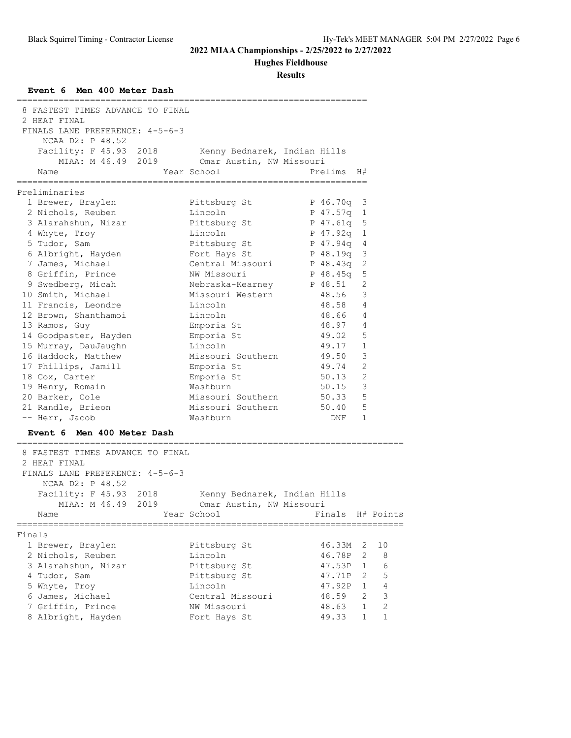**2022 MIAA Championships - 2/25/2022 to 2/27/2022**

**Hughes Fieldhouse**

**Results**

### Event 6 Men 400 Meter Dash

8 FASTEST TIMES ADVANCE TO FINAL
2 HEAT FINAL
FINALS LANE PREFERENCE: 4-5-6-3

NCAA D2: P 48.52
Facility: F 45.93 2018 Kenny Bednarek, Indian Hills
MIAA: M 46.49 2019 Omar Austin, NW Missouri

**Preliminaries**

| | Name | Year | School | Prelims | H# |
|---|---|---|---|---|---|
| 1 | Brewer, Braylen | | Pittsburg St | P 46.70q | 3 |
| 2 | Nichols, Reuben | | Lincoln | P 47.57q | 1 |
| 3 | Alarahshun, Nizar | | Pittsburg St | P 47.61q | 5 |
| 4 | Whyte, Troy | | Lincoln | P 47.92q | 1 |
| 5 | Tudor, Sam | | Pittsburg St | P 47.94q | 4 |
| 6 | Albright, Hayden | | Fort Hays St | P 48.19q | 3 |
| 7 | James, Michael | | Central Missouri | P 48.43q | 2 |
| 8 | Griffin, Prince | | NW Missouri | P 48.45q | 5 |
| 9 | Swedberg, Micah | | Nebraska-Kearney | P 48.51 | 2 |
| 10 | Smith, Michael | | Missouri Western | 48.56 | 3 |
| 11 | Francis, Leondre | | Lincoln | 48.58 | 4 |
| 12 | Brown, Shanthamoi | | Lincoln | 48.66 | 4 |
| 13 | Ramos, Guy | | Emporia St | 48.97 | 4 |
| 14 | Goodpaster, Hayden | | Emporia St | 49.02 | 5 |
| 15 | Murray, DauJaughn | | Lincoln | 49.17 | 1 |
| 16 | Haddock, Matthew | | Missouri Southern | 49.50 | 3 |
| 17 | Phillips, Jamill | | Emporia St | 49.74 | 2 |
| 18 | Cox, Carter | | Emporia St | 50.13 | 2 |
| 19 | Henry, Romain | | Washburn | 50.15 | 3 |
| 20 | Barker, Cole | | Missouri Southern | 50.33 | 5 |
| 21 | Randle, Brieon | | Missouri Southern | 50.40 | 5 |
| -- | Herr, Jacob | | Washburn | DNF | 1 |

### Event 6 Men 400 Meter Dash

8 FASTEST TIMES ADVANCE TO FINAL
2 HEAT FINAL
FINALS LANE PREFERENCE: 4-5-6-3

NCAA D2: P 48.52
Facility: F 45.93 2018 Kenny Bednarek, Indian Hills
MIAA: M 46.49 2019 Omar Austin, NW Missouri

**Finals**

| | Name | Year | School | Finals | H# | Points |
|---|---|---|---|---|---|---|
| 1 | Brewer, Braylen | | Pittsburg St | 46.33M | 2 | 10 |
| 2 | Nichols, Reuben | | Lincoln | 46.78P | 2 | 8 |
| 3 | Alarahshun, Nizar | | Pittsburg St | 47.53P | 1 | 6 |
| 4 | Tudor, Sam | | Pittsburg St | 47.71P | 2 | 5 |
| 5 | Whyte, Troy | | Lincoln | 47.92P | 1 | 4 |
| 6 | James, Michael | | Central Missouri | 48.59 | 2 | 3 |
| 7 | Griffin, Prince | | NW Missouri | 48.63 | 1 | 2 |
| 8 | Albright, Hayden | | Fort Hays St | 49.33 | 1 | 1 |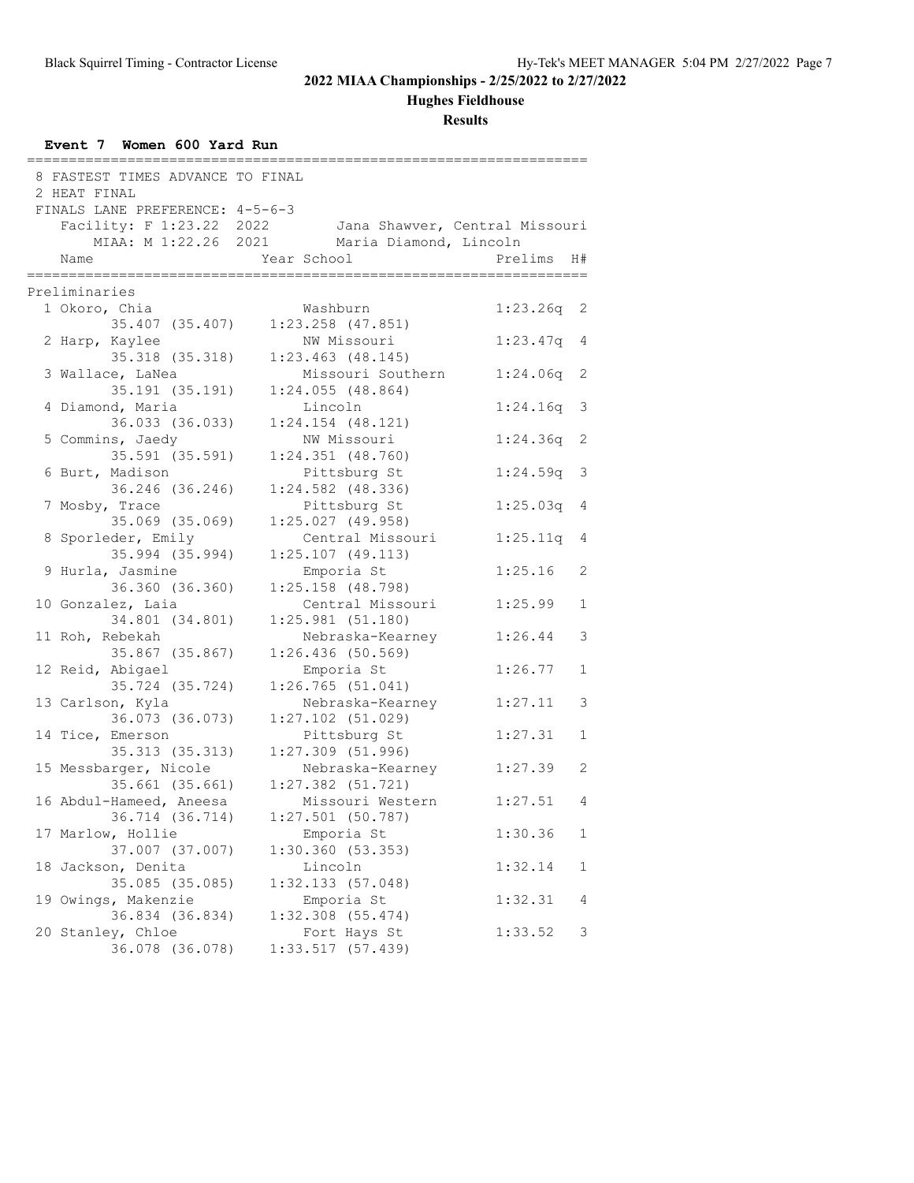## 2022 MIAA Championships - 2/25/2022 to 2/27/2022

### Hughes Fieldhouse

### Results

**Event 7 Women 600 Yard Run**

8 FASTEST TIMES ADVANCE TO FINAL
2 HEAT FINAL
FINALS LANE PREFERENCE: 4-5-6-3

Facility: F 1:23.22 2022 Jana Shawver, Central Missouri
MIAA: M 1:22.26 2021 Maria Diamond, Lincoln

**Preliminaries**

| Place | Name | Year | School | Prelims | H# | Split 1 | Split 2 |
|---|---|---|---|---|---|---|---|
| 1 | Okoro, Chia | | Washburn | 1:23.26q | 2 | 35.407 (35.407) | 1:23.258 (47.851) |
| 2 | Harp, Kaylee | | NW Missouri | 1:23.47q | 4 | 35.318 (35.318) | 1:23.463 (48.145) |
| 3 | Wallace, LaNea | | Missouri Southern | 1:24.06q | 2 | 35.191 (35.191) | 1:24.055 (48.864) |
| 4 | Diamond, Maria | | Lincoln | 1:24.16q | 3 | 36.033 (36.033) | 1:24.154 (48.121) |
| 5 | Commins, Jaedy | | NW Missouri | 1:24.36q | 2 | 35.591 (35.591) | 1:24.351 (48.760) |
| 6 | Burt, Madison | | Pittsburg St | 1:24.59q | 3 | 36.246 (36.246) | 1:24.582 (48.336) |
| 7 | Mosby, Trace | | Pittsburg St | 1:25.03q | 4 | 35.069 (35.069) | 1:25.027 (49.958) |
| 8 | Sporleder, Emily | | Central Missouri | 1:25.11q | 4 | 35.994 (35.994) | 1:25.107 (49.113) |
| 9 | Hurla, Jasmine | | Emporia St | 1:25.16 | 2 | 36.360 (36.360) | 1:25.158 (48.798) |
| 10 | Gonzalez, Laia | | Central Missouri | 1:25.99 | 1 | 34.801 (34.801) | 1:25.981 (51.180) |
| 11 | Roh, Rebekah | | Nebraska-Kearney | 1:26.44 | 3 | 35.867 (35.867) | 1:26.436 (50.569) |
| 12 | Reid, Abigael | | Emporia St | 1:26.77 | 1 | 35.724 (35.724) | 1:26.765 (51.041) |
| 13 | Carlson, Kyla | | Nebraska-Kearney | 1:27.11 | 3 | 36.073 (36.073) | 1:27.102 (51.029) |
| 14 | Tice, Emerson | | Pittsburg St | 1:27.31 | 1 | 35.313 (35.313) | 1:27.309 (51.996) |
| 15 | Messbarger, Nicole | | Nebraska-Kearney | 1:27.39 | 2 | 35.661 (35.661) | 1:27.382 (51.721) |
| 16 | Abdul-Hameed, Aneesa | | Missouri Western | 1:27.51 | 4 | 36.714 (36.714) | 1:27.501 (50.787) |
| 17 | Marlow, Hollie | | Emporia St | 1:30.36 | 1 | 37.007 (37.007) | 1:30.360 (53.353) |
| 18 | Jackson, Denita | | Lincoln | 1:32.14 | 1 | 35.085 (35.085) | 1:32.133 (57.048) |
| 19 | Owings, Makenzie | | Emporia St | 1:32.31 | 4 | 36.834 (36.834) | 1:32.308 (55.474) |
| 20 | Stanley, Chloe | | Fort Hays St | 1:33.52 | 3 | 36.078 (36.078) | 1:33.517 (57.439) |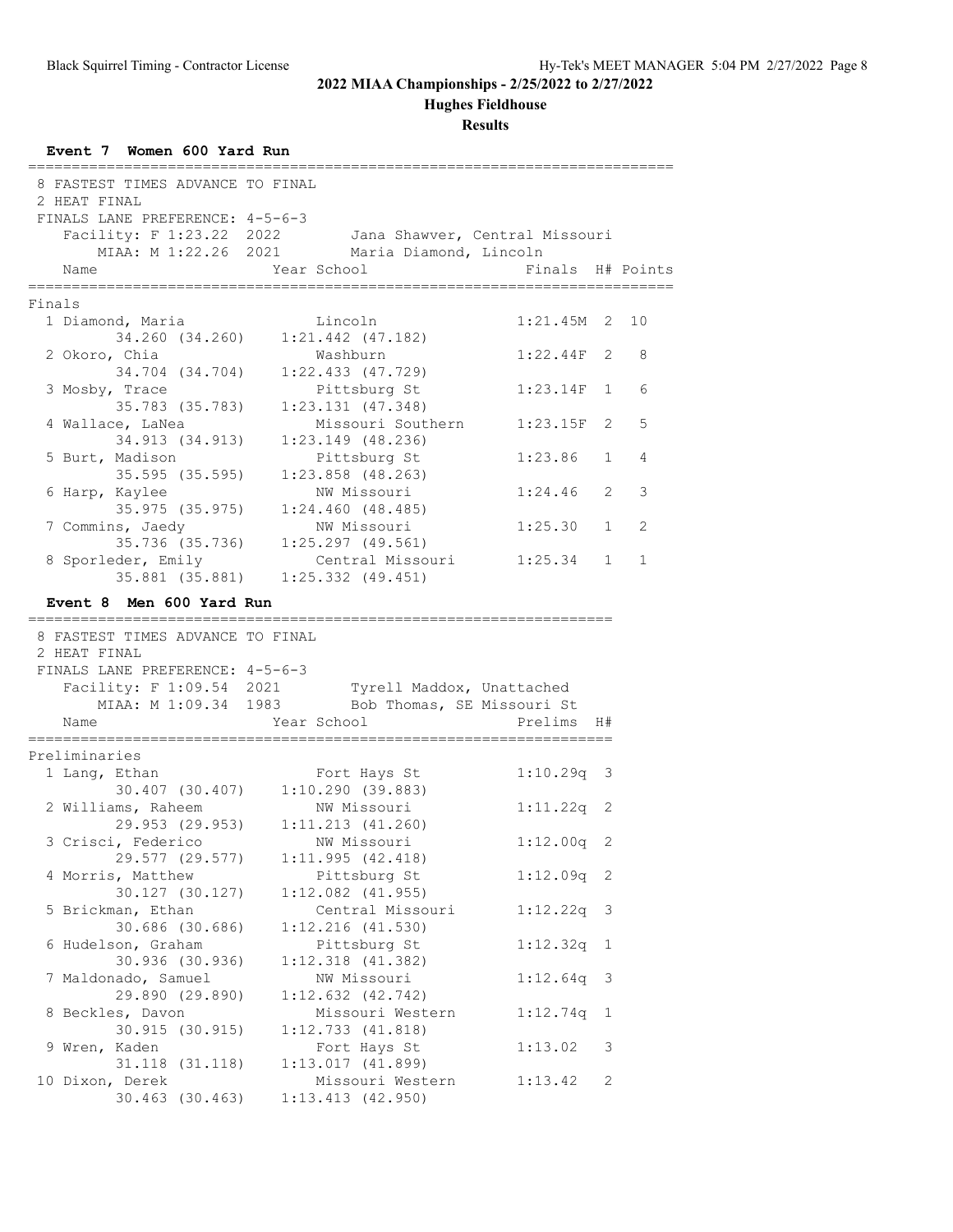## 2022 MIAA Championships - 2/25/2022 to 2/27/2022

### Hughes Fieldhouse

### Results

#### Event 7 Women 600 Yard Run

8 FASTEST TIMES ADVANCE TO FINAL
2 HEAT FINAL
FINALS LANE PREFERENCE: 4-5-6-3

Facility: F 1:23.22 2022 Jana Shawver, Central Missouri
MIAA: M 1:22.26 2021 Maria Diamond, Lincoln

**Finals**

| Place | Name | Year | School | Finals | H# | Points |
|---|---|---|---|---|---|---|
| 1 | Diamond, Maria | | Lincoln | 1:21.45M | 2 | 10 |
| | 34.260 (34.260) 1:21.442 (47.182) | | | | | |
| 2 | Okoro, Chia | | Washburn | 1:22.44F | 2 | 8 |
| | 34.704 (34.704) 1:22.433 (47.729) | | | | | |
| 3 | Mosby, Trace | | Pittsburg St | 1:23.14F | 1 | 6 |
| | 35.783 (35.783) 1:23.131 (47.348) | | | | | |
| 4 | Wallace, LaNea | | Missouri Southern | 1:23.15F | 2 | 5 |
| | 34.913 (34.913) 1:23.149 (48.236) | | | | | |
| 5 | Burt, Madison | | Pittsburg St | 1:23.86 | 1 | 4 |
| | 35.595 (35.595) 1:23.858 (48.263) | | | | | |
| 6 | Harp, Kaylee | | NW Missouri | 1:24.46 | 2 | 3 |
| | 35.975 (35.975) 1:24.460 (48.485) | | | | | |
| 7 | Commins, Jaedy | | NW Missouri | 1:25.30 | 1 | 2 |
| | 35.736 (35.736) 1:25.297 (49.561) | | | | | |
| 8 | Sporleder, Emily | | Central Missouri | 1:25.34 | 1 | 1 |
| | 35.881 (35.881) 1:25.332 (49.451) | | | | | |

#### Event 8 Men 600 Yard Run

8 FASTEST TIMES ADVANCE TO FINAL
2 HEAT FINAL
FINALS LANE PREFERENCE: 4-5-6-3

Facility: F 1:09.54 2021 Tyrell Maddox, Unattached
MIAA: M 1:09.34 1983 Bob Thomas, SE Missouri St

**Preliminaries**

| Place | Name | Year | School | Prelims | H# |
|---|---|---|---|---|---|
| 1 | Lang, Ethan | | Fort Hays St | 1:10.29q | 3 |
| | 30.407 (30.407) 1:10.290 (39.883) | | | | |
| 2 | Williams, Raheem | | NW Missouri | 1:11.22q | 2 |
| | 29.953 (29.953) 1:11.213 (41.260) | | | | |
| 3 | Crisci, Federico | | NW Missouri | 1:12.00q | 2 |
| | 29.577 (29.577) 1:11.995 (42.418) | | | | |
| 4 | Morris, Matthew | | Pittsburg St | 1:12.09q | 2 |
| | 30.127 (30.127) 1:12.082 (41.955) | | | | |
| 5 | Brickman, Ethan | | Central Missouri | 1:12.22q | 3 |
| | 30.686 (30.686) 1:12.216 (41.530) | | | | |
| 6 | Hudelson, Graham | | Pittsburg St | 1:12.32q | 1 |
| | 30.936 (30.936) 1:12.318 (41.382) | | | | |
| 7 | Maldonado, Samuel | | NW Missouri | 1:12.64q | 3 |
| | 29.890 (29.890) 1:12.632 (42.742) | | | | |
| 8 | Beckles, Davon | | Missouri Western | 1:12.74q | 1 |
| | 30.915 (30.915) 1:12.733 (41.818) | | | | |
| 9 | Wren, Kaden | | Fort Hays St | 1:13.02 | 3 |
| | 31.118 (31.118) 1:13.017 (41.899) | | | | |
| 10 | Dixon, Derek | | Missouri Western | 1:13.42 | 2 |
| | 30.463 (30.463) 1:13.413 (42.950) | | | | |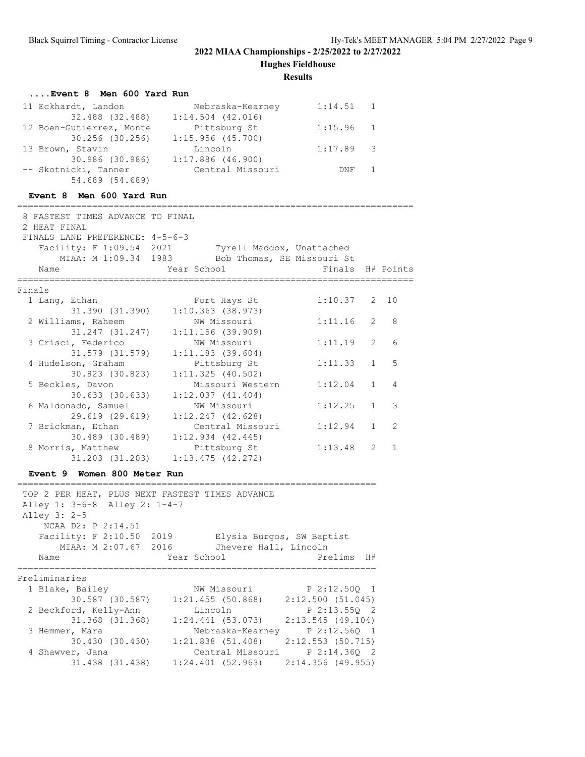## 2022 MIAA Championships - 2/25/2022 to 2/27/2022

**Hughes Fieldhouse**

**Results**

### ....Event 8 Men 600 Yard Run

```
 11 Eckhardt, Landon            Nebraska-Kearney       1:14.51   1
        32.488 (32.488)    1:14.504 (42.016)
 12 Boen-Gutierrez, Monte       Pittsburg St           1:15.96   1
        30.256 (30.256)    1:15.956 (45.700)
 13 Brown, Stavin               Lincoln                1:17.89   3
        30.986 (30.986)    1:17.886 (46.900)
 -- Skotnicki, Tanner           Central Missouri           DNF   1
        54.689 (54.689)
```

### Event 8 Men 600 Yard Run

```
=========================================================================
 8 FASTEST TIMES ADVANCE TO FINAL
 2 HEAT FINAL
 FINALS LANE PREFERENCE: 4-5-6-3
    Facility: F 1:09.54  2021        Tyrell Maddox, Unattached
        MIAA: M 1:09.34  1983        Bob Thomas, SE Missouri St
    Name                    Year School                 Finals  H# Points
=========================================================================
Finals
  1 Lang, Ethan                 Fort Hays St           1:10.37   2  10
        31.390 (31.390)    1:10.363 (38.973)
  2 Williams, Raheem            NW Missouri            1:11.16   2   8
        31.247 (31.247)    1:11.156 (39.909)
  3 Crisci, Federico            NW Missouri            1:11.19   2   6
        31.579 (31.579)    1:11.183 (39.604)
  4 Hudelson, Graham            Pittsburg St           1:11.33   1   5
        30.823 (30.823)    1:11.325 (40.502)
  5 Beckles, Davon              Missouri Western       1:12.04   1   4
        30.633 (30.633)    1:12.037 (41.404)
  6 Maldonado, Samuel           NW Missouri            1:12.25   1   3
        29.619 (29.619)    1:12.247 (42.628)
  7 Brickman, Ethan             Central Missouri       1:12.94   1   2
        30.489 (30.489)    1:12.934 (42.445)
  8 Morris, Matthew             Pittsburg St           1:13.48   2   1
        31.203 (31.203)    1:13.475 (42.272)
```

### Event 9 Women 800 Meter Run

```
===================================================================
 TOP 2 PER HEAT, PLUS NEXT FASTEST TIMES ADVANCE
 Alley 1: 3-6-8  Alley 2: 1-4-7
 Alley 3: 2-5
     NCAA D2: P 2:14.51
    Facility: F 2:10.50  2019        Elysia Burgos, SW Baptist
        MIAA: M 2:07.67  2016        Jhevere Hall, Lincoln
    Name                    Year School                 Prelims  H#
===================================================================
Preliminaries
  1 Blake, Bailey               NW Missouri          P 2:12.50Q  1
        30.587 (30.587)    1:21.455 (50.868)    2:12.500 (51.045)
  2 Beckford, Kelly-Ann         Lincoln              P 2:13.55Q  2
        31.368 (31.368)    1:24.441 (53.073)    2:13.545 (49.104)
  3 Hemmer, Mara                Nebraska-Kearney     P 2:12.56Q  1
        30.430 (30.430)    1:21.838 (51.408)    2:12.553 (50.715)
  4 Shawver, Jana               Central Missouri     P 2:14.36Q  2
        31.438 (31.438)    1:24.401 (52.963)    2:14.356 (49.955)
```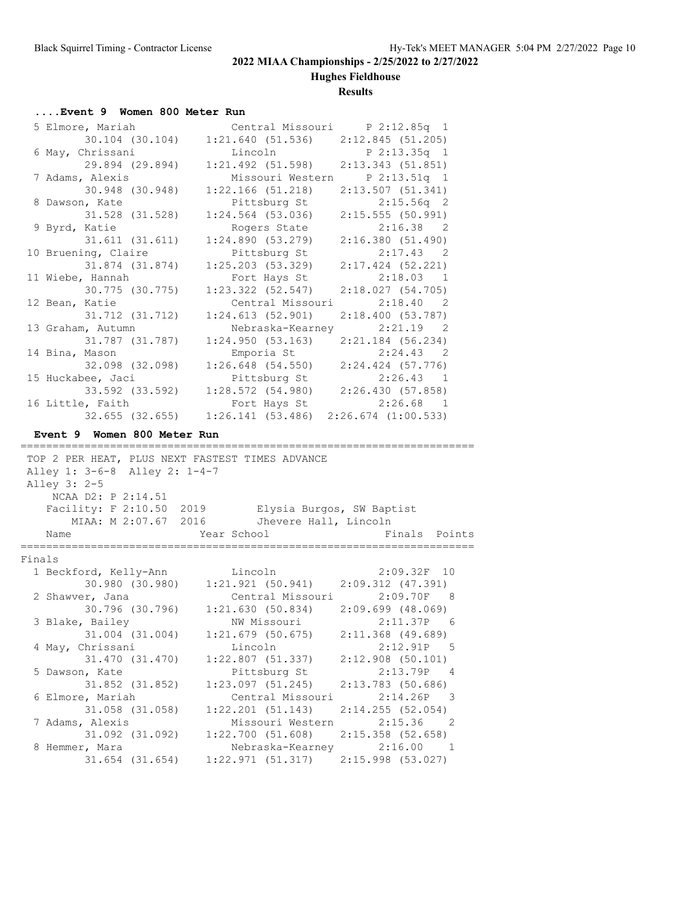## 2022 MIAA Championships - 2/25/2022 to 2/27/2022

**Hughes Fieldhouse**

**Results**

### ....Event 9 Women 800 Meter Run

```
  5 Elmore, Mariah              Central Missouri     P 2:12.85q  1
        30.104 (30.104)    1:21.640 (51.536)    2:12.845 (51.205)
  6 May, Chrissani              Lincoln              P 2:13.35q  1
        29.894 (29.894)    1:21.492 (51.598)    2:13.343 (51.851)
  7 Adams, Alexis               Missouri Western     P 2:13.51q  1
        30.948 (30.948)    1:22.166 (51.218)    2:13.507 (51.341)
  8 Dawson, Kate                Pittsburg St           2:15.56q  2
        31.528 (31.528)    1:24.564 (53.036)    2:15.555 (50.991)
  9 Byrd, Katie                 Rogers State           2:16.38   2
        31.611 (31.611)    1:24.890 (53.279)    2:16.380 (51.490)
 10 Bruening, Claire            Pittsburg St           2:17.43   2
        31.874 (31.874)    1:25.203 (53.329)    2:17.424 (52.221)
 11 Wiebe, Hannah               Fort Hays St           2:18.03   1
        30.775 (30.775)    1:23.322 (52.547)    2:18.027 (54.705)
 12 Bean, Katie                 Central Missouri       2:18.40   2
        31.712 (31.712)    1:24.613 (52.901)    2:18.400 (53.787)
 13 Graham, Autumn              Nebraska-Kearney       2:21.19   2
        31.787 (31.787)    1:24.950 (53.163)    2:21.184 (56.234)
 14 Bina, Mason                 Emporia St             2:24.43   2
        32.098 (32.098)    1:26.648 (54.550)    2:24.424 (57.776)
 15 Huckabee, Jaci              Pittsburg St           2:26.43   1
        33.592 (33.592)    1:28.572 (54.980)    2:26.430 (57.858)
 16 Little, Faith               Fort Hays St           2:26.68   1
        32.655 (32.655)    1:26.141 (53.486)    2:26.674 (1:00.533)
```

### Event 9 Women 800 Meter Run

```
=======================================================================
 TOP 2 PER HEAT, PLUS NEXT FASTEST TIMES ADVANCE
 Alley 1: 3-6-8  Alley 2: 1-4-7
 Alley 3: 2-5
     NCAA D2: P 2:14.51
    Facility: F 2:10.50  2019        Elysia Burgos, SW Baptist
        MIAA: M 2:07.67  2016        Jhevere Hall, Lincoln
    Name                    Year School                  Finals  Points
=======================================================================
Finals
  1 Beckford, Kelly-Ann         Lincoln                2:09.32F  10
        30.980 (30.980)    1:21.921 (50.941)    2:09.312 (47.391)
  2 Shawver, Jana               Central Missouri       2:09.70F   8
        30.796 (30.796)    1:21.630 (50.834)    2:09.699 (48.069)
  3 Blake, Bailey               NW Missouri            2:11.37P   6
        31.004 (31.004)    1:21.679 (50.675)    2:11.368 (49.689)
  4 May, Chrissani              Lincoln                2:12.91P   5
        31.470 (31.470)    1:22.807 (51.337)    2:12.908 (50.101)
  5 Dawson, Kate                Pittsburg St           2:13.79P   4
        31.852 (31.852)    1:23.097 (51.245)    2:13.783 (50.686)
  6 Elmore, Mariah              Central Missouri       2:14.26P   3
        31.058 (31.058)    1:22.201 (51.143)    2:14.255 (52.054)
  7 Adams, Alexis               Missouri Western       2:15.36    2
        31.092 (31.092)    1:22.700 (51.608)    2:15.358 (52.658)
  8 Hemmer, Mara                Nebraska-Kearney       2:16.00    1
        31.654 (31.654)    1:22.971 (51.317)    2:15.998 (53.027)
```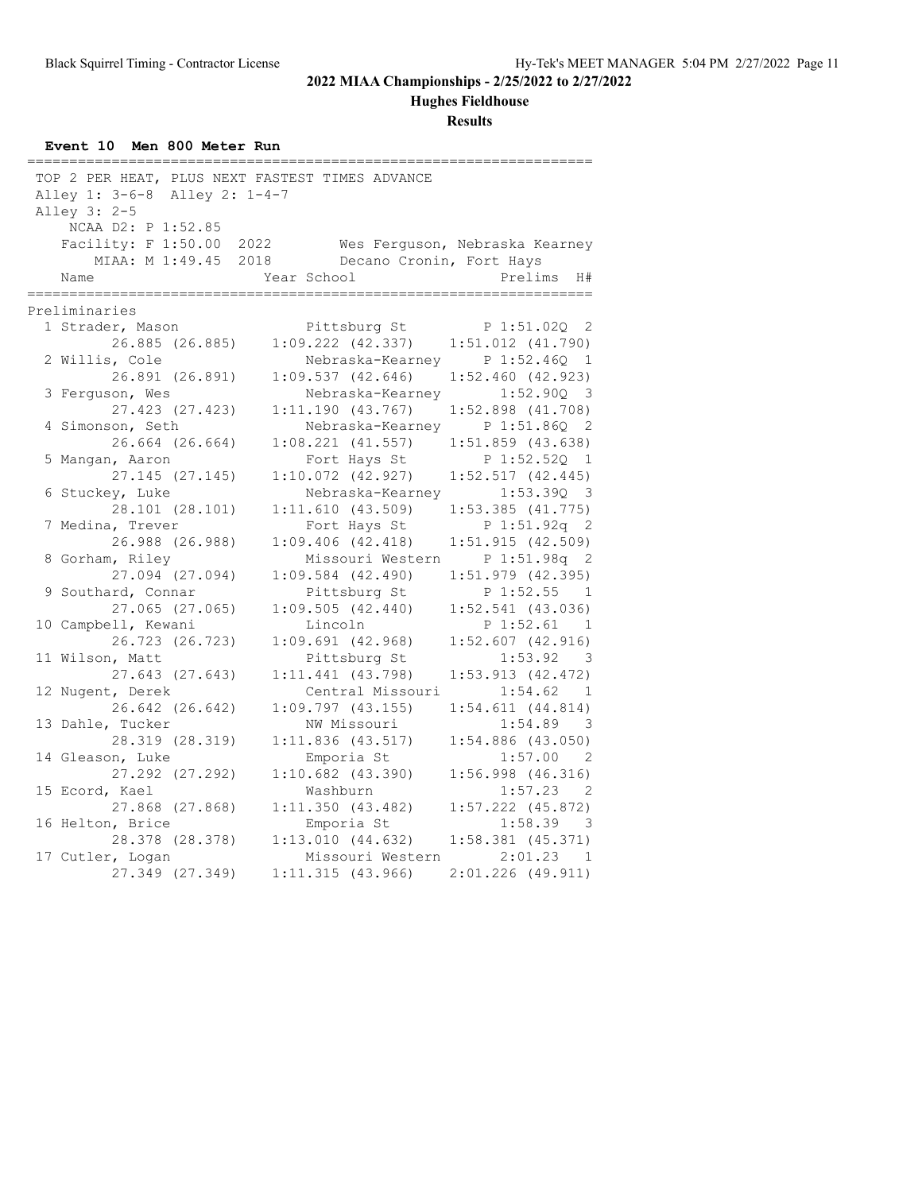**2022 MIAA Championships - 2/25/2022 to 2/27/2022**

**Hughes Fieldhouse**

**Results**

### Event 10 Men 800 Meter Run

TOP 2 PER HEAT, PLUS NEXT FASTEST TIMES ADVANCE
Alley 1: 3-6-8 Alley 2: 1-4-7
Alley 3: 2-5

NCAA D2: P 1:52.85
Facility: F 1:50.00 2022 Wes Ferguson, Nebraska Kearney
MIAA: M 1:49.45 2018 Decano Cronin, Fort Hays

**Preliminaries**

| Place | Name | Year | School | Prelims | H# |
|---|---|---|---|---|---|
| 1 | Strader, Mason | | Pittsburg St | P 1:51.02Q | 2 |
| | 26.885 (26.885) | | 1:09.222 (42.337) | 1:51.012 (41.790) | |
| 2 | Willis, Cole | | Nebraska-Kearney | P 1:52.46Q | 1 |
| | 26.891 (26.891) | | 1:09.537 (42.646) | 1:52.460 (42.923) | |
| 3 | Ferguson, Wes | | Nebraska-Kearney | 1:52.90Q | 3 |
| | 27.423 (27.423) | | 1:11.190 (43.767) | 1:52.898 (41.708) | |
| 4 | Simonson, Seth | | Nebraska-Kearney | P 1:51.86Q | 2 |
| | 26.664 (26.664) | | 1:08.221 (41.557) | 1:51.859 (43.638) | |
| 5 | Mangan, Aaron | | Fort Hays St | P 1:52.52Q | 1 |
| | 27.145 (27.145) | | 1:10.072 (42.927) | 1:52.517 (42.445) | |
| 6 | Stuckey, Luke | | Nebraska-Kearney | 1:53.39Q | 3 |
| | 28.101 (28.101) | | 1:11.610 (43.509) | 1:53.385 (41.775) | |
| 7 | Medina, Trever | | Fort Hays St | P 1:51.92q | 2 |
| | 26.988 (26.988) | | 1:09.406 (42.418) | 1:51.915 (42.509) | |
| 8 | Gorham, Riley | | Missouri Western | P 1:51.98q | 2 |
| | 27.094 (27.094) | | 1:09.584 (42.490) | 1:51.979 (42.395) | |
| 9 | Southard, Connar | | Pittsburg St | P 1:52.55 | 1 |
| | 27.065 (27.065) | | 1:09.505 (42.440) | 1:52.541 (43.036) | |
| 10 | Campbell, Kewani | | Lincoln | P 1:52.61 | 1 |
| | 26.723 (26.723) | | 1:09.691 (42.968) | 1:52.607 (42.916) | |
| 11 | Wilson, Matt | | Pittsburg St | 1:53.92 | 3 |
| | 27.643 (27.643) | | 1:11.441 (43.798) | 1:53.913 (42.472) | |
| 12 | Nugent, Derek | | Central Missouri | 1:54.62 | 1 |
| | 26.642 (26.642) | | 1:09.797 (43.155) | 1:54.611 (44.814) | |
| 13 | Dahle, Tucker | | NW Missouri | 1:54.89 | 3 |
| | 28.319 (28.319) | | 1:11.836 (43.517) | 1:54.886 (43.050) | |
| 14 | Gleason, Luke | | Emporia St | 1:57.00 | 2 |
| | 27.292 (27.292) | | 1:10.682 (43.390) | 1:56.998 (46.316) | |
| 15 | Ecord, Kael | | Washburn | 1:57.23 | 2 |
| | 27.868 (27.868) | | 1:11.350 (43.482) | 1:57.222 (45.872) | |
| 16 | Helton, Brice | | Emporia St | 1:58.39 | 3 |
| | 28.378 (28.378) | | 1:13.010 (44.632) | 1:58.381 (45.371) | |
| 17 | Cutler, Logan | | Missouri Western | 2:01.23 | 1 |
| | 27.349 (27.349) | | 1:11.315 (43.966) | 2:01.226 (49.911) | |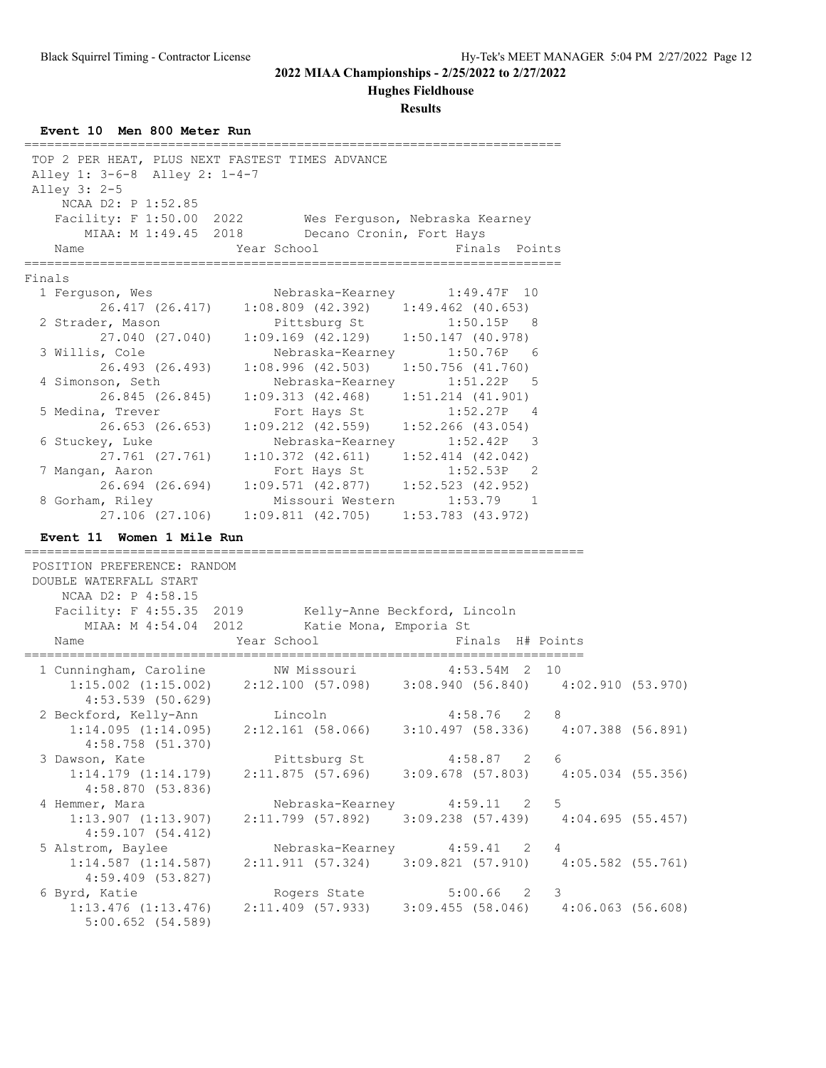## 2022 MIAA Championships - 2/25/2022 to 2/27/2022

### Hughes Fieldhouse

### Results

#### Event 10 Men 800 Meter Run

```
=========================================================================
 TOP 2 PER HEAT, PLUS NEXT FASTEST TIMES ADVANCE
 Alley 1: 3-6-8  Alley 2: 1-4-7
 Alley 3: 2-5
    NCAA D2: P 1:52.85
   Facility: F 1:50.00  2022       Wes Ferguson, Nebraska Kearney
       MIAA: M 1:49.45  2018       Decano Cronin, Fort Hays
   Name                    Year School                  Finals  Points
=========================================================================
Finals
  1 Ferguson, Wes               Nebraska-Kearney      1:49.47F  10
        26.417 (26.417)    1:08.809 (42.392)    1:49.462 (40.653)
  2 Strader, Mason              Pittsburg St          1:50.15P   8
        27.040 (27.040)    1:09.169 (42.129)    1:50.147 (40.978)
  3 Willis, Cole                Nebraska-Kearney      1:50.76P   6
        26.493 (26.493)    1:08.996 (42.503)    1:50.756 (41.760)
  4 Simonson, Seth              Nebraska-Kearney      1:51.22P   5
        26.845 (26.845)    1:09.313 (42.468)    1:51.214 (41.901)
  5 Medina, Trever              Fort Hays St          1:52.27P   4
        26.653 (26.653)    1:09.212 (42.559)    1:52.266 (43.054)
  6 Stuckey, Luke               Nebraska-Kearney      1:52.42P   3
        27.761 (27.761)    1:10.372 (42.611)    1:52.414 (42.042)
  7 Mangan, Aaron               Fort Hays St          1:52.53P   2
        26.694 (26.694)    1:09.571 (42.877)    1:52.523 (42.952)
  8 Gorham, Riley               Missouri Western      1:53.79    1
        27.106 (27.106)    1:09.811 (42.705)    1:53.783 (43.972)
```

#### Event 11 Women 1 Mile Run

```
============================================================================
 POSITION PREFERENCE: RANDOM
 DOUBLE WATERFALL START
    NCAA D2: P 4:58.15
   Facility: F 4:55.35  2019       Kelly-Anne Beckford, Lincoln
       MIAA: M 4:54.04  2012       Katie Mona, Emporia St
   Name                    Year School                  Finals  H# Points
============================================================================
  1 Cunningham, Caroline        NW Missouri           4:53.54M  2  10
     1:15.002 (1:15.002)    2:12.100 (57.098)    3:08.940 (56.840)    4:02.910 (53.970)
       4:53.539 (50.629)
  2 Beckford, Kelly-Ann         Lincoln               4:58.76   2   8
     1:14.095 (1:14.095)    2:12.161 (58.066)    3:10.497 (58.336)    4:07.388 (56.891)
       4:58.758 (51.370)
  3 Dawson, Kate                Pittsburg St          4:58.87   2   6
     1:14.179 (1:14.179)    2:11.875 (57.696)    3:09.678 (57.803)    4:05.034 (55.356)
       4:58.870 (53.836)
  4 Hemmer, Mara                Nebraska-Kearney      4:59.11   2   5
     1:13.907 (1:13.907)    2:11.799 (57.892)    3:09.238 (57.439)    4:04.695 (55.457)
       4:59.107 (54.412)
  5 Alstrom, Baylee             Nebraska-Kearney      4:59.41   2   4
     1:14.587 (1:14.587)    2:11.911 (57.324)    3:09.821 (57.910)    4:05.582 (55.761)
       4:59.409 (53.827)
  6 Byrd, Katie                 Rogers State          5:00.66   2   3
     1:13.476 (1:13.476)    2:11.409 (57.933)    3:09.455 (58.046)    4:06.063 (56.608)
       5:00.652 (54.589)
```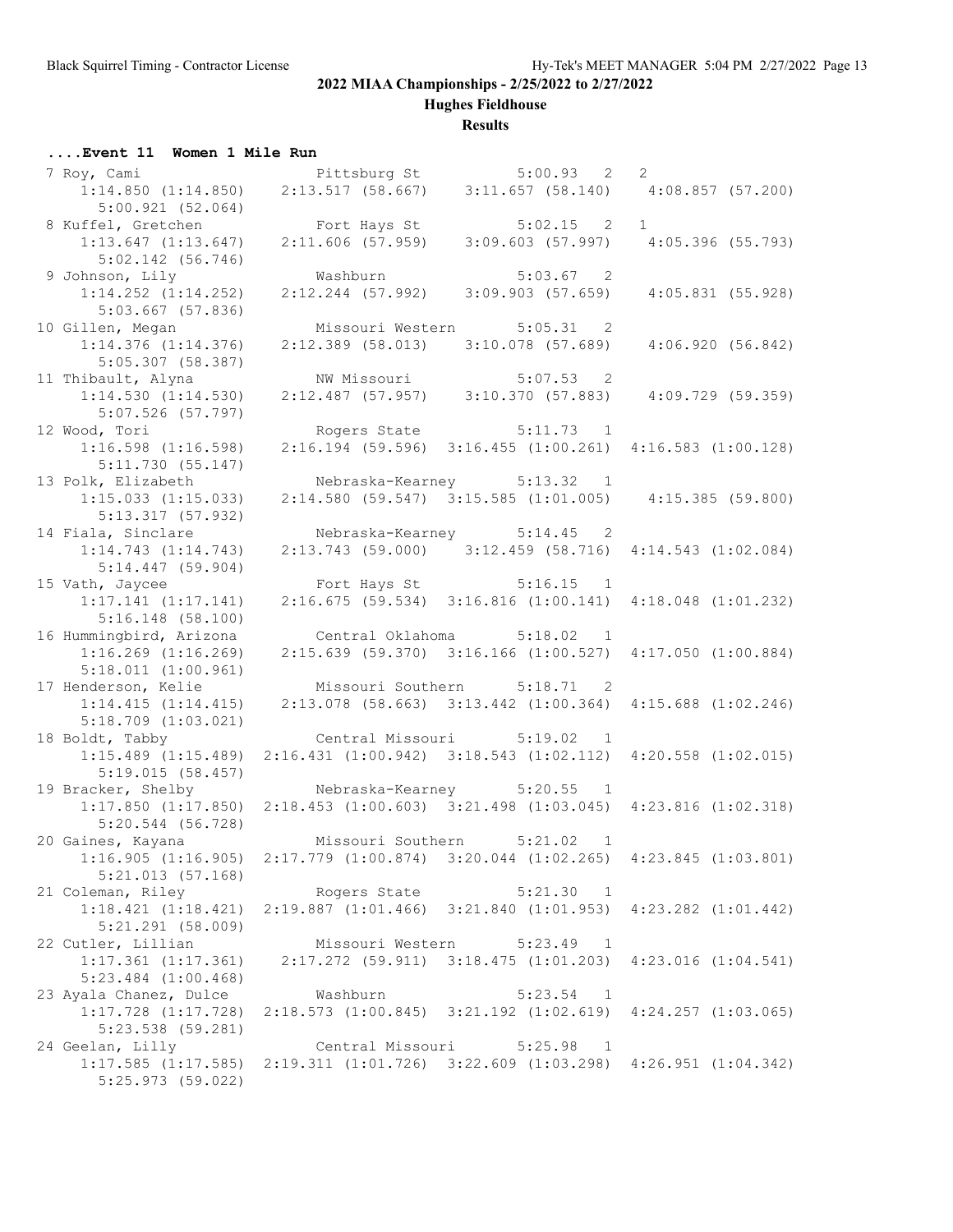## 2022 MIAA Championships - 2/25/2022 to 2/27/2022

### Hughes Fieldhouse

### Results

#### ....Event 11 Women 1 Mile Run

```
  7 Roy, Cami                    Pittsburg St            5:00.93  2   2
     1:14.850 (1:14.850)    2:13.517 (58.667)    3:11.657 (58.140)    4:08.857 (57.200)
      5:00.921 (52.064)
  8 Kuffel, Gretchen             Fort Hays St            5:02.15  2   1
     1:13.647 (1:13.647)    2:11.606 (57.959)    3:09.603 (57.997)    4:05.396 (55.793)
      5:02.142 (56.746)
  9 Johnson, Lily                Washburn                5:03.67  2
     1:14.252 (1:14.252)    2:12.244 (57.992)    3:09.903 (57.659)    4:05.831 (55.928)
      5:03.667 (57.836)
 10 Gillen, Megan                Missouri Western        5:05.31  2
     1:14.376 (1:14.376)    2:12.389 (58.013)    3:10.078 (57.689)    4:06.920 (56.842)
      5:05.307 (58.387)
 11 Thibault, Alyna              NW Missouri             5:07.53  2
     1:14.530 (1:14.530)    2:12.487 (57.957)    3:10.370 (57.883)    4:09.729 (59.359)
      5:07.526 (57.797)
 12 Wood, Tori                   Rogers State            5:11.73  1
     1:16.598 (1:16.598)    2:16.194 (59.596)  3:16.455 (1:00.261)  4:16.583 (1:00.128)
      5:11.730 (55.147)
 13 Polk, Elizabeth              Nebraska-Kearney        5:13.32  1
     1:15.033 (1:15.033)    2:14.580 (59.547)  3:15.585 (1:01.005)    4:15.385 (59.800)
      5:13.317 (57.932)
 14 Fiala, Sinclare              Nebraska-Kearney        5:14.45  2
     1:14.743 (1:14.743)    2:13.743 (59.000)    3:12.459 (58.716)  4:14.543 (1:02.084)
      5:14.447 (59.904)
 15 Vath, Jaycee                 Fort Hays St            5:16.15  1
     1:17.141 (1:17.141)    2:16.675 (59.534)  3:16.816 (1:00.141)  4:18.048 (1:01.232)
      5:16.148 (58.100)
 16 Hummingbird, Arizona         Central Oklahoma        5:18.02  1
     1:16.269 (1:16.269)    2:15.639 (59.370)  3:16.166 (1:00.527)  4:17.050 (1:00.884)
      5:18.011 (1:00.961)
 17 Henderson, Kelie             Missouri Southern       5:18.71  2
     1:14.415 (1:14.415)    2:13.078 (58.663)  3:13.442 (1:00.364)  4:15.688 (1:02.246)
      5:18.709 (1:03.021)
 18 Boldt, Tabby                 Central Missouri        5:19.02  1
     1:15.489 (1:15.489)  2:16.431 (1:00.942)  3:18.543 (1:02.112)  4:20.558 (1:02.015)
      5:19.015 (58.457)
 19 Bracker, Shelby              Nebraska-Kearney        5:20.55  1
     1:17.850 (1:17.850)  2:18.453 (1:00.603)  3:21.498 (1:03.045)  4:23.816 (1:02.318)
      5:20.544 (56.728)
 20 Gaines, Kayana               Missouri Southern       5:21.02  1
     1:16.905 (1:16.905)  2:17.779 (1:00.874)  3:20.044 (1:02.265)  4:23.845 (1:03.801)
      5:21.013 (57.168)
 21 Coleman, Riley               Rogers State            5:21.30  1
     1:18.421 (1:18.421)  2:19.887 (1:01.466)  3:21.840 (1:01.953)  4:23.282 (1:01.442)
      5:21.291 (58.009)
 22 Cutler, Lillian              Missouri Western        5:23.49  1
     1:17.361 (1:17.361)    2:17.272 (59.911)  3:18.475 (1:01.203)  4:23.016 (1:04.541)
      5:23.484 (1:00.468)
 23 Ayala Chanez, Dulce          Washburn                5:23.54  1
     1:17.728 (1:17.728)  2:18.573 (1:00.845)  3:21.192 (1:02.619)  4:24.257 (1:03.065)
      5:23.538 (59.281)
 24 Geelan, Lilly                Central Missouri        5:25.98  1
     1:17.585 (1:17.585)  2:19.311 (1:01.726)  3:22.609 (1:03.298)  4:26.951 (1:04.342)
      5:25.973 (59.022)
```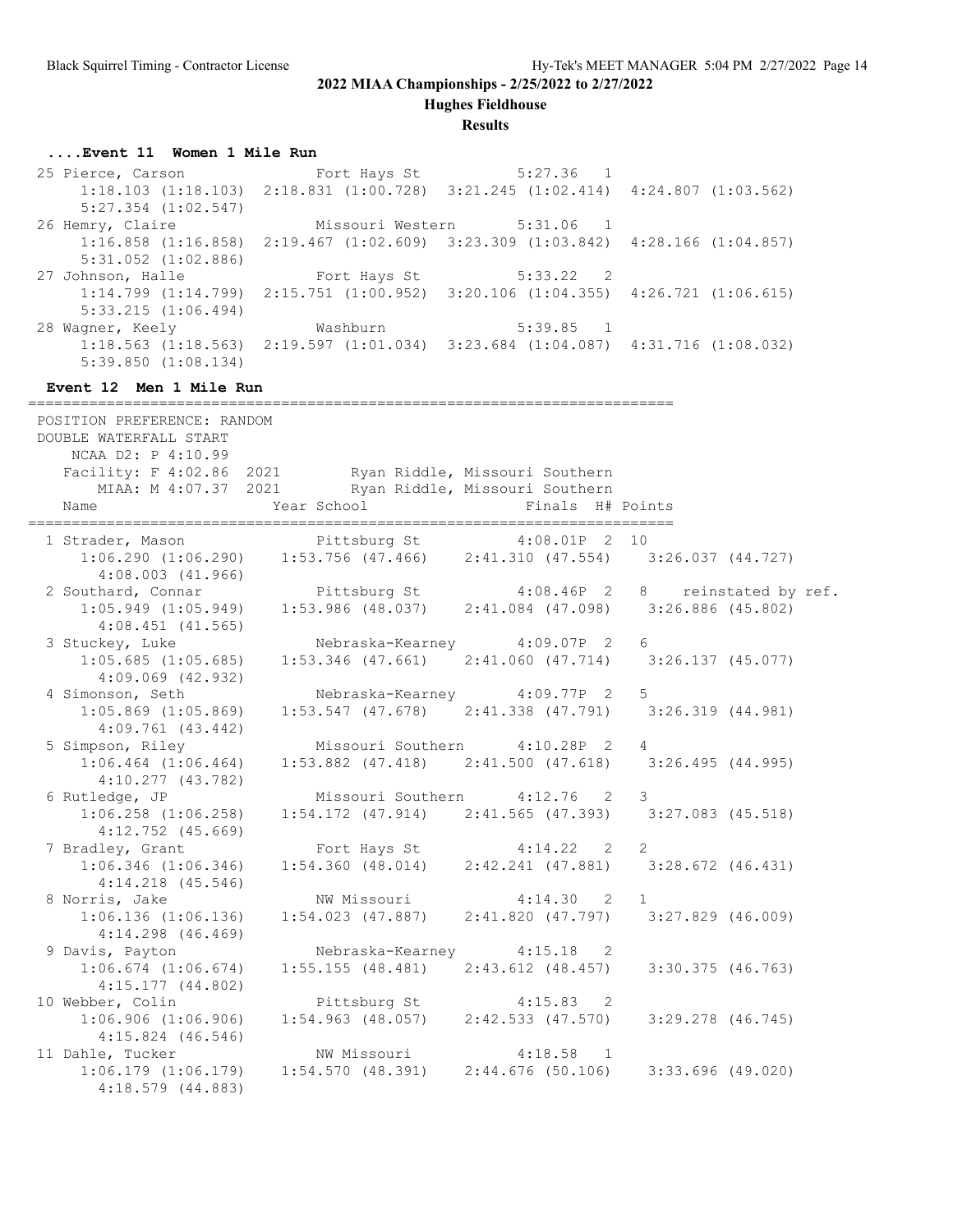**2022 MIAA Championships - 2/25/2022 to 2/27/2022**

**Hughes Fieldhouse**

**Results**

### ....Event 11 Women 1 Mile Run

| Place | Name | School | Finals | H# | Points | Splits |
|---|---|---|---|---|---|---|
| 25 | Pierce, Carson | Fort Hays St | 5:27.36 | 1 | | 1:18.103 (1:18.103) 2:18.831 (1:00.728) 3:21.245 (1:02.414) 4:24.807 (1:03.562) 5:27.354 (1:02.547) |
| 26 | Hemry, Claire | Missouri Western | 5:31.06 | 1 | | 1:16.858 (1:16.858) 2:19.467 (1:02.609) 3:23.309 (1:03.842) 4:28.166 (1:04.857) 5:31.052 (1:02.886) |
| 27 | Johnson, Halle | Fort Hays St | 5:33.22 | 2 | | 1:14.799 (1:14.799) 2:15.751 (1:00.952) 3:20.106 (1:04.355) 4:26.721 (1:06.615) 5:33.215 (1:06.494) |
| 28 | Wagner, Keely | Washburn | 5:39.85 | 1 | | 1:18.563 (1:18.563) 2:19.597 (1:01.034) 3:23.684 (1:04.087) 4:31.716 (1:08.032) 5:39.850 (1:08.134) |

### Event 12 Men 1 Mile Run

POSITION PREFERENCE: RANDOM
DOUBLE WATERFALL START
NCAA D2: P 4:10.99
Facility: F 4:02.86 2021 Ryan Riddle, Missouri Southern
MIAA: M 4:07.37 2021 Ryan Riddle, Missouri Southern

| Place | Name | Year | School | Finals | H# | Points | Splits |
|---|---|---|---|---|---|---|---|
| 1 | Strader, Mason | | Pittsburg St | 4:08.01P | 2 | 10 | 1:06.290 (1:06.290) 1:53.756 (47.466) 2:41.310 (47.554) 3:26.037 (44.727) 4:08.003 (41.966) |
| 2 | Southard, Connar | | Pittsburg St | 4:08.46P | 2 | 8 | reinstated by ref. 1:05.949 (1:05.949) 1:53.986 (48.037) 2:41.084 (47.098) 3:26.886 (45.802) 4:08.451 (41.565) |
| 3 | Stuckey, Luke | | Nebraska-Kearney | 4:09.07P | 2 | 6 | 1:05.685 (1:05.685) 1:53.346 (47.661) 2:41.060 (47.714) 3:26.137 (45.077) 4:09.069 (42.932) |
| 4 | Simonson, Seth | | Nebraska-Kearney | 4:09.77P | 2 | 5 | 1:05.869 (1:05.869) 1:53.547 (47.678) 2:41.338 (47.791) 3:26.319 (44.981) 4:09.761 (43.442) |
| 5 | Simpson, Riley | | Missouri Southern | 4:10.28P | 2 | 4 | 1:06.464 (1:06.464) 1:53.882 (47.418) 2:41.500 (47.618) 3:26.495 (44.995) 4:10.277 (43.782) |
| 6 | Rutledge, JP | | Missouri Southern | 4:12.76 | 2 | 3 | 1:06.258 (1:06.258) 1:54.172 (47.914) 2:41.565 (47.393) 3:27.083 (45.518) 4:12.752 (45.669) |
| 7 | Bradley, Grant | | Fort Hays St | 4:14.22 | 2 | 2 | 1:06.346 (1:06.346) 1:54.360 (48.014) 2:42.241 (47.881) 3:28.672 (46.431) 4:14.218 (45.546) |
| 8 | Norris, Jake | | NW Missouri | 4:14.30 | 2 | 1 | 1:06.136 (1:06.136) 1:54.023 (47.887) 2:41.820 (47.797) 3:27.829 (46.009) 4:14.298 (46.469) |
| 9 | Davis, Payton | | Nebraska-Kearney | 4:15.18 | 2 | | 1:06.674 (1:06.674) 1:55.155 (48.481) 2:43.612 (48.457) 3:30.375 (46.763) 4:15.177 (44.802) |
| 10 | Webber, Colin | | Pittsburg St | 4:15.83 | 2 | | 1:06.906 (1:06.906) 1:54.963 (48.057) 2:42.533 (47.570) 3:29.278 (46.745) 4:15.824 (46.546) |
| 11 | Dahle, Tucker | | NW Missouri | 4:18.58 | 1 | | 1:06.179 (1:06.179) 1:54.570 (48.391) 2:44.676 (50.106) 3:33.696 (49.020) 4:18.579 (44.883) |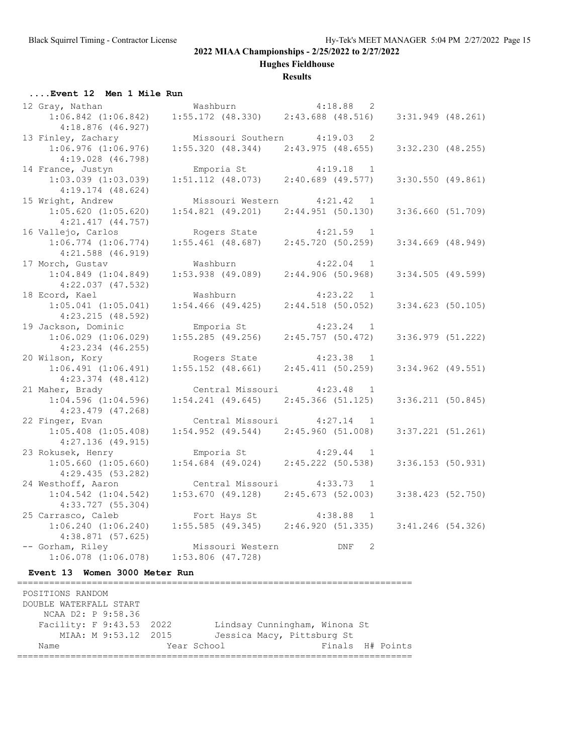## 2022 MIAA Championships - 2/25/2022 to 2/27/2022

**Hughes Fieldhouse**

**Results**

### ....Event 12 Men 1 Mile Run

```
 12 Gray, Nathan                 Washburn                 4:18.88   2 
      1:06.842 (1:06.842)    1:55.172 (48.330)    2:43.688 (48.516)    3:31.949 (48.261)
        4:18.876 (46.927)
 13 Finley, Zachary              Missouri Southern        4:19.03   2 
      1:06.976 (1:06.976)    1:55.320 (48.344)    2:43.975 (48.655)    3:32.230 (48.255)
        4:19.028 (46.798)
 14 France, Justyn               Emporia St               4:19.18   1 
      1:03.039 (1:03.039)    1:51.112 (48.073)    2:40.689 (49.577)    3:30.550 (49.861)
        4:19.174 (48.624)
 15 Wright, Andrew               Missouri Western         4:21.42   1 
      1:05.620 (1:05.620)    1:54.821 (49.201)    2:44.951 (50.130)    3:36.660 (51.709)
        4:21.417 (44.757)
 16 Vallejo, Carlos              Rogers State             4:21.59   1 
      1:06.774 (1:06.774)    1:55.461 (48.687)    2:45.720 (50.259)    3:34.669 (48.949)
        4:21.588 (46.919)
 17 Morch, Gustav                Washburn                 4:22.04   1 
      1:04.849 (1:04.849)    1:53.938 (49.089)    2:44.906 (50.968)    3:34.505 (49.599)
        4:22.037 (47.532)
 18 Ecord, Kael                  Washburn                 4:23.22   1 
      1:05.041 (1:05.041)    1:54.466 (49.425)    2:44.518 (50.052)    3:34.623 (50.105)
        4:23.215 (48.592)
 19 Jackson, Dominic             Emporia St               4:23.24   1 
      1:06.029 (1:06.029)    1:55.285 (49.256)    2:45.757 (50.472)    3:36.979 (51.222)
        4:23.234 (46.255)
 20 Wilson, Kory                 Rogers State             4:23.38   1 
      1:06.491 (1:06.491)    1:55.152 (48.661)    2:45.411 (50.259)    3:34.962 (49.551)
        4:23.374 (48.412)
 21 Maher, Brady                 Central Missouri         4:23.48   1 
      1:04.596 (1:04.596)    1:54.241 (49.645)    2:45.366 (51.125)    3:36.211 (50.845)
        4:23.479 (47.268)
 22 Finger, Evan                 Central Missouri         4:27.14   1 
      1:05.408 (1:05.408)    1:54.952 (49.544)    2:45.960 (51.008)    3:37.221 (51.261)
        4:27.136 (49.915)
 23 Rokusek, Henry               Emporia St               4:29.44   1 
      1:05.660 (1:05.660)    1:54.684 (49.024)    2:45.222 (50.538)    3:36.153 (50.931)
        4:29.435 (53.282)
 24 Westhoff, Aaron              Central Missouri         4:33.73   1 
      1:04.542 (1:04.542)    1:53.670 (49.128)    2:45.673 (52.003)    3:38.423 (52.750)
        4:33.727 (55.304)
 25 Carrasco, Caleb              Fort Hays St             4:38.88   1 
      1:06.240 (1:06.240)    1:55.585 (49.345)    2:46.920 (51.335)    3:41.246 (54.326)
        4:38.871 (57.625)
 -- Gorham, Riley                Missouri Western             DNF   2 
      1:06.078 (1:06.078)    1:53.806 (47.728)
```

### Event 13 Women 3000 Meter Run

```
=========================================================================
 POSITIONS RANDOM
 DOUBLE WATERFALL START
     NCAA D2: P 9:58.36
    Facility: F 9:43.53  2022        Lindsay Cunningham, Winona St
        MIAA: M 9:53.12  2015        Jessica Macy, Pittsburg St
    Name                    Year School                  Finals  H# Points
=========================================================================
```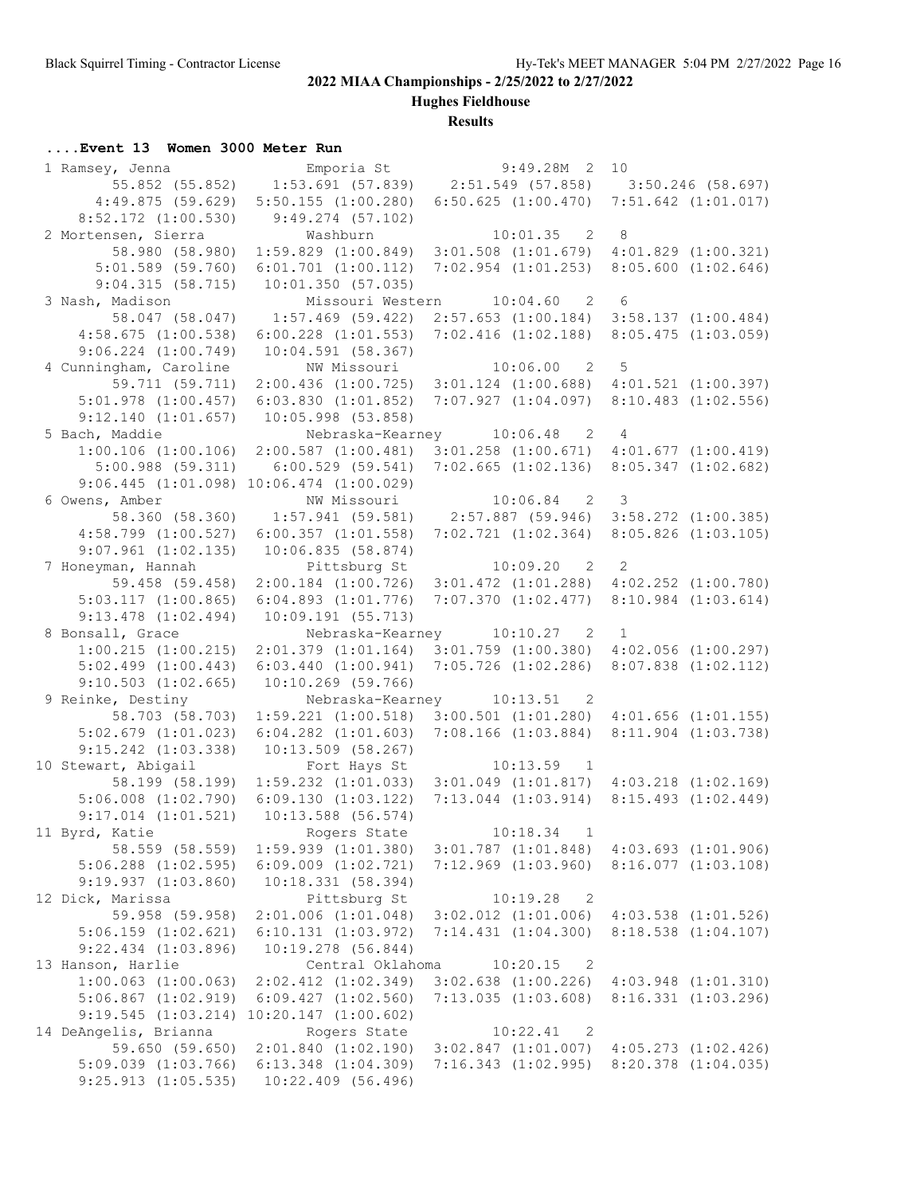## 2022 MIAA Championships - 2/25/2022 to 2/27/2022

### Hughes Fieldhouse

### Results

#### ....Event 13 Women 3000 Meter Run

```
  1 Ramsey, Jenna              Emporia St             9:49.28M  2  10
        55.852 (55.852)    1:53.691 (57.839)    2:51.549 (57.858)    3:50.246 (58.697)
      4:49.875 (59.629)    5:50.155 (1:00.280)  6:50.625 (1:00.470)  7:51.642 (1:01.017)
      8:52.172 (1:00.530)  9:49.274 (57.102)
  2 Mortensen, Sierra          Washburn              10:01.35   2   8
        58.980 (58.980)    1:59.829 (1:00.849)  3:01.508 (1:01.679)  4:01.829 (1:00.321)
      5:01.589 (59.760)    6:01.701 (1:00.112)  7:02.954 (1:01.253)  8:05.600 (1:02.646)
      9:04.315 (58.715)   10:01.350 (57.035)
  3 Nash, Madison              Missouri Western      10:04.60   2   6
        58.047 (58.047)    1:57.469 (59.422)    2:57.653 (1:00.184)  3:58.137 (1:00.484)
      4:58.675 (1:00.538)  6:00.228 (1:01.553)  7:02.416 (1:02.188)  8:05.475 (1:03.059)
      9:06.224 (1:00.749) 10:04.591 (58.367)
  4 Cunningham, Caroline       NW Missouri           10:06.00   2   5
        59.711 (59.711)    2:00.436 (1:00.725)  3:01.124 (1:00.688)  4:01.521 (1:00.397)
      5:01.978 (1:00.457)  6:03.830 (1:01.852)  7:07.927 (1:04.097)  8:10.483 (1:02.556)
      9:12.140 (1:01.657) 10:05.998 (53.858)
  5 Bach, Maddie               Nebraska-Kearney      10:06.48   2   4
      1:00.106 (1:00.106)  2:00.587 (1:00.481)  3:01.258 (1:00.671)  4:01.677 (1:00.419)
      5:00.988 (59.311)    6:00.529 (59.541)    7:02.665 (1:02.136)  8:05.347 (1:02.682)
      9:06.445 (1:01.098) 10:06.474 (1:00.029)
  6 Owens, Amber               NW Missouri           10:06.84   2   3
        58.360 (58.360)    1:57.941 (59.581)    2:57.887 (59.946)    3:58.272 (1:00.385)
      4:58.799 (1:00.527)  6:00.357 (1:01.558)  7:02.721 (1:02.364)  8:05.826 (1:03.105)
      9:07.961 (1:02.135) 10:06.835 (58.874)
  7 Honeyman, Hannah           Pittsburg St          10:09.20   2   2
        59.458 (59.458)    2:00.184 (1:00.726)  3:01.472 (1:01.288)  4:02.252 (1:00.780)
      5:03.117 (1:00.865)  6:04.893 (1:01.776)  7:07.370 (1:02.477)  8:10.984 (1:03.614)
      9:13.478 (1:02.494) 10:09.191 (55.713)
  8 Bonsall, Grace             Nebraska-Kearney      10:10.27   2   1
      1:00.215 (1:00.215)  2:01.379 (1:01.164)  3:01.759 (1:00.380)  4:02.056 (1:00.297)
      5:02.499 (1:00.443)  6:03.440 (1:00.941)  7:05.726 (1:02.286)  8:07.838 (1:02.112)
      9:10.503 (1:02.665) 10:10.269 (59.766)
  9 Reinke, Destiny            Nebraska-Kearney      10:13.51   2
        58.703 (58.703)    1:59.221 (1:00.518)  3:00.501 (1:01.280)  4:01.656 (1:01.155)
      5:02.679 (1:01.023)  6:04.282 (1:01.603)  7:08.166 (1:03.884)  8:11.904 (1:03.738)
      9:15.242 (1:03.338) 10:13.509 (58.267)
 10 Stewart, Abigail           Fort Hays St          10:13.59   1
        58.199 (58.199)    1:59.232 (1:01.033)  3:01.049 (1:01.817)  4:03.218 (1:02.169)
      5:06.008 (1:02.790)  6:09.130 (1:03.122)  7:13.044 (1:03.914)  8:15.493 (1:02.449)
      9:17.014 (1:01.521) 10:13.588 (56.574)
 11 Byrd, Katie                Rogers State          10:18.34   1
        58.559 (58.559)    1:59.939 (1:01.380)  3:01.787 (1:01.848)  4:03.693 (1:01.906)
      5:06.288 (1:02.595)  6:09.009 (1:02.721)  7:12.969 (1:03.960)  8:16.077 (1:03.108)
      9:19.937 (1:03.860) 10:18.331 (58.394)
 12 Dick, Marissa              Pittsburg St          10:19.28   2
        59.958 (59.958)    2:01.006 (1:01.048)  3:02.012 (1:01.006)  4:03.538 (1:01.526)
      5:06.159 (1:02.621)  6:10.131 (1:03.972)  7:14.431 (1:04.300)  8:18.538 (1:04.107)
      9:22.434 (1:03.896) 10:19.278 (56.844)
 13 Hanson, Harlie             Central Oklahoma      10:20.15   2
      1:00.063 (1:00.063)  2:02.412 (1:02.349)  3:02.638 (1:00.226)  4:03.948 (1:01.310)
      5:06.867 (1:02.919)  6:09.427 (1:02.560)  7:13.035 (1:03.608)  8:16.331 (1:03.296)
      9:19.545 (1:03.214) 10:20.147 (1:00.602)
 14 DeAngelis, Brianna         Rogers State          10:22.41   2
        59.650 (59.650)    2:01.840 (1:02.190)  3:02.847 (1:01.007)  4:05.273 (1:02.426)
      5:09.039 (1:03.766)  6:13.348 (1:04.309)  7:16.343 (1:02.995)  8:20.378 (1:04.035)
      9:25.913 (1:05.535) 10:22.409 (56.496)
```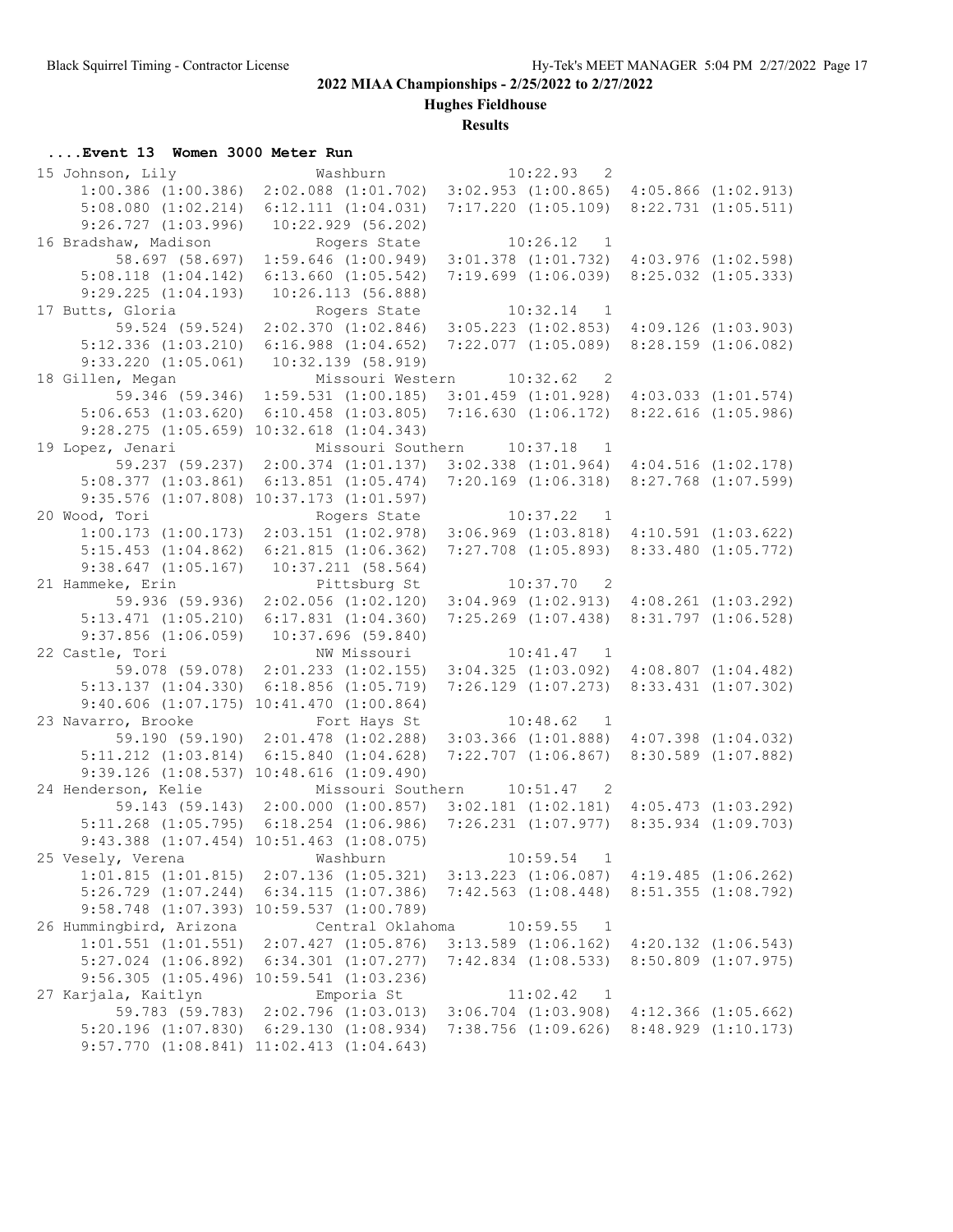## 2022 MIAA Championships - 2/25/2022 to 2/27/2022

**Hughes Fieldhouse**

**Results**

### ....Event 13 Women 3000 Meter Run

```
15 Johnson, Lily               Washburn              10:22.93  2
      1:00.386 (1:00.386)  2:02.088 (1:01.702)  3:02.953 (1:00.865)  4:05.866 (1:02.913)
      5:08.080 (1:02.214)  6:12.111 (1:04.031)  7:17.220 (1:05.109)  8:22.731 (1:05.511)
      9:26.727 (1:03.996)  10:22.929 (56.202)
16 Bradshaw, Madison           Rogers State          10:26.12  1
        58.697 (58.697)  1:59.646 (1:00.949)  3:01.378 (1:01.732)  4:03.976 (1:02.598)
      5:08.118 (1:04.142)  6:13.660 (1:05.542)  7:19.699 (1:06.039)  8:25.032 (1:05.333)
      9:29.225 (1:04.193)  10:26.113 (56.888)
17 Butts, Gloria               Rogers State          10:32.14  1
        59.524 (59.524)  2:02.370 (1:02.846)  3:05.223 (1:02.853)  4:09.126 (1:03.903)
      5:12.336 (1:03.210)  6:16.988 (1:04.652)  7:22.077 (1:05.089)  8:28.159 (1:06.082)
      9:33.220 (1:05.061)  10:32.139 (58.919)
18 Gillen, Megan               Missouri Western      10:32.62  2
        59.346 (59.346)  1:59.531 (1:00.185)  3:01.459 (1:01.928)  4:03.033 (1:01.574)
      5:06.653 (1:03.620)  6:10.458 (1:03.805)  7:16.630 (1:06.172)  8:22.616 (1:05.986)
      9:28.275 (1:05.659) 10:32.618 (1:04.343)
19 Lopez, Jenari               Missouri Southern     10:37.18  1
        59.237 (59.237)  2:00.374 (1:01.137)  3:02.338 (1:01.964)  4:04.516 (1:02.178)
      5:08.377 (1:03.861)  6:13.851 (1:05.474)  7:20.169 (1:06.318)  8:27.768 (1:07.599)
      9:35.576 (1:07.808) 10:37.173 (1:01.597)
20 Wood, Tori                  Rogers State          10:37.22  1
      1:00.173 (1:00.173)  2:03.151 (1:02.978)  3:06.969 (1:03.818)  4:10.591 (1:03.622)
      5:15.453 (1:04.862)  6:21.815 (1:06.362)  7:27.708 (1:05.893)  8:33.480 (1:05.772)
      9:38.647 (1:05.167)  10:37.211 (58.564)
21 Hammeke, Erin               Pittsburg St          10:37.70  2
        59.936 (59.936)  2:02.056 (1:02.120)  3:04.969 (1:02.913)  4:08.261 (1:03.292)
      5:13.471 (1:05.210)  6:17.831 (1:04.360)  7:25.269 (1:07.438)  8:31.797 (1:06.528)
      9:37.856 (1:06.059)  10:37.696 (59.840)
22 Castle, Tori                NW Missouri           10:41.47  1
        59.078 (59.078)  2:01.233 (1:02.155)  3:04.325 (1:03.092)  4:08.807 (1:04.482)
      5:13.137 (1:04.330)  6:18.856 (1:05.719)  7:26.129 (1:07.273)  8:33.431 (1:07.302)
      9:40.606 (1:07.175) 10:41.470 (1:00.864)
23 Navarro, Brooke             Fort Hays St          10:48.62  1
        59.190 (59.190)  2:01.478 (1:02.288)  3:03.366 (1:01.888)  4:07.398 (1:04.032)
      5:11.212 (1:03.814)  6:15.840 (1:04.628)  7:22.707 (1:06.867)  8:30.589 (1:07.882)
      9:39.126 (1:08.537) 10:48.616 (1:09.490)
24 Henderson, Kelie            Missouri Southern     10:51.47  2
        59.143 (59.143)  2:00.000 (1:00.857)  3:02.181 (1:02.181)  4:05.473 (1:03.292)
      5:11.268 (1:05.795)  6:18.254 (1:06.986)  7:26.231 (1:07.977)  8:35.934 (1:09.703)
      9:43.388 (1:07.454) 10:51.463 (1:08.075)
25 Vesely, Verena              Washburn              10:59.54  1
      1:01.815 (1:01.815)  2:07.136 (1:05.321)  3:13.223 (1:06.087)  4:19.485 (1:06.262)
      5:26.729 (1:07.244)  6:34.115 (1:07.386)  7:42.563 (1:08.448)  8:51.355 (1:08.792)
      9:58.748 (1:07.393) 10:59.537 (1:00.789)
26 Hummingbird, Arizona        Central Oklahoma      10:59.55  1
      1:01.551 (1:01.551)  2:07.427 (1:05.876)  3:13.589 (1:06.162)  4:20.132 (1:06.543)
      5:27.024 (1:06.892)  6:34.301 (1:07.277)  7:42.834 (1:08.533)  8:50.809 (1:07.975)
      9:56.305 (1:05.496) 10:59.541 (1:03.236)
27 Karjala, Kaitlyn            Emporia St            11:02.42  1
        59.783 (59.783)  2:02.796 (1:03.013)  3:06.704 (1:03.908)  4:12.366 (1:05.662)
      5:20.196 (1:07.830)  6:29.130 (1:08.934)  7:38.756 (1:09.626)  8:48.929 (1:10.173)
      9:57.770 (1:08.841) 11:02.413 (1:04.643)
```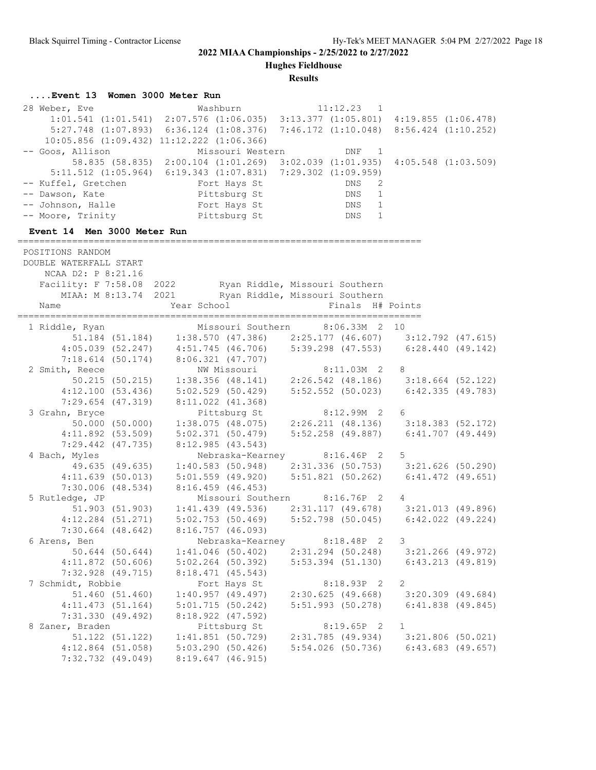2022 MIAA Championships - 2/25/2022 to 2/27/2022

Hughes Fieldhouse

Results

### ....Event 13 Women 3000 Meter Run

```
 28 Weber, Eve                  Washburn              11:12.23   1
      1:01.541 (1:01.541)  2:07.576 (1:06.035)  3:13.377 (1:05.801)  4:19.855 (1:06.478)
      5:27.748 (1:07.893)  6:36.124 (1:08.376)  7:46.172 (1:10.048)  8:56.424 (1:10.252)
     10:05.856 (1:09.432) 11:12.222 (1:06.366)
 -- Goos, Allison               Missouri Western          DNF   1
         58.835 (58.835)  2:00.104 (1:01.269)  3:02.039 (1:01.935)  4:05.548 (1:03.509)
      5:11.512 (1:05.964)  6:19.343 (1:07.831)  7:29.302 (1:09.959)
 -- Kuffel, Gretchen            Fort Hays St              DNS   2
 -- Dawson, Kate                Pittsburg St              DNS   1
 -- Johnson, Halle              Fort Hays St              DNS   1
 -- Moore, Trinity              Pittsburg St              DNS   1
```

### Event 14 Men 3000 Meter Run

```
=========================================================================
 POSITIONS RANDOM
 DOUBLE WATERFALL START
     NCAA D2: P 8:21.16
    Facility: F 7:58.08  2022        Ryan Riddle, Missouri Southern
        MIAA: M 8:13.74  2021        Ryan Riddle, Missouri Southern
    Name                    Year School                  Finals  H# Points
=========================================================================
  1 Riddle, Ryan                 Missouri Southern      8:06.33M  2  10
         51.184 (51.184)    1:38.570 (47.386)    2:25.177 (46.607)    3:12.792 (47.615)
       4:05.039 (52.247)    4:51.745 (46.706)    5:39.298 (47.553)    6:28.440 (49.142)
       7:18.614 (50.174)    8:06.321 (47.707)
  2 Smith, Reece                 NW Missouri            8:11.03M  2   8
         50.215 (50.215)    1:38.356 (48.141)    2:26.542 (48.186)    3:18.664 (52.122)
       4:12.100 (53.436)    5:02.529 (50.429)    5:52.552 (50.023)    6:42.335 (49.783)
       7:29.654 (47.319)    8:11.022 (41.368)
  3 Grahn, Bryce                 Pittsburg St           8:12.99M  2   6
         50.000 (50.000)    1:38.075 (48.075)    2:26.211 (48.136)    3:18.383 (52.172)
       4:11.892 (53.509)    5:02.371 (50.479)    5:52.258 (49.887)    6:41.707 (49.449)
       7:29.442 (47.735)    8:12.985 (43.543)
  4 Bach, Myles                  Nebraska-Kearney       8:16.46P  2   5
         49.635 (49.635)    1:40.583 (50.948)    2:31.336 (50.753)    3:21.626 (50.290)
       4:11.639 (50.013)    5:01.559 (49.920)    5:51.821 (50.262)    6:41.472 (49.651)
       7:30.006 (48.534)    8:16.459 (46.453)
  5 Rutledge, JP                 Missouri Southern      8:16.76P  2   4
         51.903 (51.903)    1:41.439 (49.536)    2:31.117 (49.678)    3:21.013 (49.896)
       4:12.284 (51.271)    5:02.753 (50.469)    5:52.798 (50.045)    6:42.022 (49.224)
       7:30.664 (48.642)    8:16.757 (46.093)
  6 Arens, Ben                   Nebraska-Kearney       8:18.48P  2   3
         50.644 (50.644)    1:41.046 (50.402)    2:31.294 (50.248)    3:21.266 (49.972)
       4:11.872 (50.606)    5:02.264 (50.392)    5:53.394 (51.130)    6:43.213 (49.819)
       7:32.928 (49.715)    8:18.471 (45.543)
  7 Schmidt, Robbie              Fort Hays St           8:18.93P  2   2
         51.460 (51.460)    1:40.957 (49.497)    2:30.625 (49.668)    3:20.309 (49.684)
       4:11.473 (51.164)    5:01.715 (50.242)    5:51.993 (50.278)    6:41.838 (49.845)
       7:31.330 (49.492)    8:18.922 (47.592)
  8 Zaner, Braden                Pittsburg St           8:19.65P  2   1
         51.122 (51.122)    1:41.851 (50.729)    2:31.785 (49.934)    3:21.806 (50.021)
       4:12.864 (51.058)    5:03.290 (50.426)    5:54.026 (50.736)    6:43.683 (49.657)
       7:32.732 (49.049)    8:19.647 (46.915)
```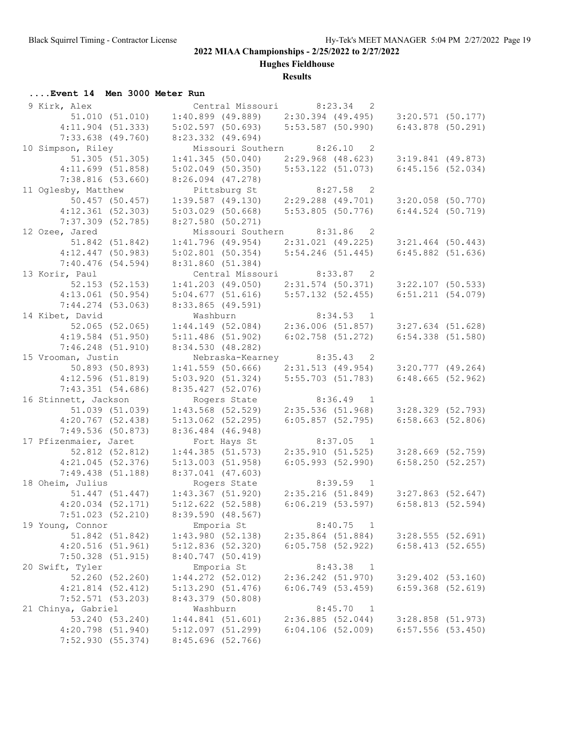## 2022 MIAA Championships - 2/25/2022 to 2/27/2022

### Hughes Fieldhouse

### Results

#### ....Event 14 Men 3000 Meter Run

```
 9 Kirk, Alex                    Central Missouri      8:23.34  2 
        51.010 (51.010)     1:40.899 (49.889)     2:30.394 (49.495)     3:20.571 (50.177)
      4:11.904 (51.333)     5:02.597 (50.693)     5:53.587 (50.990)     6:43.878 (50.291)
      7:33.638 (49.760)     8:23.332 (49.694)
10 Simpson, Riley                Missouri Southern     8:26.10  2 
        51.305 (51.305)     1:41.345 (50.040)     2:29.968 (48.623)     3:19.841 (49.873)
      4:11.699 (51.858)     5:02.049 (50.350)     5:53.122 (51.073)     6:45.156 (52.034)
      7:38.816 (53.660)     8:26.094 (47.278)
11 Oglesby, Matthew              Pittsburg St          8:27.58  2 
        50.457 (50.457)     1:39.587 (49.130)     2:29.288 (49.701)     3:20.058 (50.770)
      4:12.361 (52.303)     5:03.029 (50.668)     5:53.805 (50.776)     6:44.524 (50.719)
      7:37.309 (52.785)     8:27.580 (50.271)
12 Ozee, Jared                   Missouri Southern     8:31.86  2 
        51.842 (51.842)     1:41.796 (49.954)     2:31.021 (49.225)     3:21.464 (50.443)
      4:12.447 (50.983)     5:02.801 (50.354)     5:54.246 (51.445)     6:45.882 (51.636)
      7:40.476 (54.594)     8:31.860 (51.384)
13 Korir, Paul                   Central Missouri      8:33.87  2 
        52.153 (52.153)     1:41.203 (49.050)     2:31.574 (50.371)     3:22.107 (50.533)
      4:13.061 (50.954)     5:04.677 (51.616)     5:57.132 (52.455)     6:51.211 (54.079)
      7:44.274 (53.063)     8:33.865 (49.591)
14 Kibet, David                  Washburn              8:34.53  1 
        52.065 (52.065)     1:44.149 (52.084)     2:36.006 (51.857)     3:27.634 (51.628)
      4:19.584 (51.950)     5:11.486 (51.902)     6:02.758 (51.272)     6:54.338 (51.580)
      7:46.248 (51.910)     8:34.530 (48.282)
15 Vrooman, Justin               Nebraska-Kearney      8:35.43  2 
        50.893 (50.893)     1:41.559 (50.666)     2:31.513 (49.954)     3:20.777 (49.264)
      4:12.596 (51.819)     5:03.920 (51.324)     5:55.703 (51.783)     6:48.665 (52.962)
      7:43.351 (54.686)     8:35.427 (52.076)
16 Stinnett, Jackson             Rogers State          8:36.49  1 
        51.039 (51.039)     1:43.568 (52.529)     2:35.536 (51.968)     3:28.329 (52.793)
      4:20.767 (52.438)     5:13.062 (52.295)     6:05.857 (52.795)     6:58.663 (52.806)
      7:49.536 (50.873)     8:36.484 (46.948)
17 Pfizenmaier, Jaret            Fort Hays St          8:37.05  1 
        52.812 (52.812)     1:44.385 (51.573)     2:35.910 (51.525)     3:28.669 (52.759)
      4:21.045 (52.376)     5:13.003 (51.958)     6:05.993 (52.990)     6:58.250 (52.257)
      7:49.438 (51.188)     8:37.041 (47.603)
18 Oheim, Julius                 Rogers State          8:39.59  1 
        51.447 (51.447)     1:43.367 (51.920)     2:35.216 (51.849)     3:27.863 (52.647)
      4:20.034 (52.171)     5:12.622 (52.588)     6:06.219 (53.597)     6:58.813 (52.594)
      7:51.023 (52.210)     8:39.590 (48.567)
19 Young, Connor                 Emporia St            8:40.75  1 
        51.842 (51.842)     1:43.980 (52.138)     2:35.864 (51.884)     3:28.555 (52.691)
      4:20.516 (51.961)     5:12.836 (52.320)     6:05.758 (52.922)     6:58.413 (52.655)
      7:50.328 (51.915)     8:40.747 (50.419)
20 Swift, Tyler                  Emporia St            8:43.38  1 
        52.260 (52.260)     1:44.272 (52.012)     2:36.242 (51.970)     3:29.402 (53.160)
      4:21.814 (52.412)     5:13.290 (51.476)     6:06.749 (53.459)     6:59.368 (52.619)
      7:52.571 (53.203)     8:43.379 (50.808)
21 Chinya, Gabriel               Washburn              8:45.70  1 
        53.240 (53.240)     1:44.841 (51.601)     2:36.885 (52.044)     3:28.858 (51.973)
      4:20.798 (51.940)     5:12.097 (51.299)     6:04.106 (52.009)     6:57.556 (53.450)
      7:52.930 (55.374)     8:45.696 (52.766)
```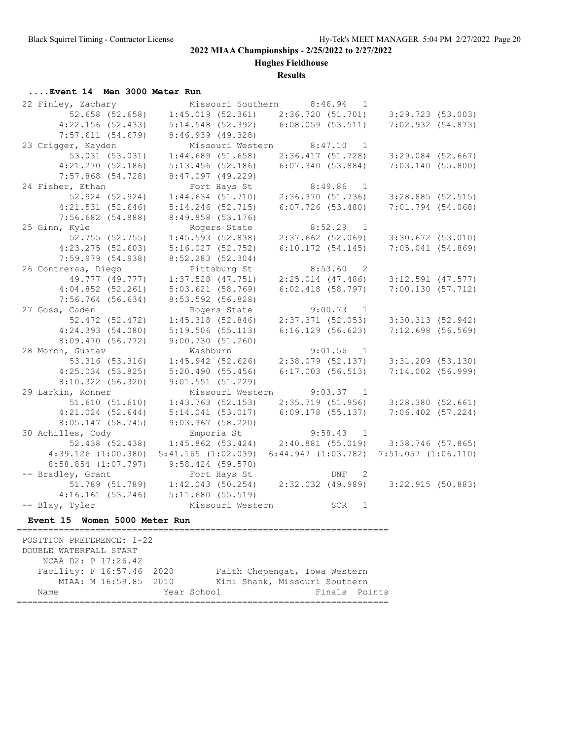**2022 MIAA Championships - 2/25/2022 to 2/27/2022**

**Hughes Fieldhouse**

**Results**

### ....Event 14 Men 3000 Meter Run

```
 22 Finley, Zachary              Missouri Southern     8:46.94  1
         52.658 (52.658)    1:45.019 (52.361)    2:36.720 (51.701)    3:29.723 (53.003)
       4:22.156 (52.433)    5:14.548 (52.392)    6:08.059 (53.511)    7:02.932 (54.873)
       7:57.611 (54.679)    8:46.939 (49.328)
 23 Crigger, Kayden              Missouri Western      8:47.10  1
         53.031 (53.031)    1:44.689 (51.658)    2:36.417 (51.728)    3:29.084 (52.667)
       4:21.270 (52.186)    5:13.456 (52.186)    6:07.340 (53.884)    7:03.140 (55.800)
       7:57.868 (54.728)    8:47.097 (49.229)
 24 Fisher, Ethan                Fort Hays St          8:49.86  1
         52.924 (52.924)    1:44.634 (51.710)    2:36.370 (51.736)    3:28.885 (52.515)
       4:21.531 (52.646)    5:14.246 (52.715)    6:07.726 (53.480)    7:01.794 (54.068)
       7:56.682 (54.888)    8:49.858 (53.176)
 25 Ginn, Kyle                   Rogers State          8:52.29  1
         52.755 (52.755)    1:45.593 (52.838)    2:37.662 (52.069)    3:30.672 (53.010)
       4:23.275 (52.603)    5:16.027 (52.752)    6:10.172 (54.145)    7:05.041 (54.869)
       7:59.979 (54.938)    8:52.283 (52.304)
 26 Contreras, Diego             Pittsburg St          8:53.60  2
         49.777 (49.777)    1:37.528 (47.751)    2:25.014 (47.486)    3:12.591 (47.577)
       4:04.852 (52.261)    5:03.621 (58.769)    6:02.418 (58.797)    7:00.130 (57.712)
       7:56.764 (56.634)    8:53.592 (56.828)
 27 Goss, Caden                  Rogers State          9:00.73  1
         52.472 (52.472)    1:45.318 (52.846)    2:37.371 (52.053)    3:30.313 (52.942)
       4:24.393 (54.080)    5:19.506 (55.113)    6:16.129 (56.623)    7:12.698 (56.569)
       8:09.470 (56.772)    9:00.730 (51.260)
 28 Morch, Gustav                Washburn              9:01.56  1
         53.316 (53.316)    1:45.942 (52.626)    2:38.079 (52.137)    3:31.209 (53.130)
       4:25.034 (53.825)    5:20.490 (55.456)    6:17.003 (56.513)    7:14.002 (56.999)
       8:10.322 (56.320)    9:01.551 (51.229)
 29 Larkin, Konner               Missouri Western      9:03.37  1
         51.610 (51.610)    1:43.763 (52.153)    2:35.719 (51.956)    3:28.380 (52.661)
       4:21.024 (52.644)    5:14.041 (53.017)    6:09.178 (55.137)    7:06.402 (57.224)
       8:05.147 (58.745)    9:03.367 (58.220)
 30 Achilles, Cody               Emporia St            9:58.43  1
         52.438 (52.438)    1:45.862 (53.424)    2:40.881 (55.019)    3:38.746 (57.865)
     4:39.126 (1:00.380)  5:41.165 (1:02.039)  6:44.947 (1:03.782)  7:51.057 (1:06.110)
     8:58.854 (1:07.797)    9:58.424 (59.570)
 -- Bradley, Grant               Fort Hays St              DNF  2
         51.789 (51.789)    1:42.043 (50.254)    2:32.032 (49.989)    3:22.915 (50.883)
       4:16.161 (53.246)    5:11.680 (55.519)
 -- Blay, Tyler                  Missouri Western          SCR  1
```

### Event 15 Women 5000 Meter Run

```
=======================================================================
 POSITION PREFERENCE: 1-22
 DOUBLE WATERFALL START
     NCAA D2: P 17:26.42
    Facility: F 16:57.46  2020        Faith Chepengat, Iowa Western
        MIAA: M 16:59.85  2010        Kimi Shank, Missouri Southern
    Name                    Year School                  Finals  Points
=======================================================================
```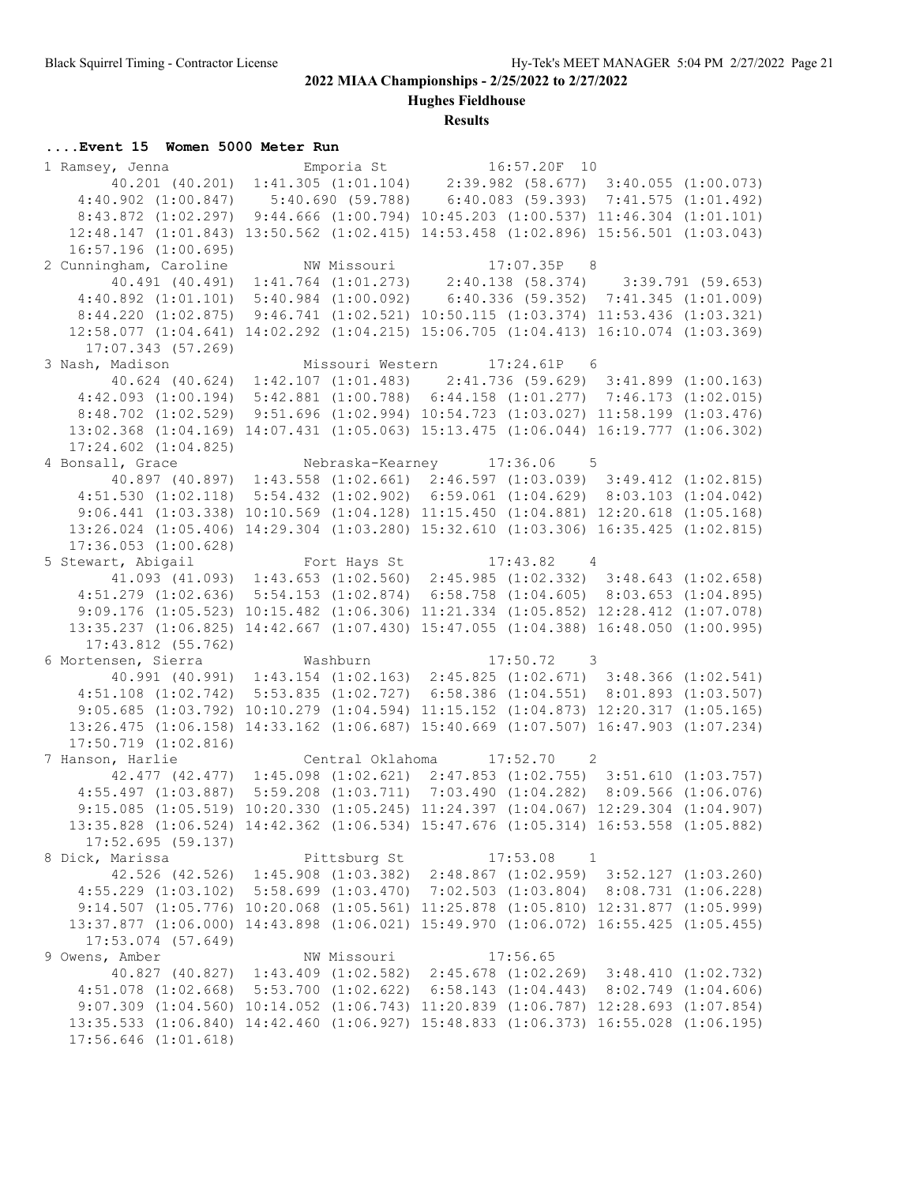## 2022 MIAA Championships - 2/25/2022 to 2/27/2022

### Hughes Fieldhouse

### Results

#### ....Event 15 Women 5000 Meter Run

```
1 Ramsey, Jenna                Emporia St            16:57.20F  10
      40.201 (40.201)  1:41.305 (1:01.104)   2:39.982 (58.677)  3:40.055 (1:00.073)
    4:40.902 (1:00.847)   5:40.690 (59.788)   6:40.083 (59.393)  7:41.575 (1:01.492)
    8:43.872 (1:02.297)  9:44.666 (1:00.794) 10:45.203 (1:00.537) 11:46.304 (1:01.101)
   12:48.147 (1:01.843) 13:50.562 (1:02.415) 14:53.458 (1:02.896) 15:56.501 (1:03.043)
   16:57.196 (1:00.695)
2 Cunningham, Caroline         NW Missouri           17:07.35P   8
      40.491 (40.491)  1:41.764 (1:01.273)   2:40.138 (58.374)    3:39.791 (59.653)
    4:40.892 (1:01.101)  5:40.984 (1:00.092)   6:40.336 (59.352)  7:41.345 (1:01.009)
    8:44.220 (1:02.875)  9:46.741 (1:02.521) 10:50.115 (1:03.374) 11:53.436 (1:03.321)
   12:58.077 (1:04.641) 14:02.292 (1:04.215) 15:06.705 (1:04.413) 16:10.074 (1:03.369)
     17:07.343 (57.269)
3 Nash, Madison                Missouri Western      17:24.61P   6
      40.624 (40.624)  1:42.107 (1:01.483)   2:41.736 (59.629)  3:41.899 (1:00.163)
    4:42.093 (1:00.194)  5:42.881 (1:00.788)  6:44.158 (1:01.277)  7:46.173 (1:02.015)
    8:48.702 (1:02.529)  9:51.696 (1:02.994) 10:54.723 (1:03.027) 11:58.199 (1:03.476)
   13:02.368 (1:04.169) 14:07.431 (1:05.063) 15:13.475 (1:06.044) 16:19.777 (1:06.302)
   17:24.602 (1:04.825)
4 Bonsall, Grace               Nebraska-Kearney      17:36.06    5
      40.897 (40.897)  1:43.558 (1:02.661)  2:46.597 (1:03.039)  3:49.412 (1:02.815)
    4:51.530 (1:02.118)  5:54.432 (1:02.902)  6:59.061 (1:04.629)  8:03.103 (1:04.042)
    9:06.441 (1:03.338) 10:10.569 (1:04.128) 11:15.450 (1:04.881) 12:20.618 (1:05.168)
   13:26.024 (1:05.406) 14:29.304 (1:03.280) 15:32.610 (1:03.306) 16:35.425 (1:02.815)
   17:36.053 (1:00.628)
5 Stewart, Abigail             Fort Hays St          17:43.82    4
      41.093 (41.093)  1:43.653 (1:02.560)  2:45.985 (1:02.332)  3:48.643 (1:02.658)
    4:51.279 (1:02.636)  5:54.153 (1:02.874)  6:58.758 (1:04.605)  8:03.653 (1:04.895)
    9:09.176 (1:05.523) 10:15.482 (1:06.306) 11:21.334 (1:05.852) 12:28.412 (1:07.078)
   13:35.237 (1:06.825) 14:42.667 (1:07.430) 15:47.055 (1:04.388) 16:48.050 (1:00.995)
     17:43.812 (55.762)
6 Mortensen, Sierra            Washburn              17:50.72    3
      40.991 (40.991)  1:43.154 (1:02.163)  2:45.825 (1:02.671)  3:48.366 (1:02.541)
    4:51.108 (1:02.742)  5:53.835 (1:02.727)  6:58.386 (1:04.551)  8:01.893 (1:03.507)
    9:05.685 (1:03.792) 10:10.279 (1:04.594) 11:15.152 (1:04.873) 12:20.317 (1:05.165)
   13:26.475 (1:06.158) 14:33.162 (1:06.687) 15:40.669 (1:07.507) 16:47.903 (1:07.234)
   17:50.719 (1:02.816)
7 Hanson, Harlie               Central Oklahoma      17:52.70    2
      42.477 (42.477)  1:45.098 (1:02.621)  2:47.853 (1:02.755)  3:51.610 (1:03.757)
    4:55.497 (1:03.887)  5:59.208 (1:03.711)  7:03.490 (1:04.282)  8:09.566 (1:06.076)
    9:15.085 (1:05.519) 10:20.330 (1:05.245) 11:24.397 (1:04.067) 12:29.304 (1:04.907)
   13:35.828 (1:06.524) 14:42.362 (1:06.534) 15:47.676 (1:05.314) 16:53.558 (1:05.882)
     17:52.695 (59.137)
8 Dick, Marissa                Pittsburg St          17:53.08    1
      42.526 (42.526)  1:45.908 (1:03.382)  2:48.867 (1:02.959)  3:52.127 (1:03.260)
    4:55.229 (1:03.102)  5:58.699 (1:03.470)  7:02.503 (1:03.804)  8:08.731 (1:06.228)
    9:14.507 (1:05.776) 10:20.068 (1:05.561) 11:25.878 (1:05.810) 12:31.877 (1:05.999)
   13:37.877 (1:06.000) 14:43.898 (1:06.021) 15:49.970 (1:06.072) 16:55.425 (1:05.455)
     17:53.074 (57.649)
9 Owens, Amber                 NW Missouri           17:56.65
      40.827 (40.827)  1:43.409 (1:02.582)  2:45.678 (1:02.269)  3:48.410 (1:02.732)
    4:51.078 (1:02.668)  5:53.700 (1:02.622)  6:58.143 (1:04.443)  8:02.749 (1:04.606)
    9:07.309 (1:04.560) 10:14.052 (1:06.743) 11:20.839 (1:06.787) 12:28.693 (1:07.854)
   13:35.533 (1:06.840) 14:42.460 (1:06.927) 15:48.833 (1:06.373) 16:55.028 (1:06.195)
   17:56.646 (1:01.618)
```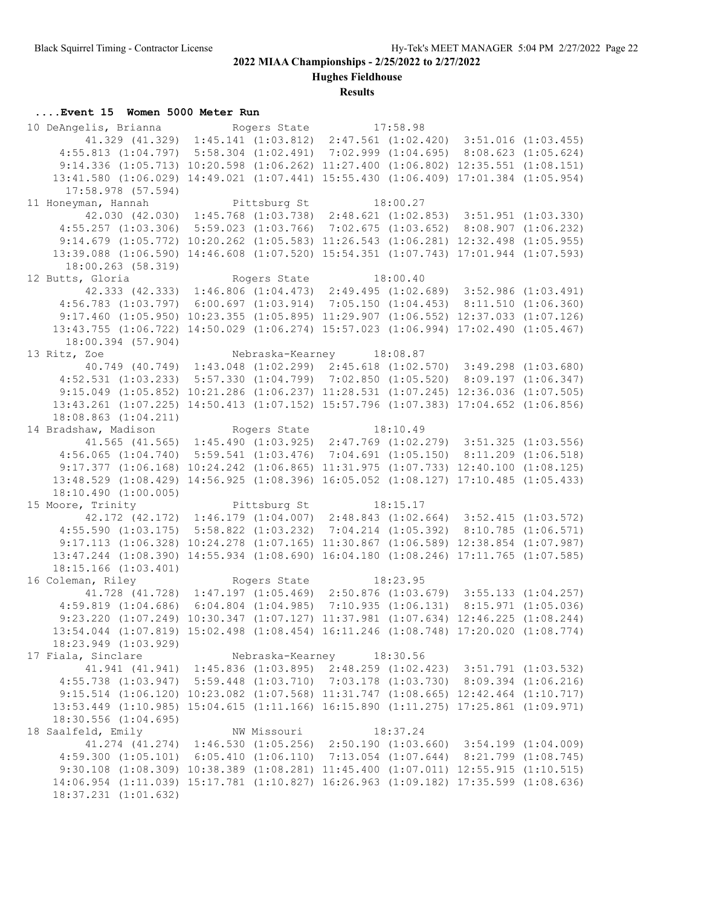## 2022 MIAA Championships - 2/25/2022 to 2/27/2022

### Hughes Fieldhouse

### Results

#### ....Event 15 Women 5000 Meter Run

```
 10 DeAngelis, Brianna          Rogers State           17:58.98
         41.329 (41.329)  1:45.141 (1:03.812)  2:47.561 (1:02.420)  3:51.016 (1:03.455)
      4:55.813 (1:04.797)  5:58.304 (1:02.491)  7:02.999 (1:04.695)  8:08.623 (1:05.624)
      9:14.336 (1:05.713) 10:20.598 (1:06.262) 11:27.400 (1:06.802) 12:35.551 (1:08.151)
     13:41.580 (1:06.029) 14:49.021 (1:07.441) 15:55.430 (1:06.409) 17:01.384 (1:05.954)
     17:58.978 (57.594)
 11 Honeyman, Hannah            Pittsburg St           18:00.27
         42.030 (42.030)  1:45.768 (1:03.738)  2:48.621 (1:02.853)  3:51.951 (1:03.330)
      4:55.257 (1:03.306)  5:59.023 (1:03.766)  7:02.675 (1:03.652)  8:08.907 (1:06.232)
      9:14.679 (1:05.772) 10:20.262 (1:05.583) 11:26.543 (1:06.281) 12:32.498 (1:05.955)
     13:39.088 (1:06.590) 14:46.608 (1:07.520) 15:54.351 (1:07.743) 17:01.944 (1:07.593)
     18:00.263 (58.319)
 12 Butts, Gloria               Rogers State           18:00.40
         42.333 (42.333)  1:46.806 (1:04.473)  2:49.495 (1:02.689)  3:52.986 (1:03.491)
      4:56.783 (1:03.797)  6:00.697 (1:03.914)  7:05.150 (1:04.453)  8:11.510 (1:06.360)
      9:17.460 (1:05.950) 10:23.355 (1:05.895) 11:29.907 (1:06.552) 12:37.033 (1:07.126)
     13:43.755 (1:06.722) 14:50.029 (1:06.274) 15:57.023 (1:06.994) 17:02.490 (1:05.467)
     18:00.394 (57.904)
 13 Ritz, Zoe                   Nebraska-Kearney       18:08.87
         40.749 (40.749)  1:43.048 (1:02.299)  2:45.618 (1:02.570)  3:49.298 (1:03.680)
      4:52.531 (1:03.233)  5:57.330 (1:04.799)  7:02.850 (1:05.520)  8:09.197 (1:06.347)
      9:15.049 (1:05.852) 10:21.286 (1:06.237) 11:28.531 (1:07.245) 12:36.036 (1:07.505)
     13:43.261 (1:07.225) 14:50.413 (1:07.152) 15:57.796 (1:07.383) 17:04.652 (1:06.856)
     18:08.863 (1:04.211)
 14 Bradshaw, Madison           Rogers State           18:10.49
         41.565 (41.565)  1:45.490 (1:03.925)  2:47.769 (1:02.279)  3:51.325 (1:03.556)
      4:56.065 (1:04.740)  5:59.541 (1:03.476)  7:04.691 (1:05.150)  8:11.209 (1:06.518)
      9:17.377 (1:06.168) 10:24.242 (1:06.865) 11:31.975 (1:07.733) 12:40.100 (1:08.125)
     13:48.529 (1:08.429) 14:56.925 (1:08.396) 16:05.052 (1:08.127) 17:10.485 (1:05.433)
     18:10.490 (1:00.005)
 15 Moore, Trinity              Pittsburg St           18:15.17
         42.172 (42.172)  1:46.179 (1:04.007)  2:48.843 (1:02.664)  3:52.415 (1:03.572)
      4:55.590 (1:03.175)  5:58.822 (1:03.232)  7:04.214 (1:05.392)  8:10.785 (1:06.571)
      9:17.113 (1:06.328) 10:24.278 (1:07.165) 11:30.867 (1:06.589) 12:38.854 (1:07.987)
     13:47.244 (1:08.390) 14:55.934 (1:08.690) 16:04.180 (1:08.246) 17:11.765 (1:07.585)
     18:15.166 (1:03.401)
 16 Coleman, Riley              Rogers State           18:23.95
         41.728 (41.728)  1:47.197 (1:05.469)  2:50.876 (1:03.679)  3:55.133 (1:04.257)
      4:59.819 (1:04.686)  6:04.804 (1:04.985)  7:10.935 (1:06.131)  8:15.971 (1:05.036)
      9:23.220 (1:07.249) 10:30.347 (1:07.127) 11:37.981 (1:07.634) 12:46.225 (1:08.244)
     13:54.044 (1:07.819) 15:02.498 (1:08.454) 16:11.246 (1:08.748) 17:20.020 (1:08.774)
     18:23.949 (1:03.929)
 17 Fiala, Sinclare             Nebraska-Kearney       18:30.56
         41.941 (41.941)  1:45.836 (1:03.895)  2:48.259 (1:02.423)  3:51.791 (1:03.532)
      4:55.738 (1:03.947)  5:59.448 (1:03.710)  7:03.178 (1:03.730)  8:09.394 (1:06.216)
      9:15.514 (1:06.120) 10:23.082 (1:07.568) 11:31.747 (1:08.665) 12:42.464 (1:10.717)
     13:53.449 (1:10.985) 15:04.615 (1:11.166) 16:15.890 (1:11.275) 17:25.861 (1:09.971)
     18:30.556 (1:04.695)
 18 Saalfeld, Emily             NW Missouri            18:37.24
         41.274 (41.274)  1:46.530 (1:05.256)  2:50.190 (1:03.660)  3:54.199 (1:04.009)
      4:59.300 (1:05.101)  6:05.410 (1:06.110)  7:13.054 (1:07.644)  8:21.799 (1:08.745)
      9:30.108 (1:08.309) 10:38.389 (1:08.281) 11:45.400 (1:07.011) 12:55.915 (1:10.515)
     14:06.954 (1:11.039) 15:17.781 (1:10.827) 16:26.963 (1:09.182) 17:35.599 (1:08.636)
     18:37.231 (1:01.632)
```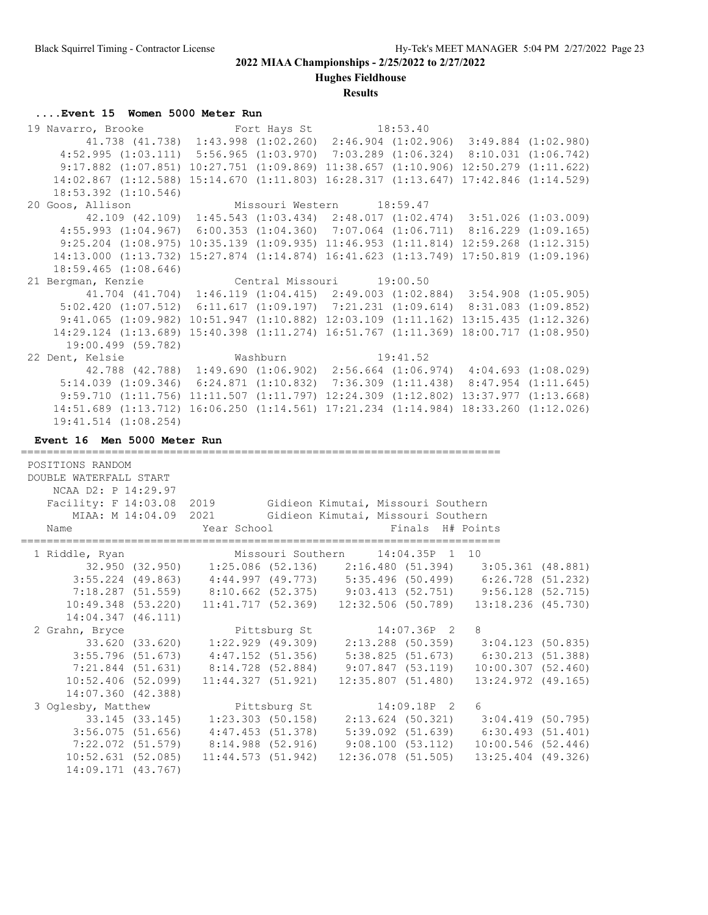## 2022 MIAA Championships - 2/25/2022 to 2/27/2022

**Hughes Fieldhouse**

**Results**

### ....Event 15 Women 5000 Meter Run

```
 19 Navarro, Brooke             Fort Hays St             18:53.40
         41.738 (41.738)  1:43.998 (1:02.260)  2:46.904 (1:02.906)  3:49.884 (1:02.980)
       4:52.995 (1:03.111)  5:56.965 (1:03.970)  7:03.289 (1:06.324)  8:10.031 (1:06.742)
       9:17.882 (1:07.851) 10:27.751 (1:09.869) 11:38.657 (1:10.906) 12:50.279 (1:11.622)
      14:02.867 (1:12.588) 15:14.670 (1:11.803) 16:28.317 (1:13.647) 17:42.846 (1:14.529)
      18:53.392 (1:10.546)
 20 Goos, Allison               Missouri Western         18:59.47
         42.109 (42.109)  1:45.543 (1:03.434)  2:48.017 (1:02.474)  3:51.026 (1:03.009)
       4:55.993 (1:04.967)  6:00.353 (1:04.360)  7:07.064 (1:06.711)  8:16.229 (1:09.165)
       9:25.204 (1:08.975) 10:35.139 (1:09.935) 11:46.953 (1:11.814) 12:59.268 (1:12.315)
      14:13.000 (1:13.732) 15:27.874 (1:14.874) 16:41.623 (1:13.749) 17:50.819 (1:09.196)
      18:59.465 (1:08.646)
 21 Bergman, Kenzie             Central Missouri         19:00.50
         41.704 (41.704)  1:46.119 (1:04.415)  2:49.003 (1:02.884)  3:54.908 (1:05.905)
       5:02.420 (1:07.512)  6:11.617 (1:09.197)  7:21.231 (1:09.614)  8:31.083 (1:09.852)
       9:41.065 (1:09.982) 10:51.947 (1:10.882) 12:03.109 (1:11.162) 13:15.435 (1:12.326)
      14:29.124 (1:13.689) 15:40.398 (1:11.274) 16:51.767 (1:11.369) 18:00.717 (1:08.950)
      19:00.499 (59.782)
 22 Dent, Kelsie                Washburn                 19:41.52
         42.788 (42.788)  1:49.690 (1:06.902)  2:56.664 (1:06.974)  4:04.693 (1:08.029)
       5:14.039 (1:09.346)  6:24.871 (1:10.832)  7:36.309 (1:11.438)  8:47.954 (1:11.645)
       9:59.710 (1:11.756) 11:11.507 (1:11.797) 12:24.309 (1:12.802) 13:37.977 (1:13.668)
      14:51.689 (1:13.712) 16:06.250 (1:14.561) 17:21.234 (1:14.984) 18:33.260 (1:12.026)
      19:41.514 (1:08.254)
```

### Event 16 Men 5000 Meter Run

```
=========================================================================
 POSITIONS RANDOM
 DOUBLE WATERFALL START
    NCAA D2: P 14:29.97
   Facility: F 14:03.08  2019        Gidieon Kimutai, Missouri Southern
       MIAA: M 14:04.09  2021        Gidieon Kimutai, Missouri Southern
    Name                    Year School                 Finals  H# Points
=========================================================================
  1 Riddle, Ryan                 Missouri Southern     14:04.35P  1  10
        32.950 (32.950)    1:25.086 (52.136)    2:16.480 (51.394)    3:05.361 (48.881)
      3:55.224 (49.863)    4:44.997 (49.773)    5:35.496 (50.499)    6:26.728 (51.232)
      7:18.287 (51.559)    8:10.662 (52.375)    9:03.413 (52.751)    9:56.128 (52.715)
     10:49.348 (53.220)   11:41.717 (52.369)   12:32.506 (50.789)   13:18.236 (45.730)
     14:04.347 (46.111)
  2 Grahn, Bryce                 Pittsburg St          14:07.36P  2   8
        33.620 (33.620)    1:22.929 (49.309)    2:13.288 (50.359)    3:04.123 (50.835)
      3:55.796 (51.673)    4:47.152 (51.356)    5:38.825 (51.673)    6:30.213 (51.388)
      7:21.844 (51.631)    8:14.728 (52.884)    9:07.847 (53.119)   10:00.307 (52.460)
     10:52.406 (52.099)   11:44.327 (51.921)   12:35.807 (51.480)   13:24.972 (49.165)
     14:07.360 (42.388)
  3 Oglesby, Matthew             Pittsburg St          14:09.18P  2   6
        33.145 (33.145)    1:23.303 (50.158)    2:13.624 (50.321)    3:04.419 (50.795)
      3:56.075 (51.656)    4:47.453 (51.378)    5:39.092 (51.639)    6:30.493 (51.401)
      7:22.072 (51.579)    8:14.988 (52.916)    9:08.100 (53.112)   10:00.546 (52.446)
     10:52.631 (52.085)   11:44.573 (51.942)   12:36.078 (51.505)   13:25.404 (49.326)
     14:09.171 (43.767)
```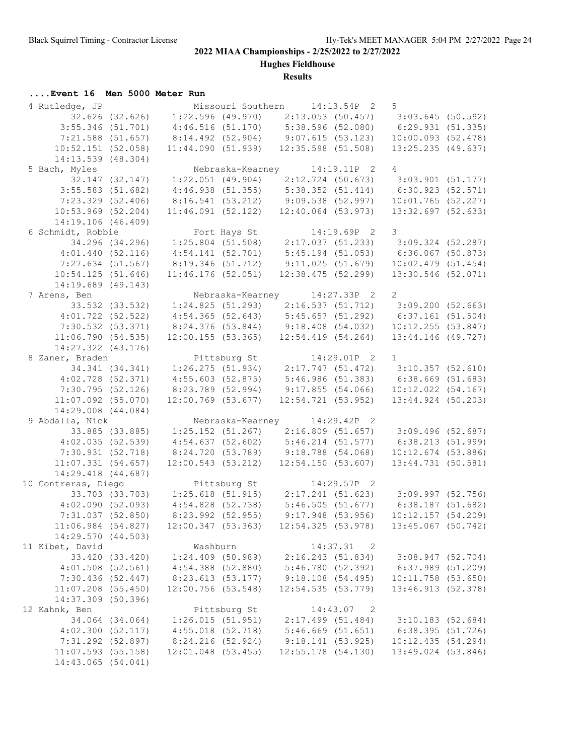## 2022 MIAA Championships - 2/25/2022 to 2/27/2022

### Hughes Fieldhouse

### Results

**....Event 16 Men 5000 Meter Run**

```
  4 Rutledge, JP               Missouri Southern     14:13.54P  2    5   
         32.626 (32.626)    1:22.596 (49.970)    2:13.053 (50.457)    3:03.645 (50.592)
       3:55.346 (51.701)    4:46.516 (51.170)    5:38.596 (52.080)    6:29.931 (51.335)
       7:21.588 (51.657)    8:14.492 (52.904)    9:07.615 (53.123)   10:00.093 (52.478)
      10:52.151 (52.058)   11:44.090 (51.939)   12:35.598 (51.508)   13:25.235 (49.637)
      14:13.539 (48.304)
  5 Bach, Myles                Nebraska-Kearney      14:19.11P  2    4   
         32.147 (32.147)    1:22.051 (49.904)    2:12.724 (50.673)    3:03.901 (51.177)
       3:55.583 (51.682)    4:46.938 (51.355)    5:38.352 (51.414)    6:30.923 (52.571)
       7:23.329 (52.406)    8:16.541 (53.212)    9:09.538 (52.997)   10:01.765 (52.227)
      10:53.969 (52.204)   11:46.091 (52.122)   12:40.064 (53.973)   13:32.697 (52.633)
      14:19.106 (46.409)
  6 Schmidt, Robbie            Fort Hays St          14:19.69P  2    3   
         34.296 (34.296)    1:25.804 (51.508)    2:17.037 (51.233)    3:09.324 (52.287)
       4:01.440 (52.116)    4:54.141 (52.701)    5:45.194 (51.053)    6:36.067 (50.873)
       7:27.634 (51.567)    8:19.346 (51.712)    9:11.025 (51.679)   10:02.479 (51.454)
      10:54.125 (51.646)   11:46.176 (52.051)   12:38.475 (52.299)   13:30.546 (52.071)
      14:19.689 (49.143)
  7 Arens, Ben                 Nebraska-Kearney      14:27.33P  2    2   
         33.532 (33.532)    1:24.825 (51.293)    2:16.537 (51.712)    3:09.200 (52.663)
       4:01.722 (52.522)    4:54.365 (52.643)    5:45.657 (51.292)    6:37.161 (51.504)
       7:30.532 (53.371)    8:24.376 (53.844)    9:18.408 (54.032)   10:12.255 (53.847)
      11:06.790 (54.535)   12:00.155 (53.365)   12:54.419 (54.264)   13:44.146 (49.727)
      14:27.322 (43.176)
  8 Zaner, Braden              Pittsburg St          14:29.01P  2    1   
         34.341 (34.341)    1:26.275 (51.934)    2:17.747 (51.472)    3:10.357 (52.610)
       4:02.728 (52.371)    4:55.603 (52.875)    5:46.986 (51.383)    6:38.669 (51.683)
       7:30.795 (52.126)    8:23.789 (52.994)    9:17.855 (54.066)   10:12.022 (54.167)
      11:07.092 (55.070)   12:00.769 (53.677)   12:54.721 (53.952)   13:44.924 (50.203)
      14:29.008 (44.084)
  9 Abdalla, Nick              Nebraska-Kearney      14:29.42P  2   
         33.885 (33.885)    1:25.152 (51.267)    2:16.809 (51.657)    3:09.496 (52.687)
       4:02.035 (52.539)    4:54.637 (52.602)    5:46.214 (51.577)    6:38.213 (51.999)
       7:30.931 (52.718)    8:24.720 (53.789)    9:18.788 (54.068)   10:12.674 (53.886)
      11:07.331 (54.657)   12:00.543 (53.212)   12:54.150 (53.607)   13:44.731 (50.581)
      14:29.418 (44.687)
 10 Contreras, Diego           Pittsburg St          14:29.57P  2   
         33.703 (33.703)    1:25.618 (51.915)    2:17.241 (51.623)    3:09.997 (52.756)
       4:02.090 (52.093)    4:54.828 (52.738)    5:46.505 (51.677)    6:38.187 (51.682)
       7:31.037 (52.850)    8:23.992 (52.955)    9:17.948 (53.956)   10:12.157 (54.209)
      11:06.984 (54.827)   12:00.347 (53.363)   12:54.325 (53.978)   13:45.067 (50.742)
      14:29.570 (44.503)
 11 Kibet, David               Washburn              14:37.31   2   
         33.420 (33.420)    1:24.409 (50.989)    2:16.243 (51.834)    3:08.947 (52.704)
       4:01.508 (52.561)    4:54.388 (52.880)    5:46.780 (52.392)    6:37.989 (51.209)
       7:30.436 (52.447)    8:23.613 (53.177)    9:18.108 (54.495)   10:11.758 (53.650)
      11:07.208 (55.450)   12:00.756 (53.548)   12:54.535 (53.779)   13:46.913 (52.378)
      14:37.309 (50.396)
 12 Kahnk, Ben                 Pittsburg St          14:43.07   2   
         34.064 (34.064)    1:26.015 (51.951)    2:17.499 (51.484)    3:10.183 (52.684)
       4:02.300 (52.117)    4:55.018 (52.718)    5:46.669 (51.651)    6:38.395 (51.726)
       7:31.292 (52.897)    8:24.216 (52.924)    9:18.141 (53.925)   10:12.435 (54.294)
      11:07.593 (55.158)   12:01.048 (53.455)   12:55.178 (54.130)   13:49.024 (53.846)
      14:43.065 (54.041)
```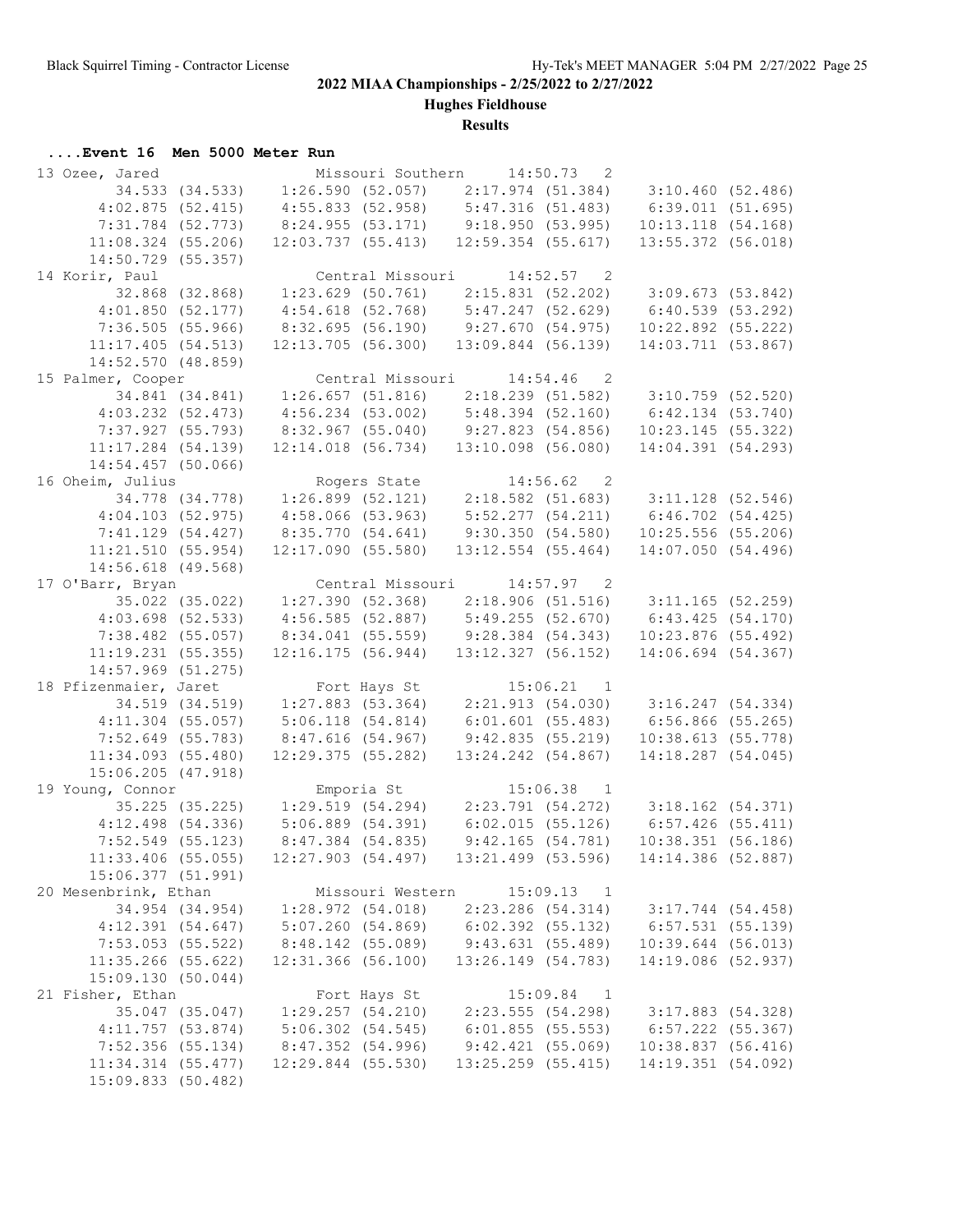# 2022 MIAA Championships - 2/25/2022 to 2/27/2022

## Hughes Fieldhouse

### Results

#### ....Event 16 Men 5000 Meter Run

```
 13 Ozee, Jared                 Missouri Southern      14:50.73   2  
         34.533 (34.533)    1:26.590 (52.057)    2:17.974 (51.384)    3:10.460 (52.486)
       4:02.875 (52.415)    4:55.833 (52.958)    5:47.316 (51.483)    6:39.011 (51.695)
       7:31.784 (52.773)    8:24.955 (53.171)    9:18.950 (53.995)   10:13.118 (54.168)
      11:08.324 (55.206)   12:03.737 (55.413)   12:59.354 (55.617)   13:55.372 (56.018)
      14:50.729 (55.357)
 14 Korir, Paul                 Central Missouri       14:52.57   2  
         32.868 (32.868)    1:23.629 (50.761)    2:15.831 (52.202)    3:09.673 (53.842)
       4:01.850 (52.177)    4:54.618 (52.768)    5:47.247 (52.629)    6:40.539 (53.292)
       7:36.505 (55.966)    8:32.695 (56.190)    9:27.670 (54.975)   10:22.892 (55.222)
      11:17.405 (54.513)   12:13.705 (56.300)   13:09.844 (56.139)   14:03.711 (53.867)
      14:52.570 (48.859)
 15 Palmer, Cooper              Central Missouri       14:54.46   2  
         34.841 (34.841)    1:26.657 (51.816)    2:18.239 (51.582)    3:10.759 (52.520)
       4:03.232 (52.473)    4:56.234 (53.002)    5:48.394 (52.160)    6:42.134 (53.740)
       7:37.927 (55.793)    8:32.967 (55.040)    9:27.823 (54.856)   10:23.145 (55.322)
      11:17.284 (54.139)   12:14.018 (56.734)   13:10.098 (56.080)   14:04.391 (54.293)
      14:54.457 (50.066)
 16 Oheim, Julius               Rogers State           14:56.62   2  
         34.778 (34.778)    1:26.899 (52.121)    2:18.582 (51.683)    3:11.128 (52.546)
       4:04.103 (52.975)    4:58.066 (53.963)    5:52.277 (54.211)    6:46.702 (54.425)
       7:41.129 (54.427)    8:35.770 (54.641)    9:30.350 (54.580)   10:25.556 (55.206)
      11:21.510 (55.954)   12:17.090 (55.580)   13:12.554 (55.464)   14:07.050 (54.496)
      14:56.618 (49.568)
 17 O'Barr, Bryan               Central Missouri       14:57.97   2  
         35.022 (35.022)    1:27.390 (52.368)    2:18.906 (51.516)    3:11.165 (52.259)
       4:03.698 (52.533)    4:56.585 (52.887)    5:49.255 (52.670)    6:43.425 (54.170)
       7:38.482 (55.057)    8:34.041 (55.559)    9:28.384 (54.343)   10:23.876 (55.492)
      11:19.231 (55.355)   12:16.175 (56.944)   13:12.327 (56.152)   14:06.694 (54.367)
      14:57.969 (51.275)
 18 Pfizenmaier, Jaret          Fort Hays St           15:06.21   1  
         34.519 (34.519)    1:27.883 (53.364)    2:21.913 (54.030)    3:16.247 (54.334)
       4:11.304 (55.057)    5:06.118 (54.814)    6:01.601 (55.483)    6:56.866 (55.265)
       7:52.649 (55.783)    8:47.616 (54.967)    9:42.835 (55.219)   10:38.613 (55.778)
      11:34.093 (55.480)   12:29.375 (55.282)   13:24.242 (54.867)   14:18.287 (54.045)
      15:06.205 (47.918)
 19 Young, Connor               Emporia St             15:06.38   1  
         35.225 (35.225)    1:29.519 (54.294)    2:23.791 (54.272)    3:18.162 (54.371)
       4:12.498 (54.336)    5:06.889 (54.391)    6:02.015 (55.126)    6:57.426 (55.411)
       7:52.549 (55.123)    8:47.384 (54.835)    9:42.165 (54.781)   10:38.351 (56.186)
      11:33.406 (55.055)   12:27.903 (54.497)   13:21.499 (53.596)   14:14.386 (52.887)
      15:06.377 (51.991)
 20 Mesenbrink, Ethan           Missouri Western       15:09.13   1  
         34.954 (34.954)    1:28.972 (54.018)    2:23.286 (54.314)    3:17.744 (54.458)
       4:12.391 (54.647)    5:07.260 (54.869)    6:02.392 (55.132)    6:57.531 (55.139)
       7:53.053 (55.522)    8:48.142 (55.089)    9:43.631 (55.489)   10:39.644 (56.013)
      11:35.266 (55.622)   12:31.366 (56.100)   13:26.149 (54.783)   14:19.086 (52.937)
      15:09.130 (50.044)
 21 Fisher, Ethan               Fort Hays St           15:09.84   1  
         35.047 (35.047)    1:29.257 (54.210)    2:23.555 (54.298)    3:17.883 (54.328)
       4:11.757 (53.874)    5:06.302 (54.545)    6:01.855 (55.553)    6:57.222 (55.367)
       7:52.356 (55.134)    8:47.352 (54.996)    9:42.421 (55.069)   10:38.837 (56.416)
      11:34.314 (55.477)   12:29.844 (55.530)   13:25.259 (55.415)   14:19.351 (54.092)
      15:09.833 (50.482)
```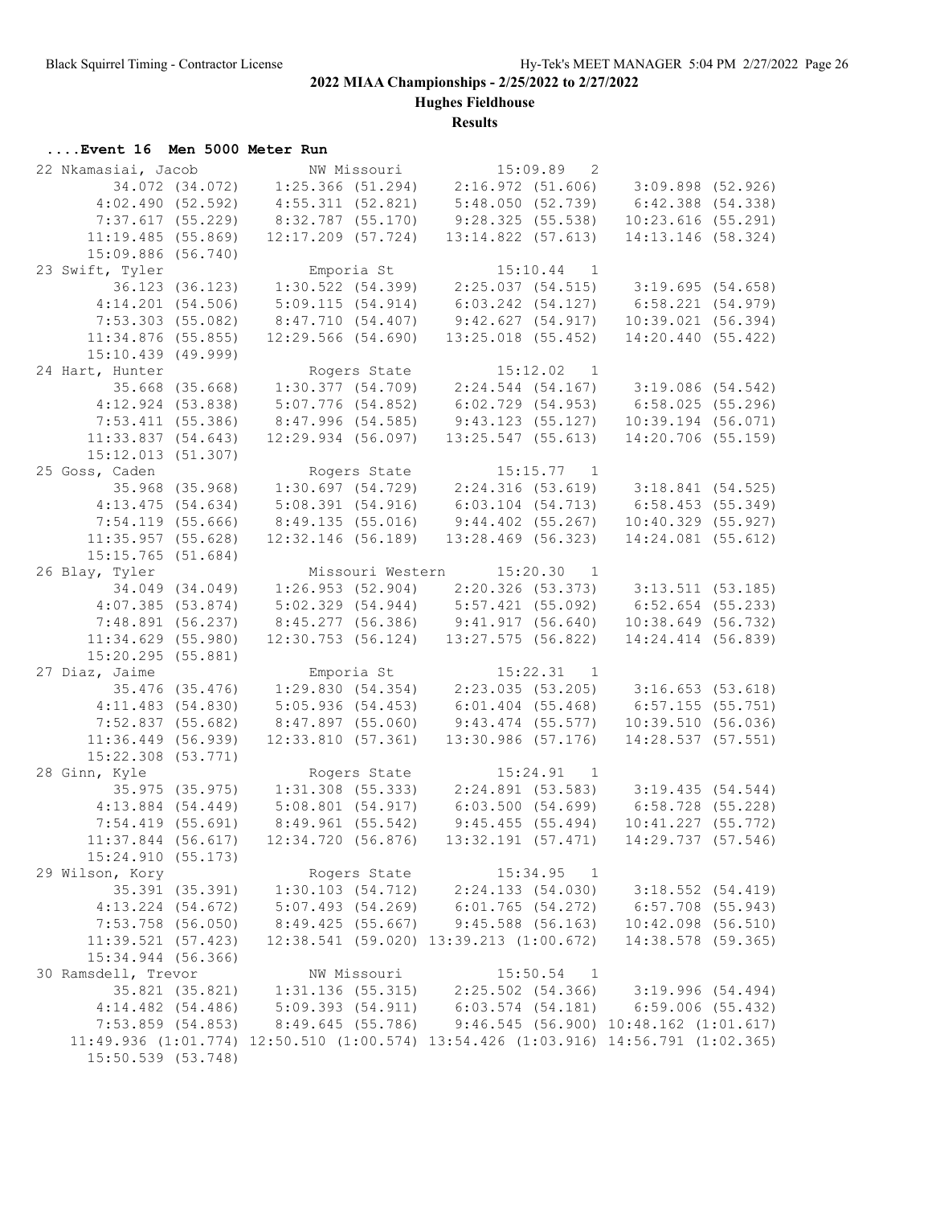## 2022 MIAA Championships - 2/25/2022 to 2/27/2022

### Hughes Fieldhouse

### Results

#### ....Event 16 Men 5000 Meter Run

```
22 Nkamasiai, Jacob          NW Missouri            15:09.89   2
        34.072 (34.072)    1:25.366 (51.294)    2:16.972 (51.606)    3:09.898 (52.926)
      4:02.490 (52.592)    4:55.311 (52.821)    5:48.050 (52.739)    6:42.388 (54.338)
      7:37.617 (55.229)    8:32.787 (55.170)    9:28.325 (55.538)   10:23.616 (55.291)
     11:19.485 (55.869)   12:17.209 (57.724)   13:14.822 (57.613)   14:13.146 (58.324)
     15:09.886 (56.740)
23 Swift, Tyler              Emporia St             15:10.44   1
        36.123 (36.123)    1:30.522 (54.399)    2:25.037 (54.515)    3:19.695 (54.658)
      4:14.201 (54.506)    5:09.115 (54.914)    6:03.242 (54.127)    6:58.221 (54.979)
      7:53.303 (55.082)    8:47.710 (54.407)    9:42.627 (54.917)   10:39.021 (56.394)
     11:34.876 (55.855)   12:29.566 (54.690)   13:25.018 (55.452)   14:20.440 (55.422)
     15:10.439 (49.999)
24 Hart, Hunter              Rogers State           15:12.02   1
        35.668 (35.668)    1:30.377 (54.709)    2:24.544 (54.167)    3:19.086 (54.542)
      4:12.924 (53.838)    5:07.776 (54.852)    6:02.729 (54.953)    6:58.025 (55.296)
      7:53.411 (55.386)    8:47.996 (54.585)    9:43.123 (55.127)   10:39.194 (56.071)
     11:33.837 (54.643)   12:29.934 (56.097)   13:25.547 (55.613)   14:20.706 (55.159)
     15:12.013 (51.307)
25 Goss, Caden               Rogers State           15:15.77   1
        35.968 (35.968)    1:30.697 (54.729)    2:24.316 (53.619)    3:18.841 (54.525)
      4:13.475 (54.634)    5:08.391 (54.916)    6:03.104 (54.713)    6:58.453 (55.349)
      7:54.119 (55.666)    8:49.135 (55.016)    9:44.402 (55.267)   10:40.329 (55.927)
     11:35.957 (55.628)   12:32.146 (56.189)   13:28.469 (56.323)   14:24.081 (55.612)
     15:15.765 (51.684)
26 Blay, Tyler               Missouri Western       15:20.30   1
        34.049 (34.049)    1:26.953 (52.904)    2:20.326 (53.373)    3:13.511 (53.185)
      4:07.385 (53.874)    5:02.329 (54.944)    5:57.421 (55.092)    6:52.654 (55.233)
      7:48.891 (56.237)    8:45.277 (56.386)    9:41.917 (56.640)   10:38.649 (56.732)
     11:34.629 (55.980)   12:30.753 (56.124)   13:27.575 (56.822)   14:24.414 (56.839)
     15:20.295 (55.881)
27 Diaz, Jaime               Emporia St             15:22.31   1
        35.476 (35.476)    1:29.830 (54.354)    2:23.035 (53.205)    3:16.653 (53.618)
      4:11.483 (54.830)    5:05.936 (54.453)    6:01.404 (55.468)    6:57.155 (55.751)
      7:52.837 (55.682)    8:47.897 (55.060)    9:43.474 (55.577)   10:39.510 (56.036)
     11:36.449 (56.939)   12:33.810 (57.361)   13:30.986 (57.176)   14:28.537 (57.551)
     15:22.308 (53.771)
28 Ginn, Kyle                Rogers State           15:24.91   1
        35.975 (35.975)    1:31.308 (55.333)    2:24.891 (53.583)    3:19.435 (54.544)
      4:13.884 (54.449)    5:08.801 (54.917)    6:03.500 (54.699)    6:58.728 (55.228)
      7:54.419 (55.691)    8:49.961 (55.542)    9:45.455 (55.494)   10:41.227 (55.772)
     11:37.844 (56.617)   12:34.720 (56.876)   13:32.191 (57.471)   14:29.737 (57.546)
     15:24.910 (55.173)
29 Wilson, Kory              Rogers State           15:34.95   1
        35.391 (35.391)    1:30.103 (54.712)    2:24.133 (54.030)    3:18.552 (54.419)
      4:13.224 (54.672)    5:07.493 (54.269)    6:01.765 (54.272)    6:57.708 (55.943)
      7:53.758 (56.050)    8:49.425 (55.667)    9:45.588 (56.163)   10:42.098 (56.510)
     11:39.521 (57.423)   12:38.541 (59.020) 13:39.213 (1:00.672)   14:38.578 (59.365)
     15:34.944 (56.366)
30 Ramsdell, Trevor          NW Missouri            15:50.54   1
        35.821 (35.821)    1:31.136 (55.315)    2:25.502 (54.366)    3:19.996 (54.494)
      4:14.482 (54.486)    5:09.393 (54.911)    6:03.574 (54.181)    6:59.006 (55.432)
      7:53.859 (54.853)    8:49.645 (55.786)    9:46.545 (56.900) 10:48.162 (1:01.617)
   11:49.936 (1:01.774) 12:50.510 (1:00.574) 13:54.426 (1:03.916) 14:56.791 (1:02.365)
     15:50.539 (53.748)
```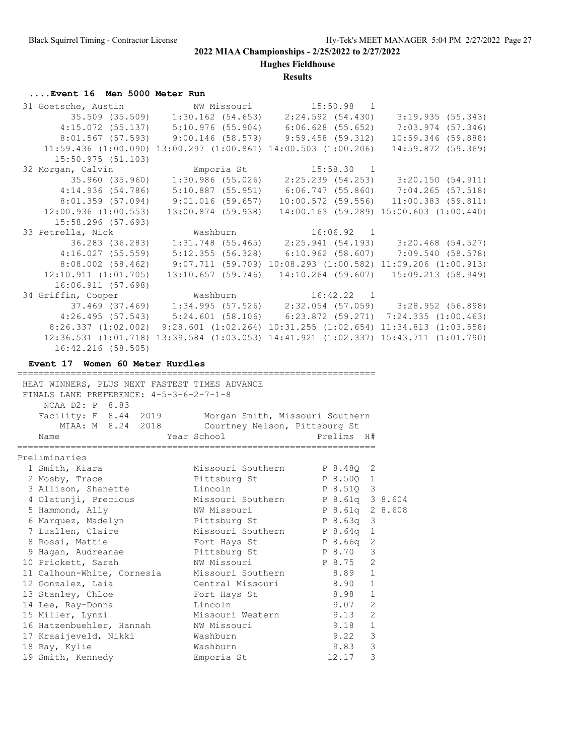**2022 MIAA Championships - 2/25/2022 to 2/27/2022**

**Hughes Fieldhouse**

**Results**

### ....Event 16 Men 5000 Meter Run

```
 31 Goetsche, Austin            NW Missouri            15:50.98   1 
         35.509 (35.509)    1:30.162 (54.653)    2:24.592 (54.430)    3:19.935 (55.343)
       4:15.072 (55.137)    5:10.976 (55.904)    6:06.628 (55.652)    7:03.974 (57.346)
       8:01.567 (57.593)    9:00.146 (58.579)    9:59.458 (59.312)   10:59.346 (59.888)
    11:59.436 (1:00.090) 13:00.297 (1:00.861) 14:00.503 (1:00.206)   14:59.872 (59.369)
      15:50.975 (51.103)
 32 Morgan, Calvin              Emporia St             15:58.30   1 
         35.960 (35.960)    1:30.986 (55.026)    2:25.239 (54.253)    3:20.150 (54.911)
       4:14.936 (54.786)    5:10.887 (55.951)    6:06.747 (55.860)    7:04.265 (57.518)
       8:01.359 (57.094)    9:01.016 (59.657)   10:00.572 (59.556)   11:00.383 (59.811)
    12:00.936 (1:00.553)   13:00.874 (59.938)   14:00.163 (59.289) 15:00.603 (1:00.440)
      15:58.296 (57.693)
 33 Petrella, Nick              Washburn               16:06.92   1 
         36.283 (36.283)    1:31.748 (55.465)    2:25.941 (54.193)    3:20.468 (54.527)
       4:16.027 (55.559)    5:12.355 (56.328)    6:10.962 (58.607)    7:09.540 (58.578)
       8:08.002 (58.462)    9:07.711 (59.709) 10:08.293 (1:00.582) 11:09.206 (1:00.913)
    12:10.911 (1:01.705)   13:10.657 (59.746)   14:10.264 (59.607)   15:09.213 (58.949)
      16:06.911 (57.698)
 34 Griffin, Cooper             Washburn               16:42.22   1 
         37.469 (37.469)    1:34.995 (57.526)    2:32.054 (57.059)    3:28.952 (56.898)
       4:26.495 (57.543)    5:24.601 (58.106)    6:23.872 (59.271)  7:24.335 (1:00.463)
     8:26.337 (1:02.002)  9:28.601 (1:02.264) 10:31.255 (1:02.654) 11:34.813 (1:03.558)
    12:36.531 (1:01.718) 13:39.584 (1:03.053) 14:41.921 (1:02.337) 15:43.711 (1:01.790)
      16:42.216 (58.505)
```

### Event 17 Women 60 Meter Hurdles

```
===================================================================
 HEAT WINNERS, PLUS NEXT FASTEST TIMES ADVANCE
 FINALS LANE PREFERENCE: 4-5-3-6-2-7-1-8
     NCAA D2: P  8.83
    Facility: F  8.44  2019        Morgan Smith, Missouri Southern
        MIAA: M  8.24  2018        Courtney Nelson, Pittsburg St
    Name                    Year School                  Prelims  H#
===================================================================
Preliminaries
  1 Smith, Kiara                 Missouri Southern       P 8.48Q  2 
  2 Mosby, Trace                 Pittsburg St            P 8.50Q  1 
  3 Allison, Shanette            Lincoln                 P 8.51Q  3 
  4 Olatunji, Precious           Missouri Southern       P 8.61q  3 8.604
  5 Hammond, Ally                NW Missouri             P 8.61q  2 8.608
  6 Marquez, Madelyn             Pittsburg St            P 8.63q  3 
  7 Luallen, Claire              Missouri Southern       P 8.64q  1 
  8 Rossi, Mattie                Fort Hays St            P 8.66q  2 
  9 Hagan, Audreanae             Pittsburg St            P 8.70   3 
 10 Prickett, Sarah              NW Missouri             P 8.75   2 
 11 Calhoun-White, Cornesia      Missouri Southern         8.89   1 
 12 Gonzalez, Laia               Central Missouri          8.90   1 
 13 Stanley, Chloe               Fort Hays St              8.98   1 
 14 Lee, Ray-Donna               Lincoln                   9.07   2 
 15 Miller, Lynzi                Missouri Western          9.13   2 
 16 Hatzenbuehler, Hannah        NW Missouri               9.18   1 
 17 Kraaijeveld, Nikki           Washburn                  9.22   3 
 18 Ray, Kylie                   Washburn                  9.83   3 
 19 Smith, Kennedy               Emporia St               12.17   3 
```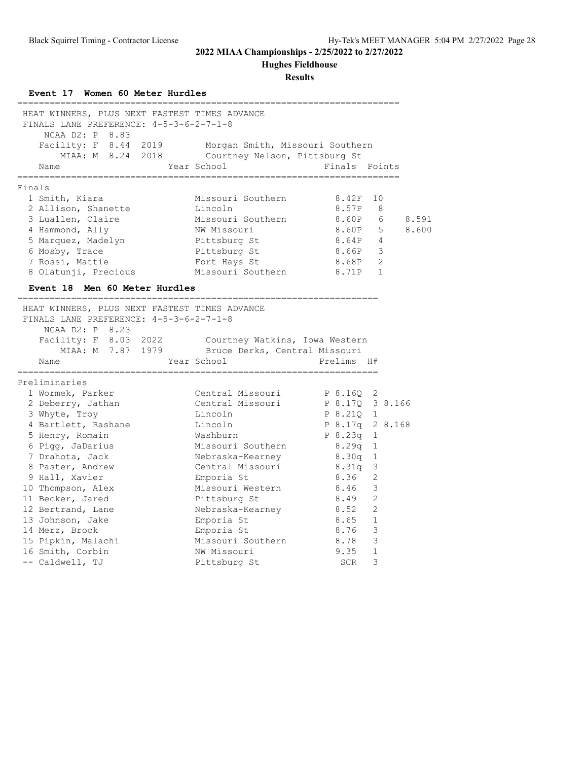**2022 MIAA Championships - 2/25/2022 to 2/27/2022**

**Hughes Fieldhouse**

**Results**

### Event 17 Women 60 Meter Hurdles

HEAT WINNERS, PLUS NEXT FASTEST TIMES ADVANCE
FINALS LANE PREFERENCE: 4-5-3-6-2-7-1-8

NCAA D2: P 8.83
Facility: F 8.44 2019 Morgan Smith, Missouri Southern
MIAA: M 8.24 2018 Courtney Nelson, Pittsburg St

**Finals**

| Place | Name | Year | School | Finals | Points | |
|---|---|---|---|---|---|---|
| 1 | Smith, Kiara | | Missouri Southern | 8.42F | 10 | |
| 2 | Allison, Shanette | | Lincoln | 8.57P | 8 | |
| 3 | Luallen, Claire | | Missouri Southern | 8.60P | 6 | 8.591 |
| 4 | Hammond, Ally | | NW Missouri | 8.60P | 5 | 8.600 |
| 5 | Marquez, Madelyn | | Pittsburg St | 8.64P | 4 | |
| 6 | Mosby, Trace | | Pittsburg St | 8.66P | 3 | |
| 7 | Rossi, Mattie | | Fort Hays St | 8.68P | 2 | |
| 8 | Olatunji, Precious | | Missouri Southern | 8.71P | 1 | |

### Event 18 Men 60 Meter Hurdles

HEAT WINNERS, PLUS NEXT FASTEST TIMES ADVANCE
FINALS LANE PREFERENCE: 4-5-3-6-2-7-1-8

NCAA D2: P 8.23
Facility: F 8.03 2022 Courtney Watkins, Iowa Western
MIAA: M 7.87 1979 Bruce Derks, Central Missouri

**Preliminaries**

| Place | Name | Year | School | Prelims | H# | |
|---|---|---|---|---|---|---|
| 1 | Wormek, Parker | | Central Missouri | P 8.16Q | 2 | |
| 2 | Deberry, Jathan | | Central Missouri | P 8.17Q | 3 | 8.166 |
| 3 | Whyte, Troy | | Lincoln | P 8.21Q | 1 | |
| 4 | Bartlett, Rashane | | Lincoln | P 8.17q | 2 | 8.168 |
| 5 | Henry, Romain | | Washburn | P 8.23q | 1 | |
| 6 | Pigg, JaDarius | | Missouri Southern | 8.29q | 1 | |
| 7 | Drahota, Jack | | Nebraska-Kearney | 8.30q | 1 | |
| 8 | Paster, Andrew | | Central Missouri | 8.31q | 3 | |
| 9 | Hall, Xavier | | Emporia St | 8.36 | 2 | |
| 10 | Thompson, Alex | | Missouri Western | 8.46 | 3 | |
| 11 | Becker, Jared | | Pittsburg St | 8.49 | 2 | |
| 12 | Bertrand, Lane | | Nebraska-Kearney | 8.52 | 2 | |
| 13 | Johnson, Jake | | Emporia St | 8.65 | 1 | |
| 14 | Merz, Brock | | Emporia St | 8.76 | 3 | |
| 15 | Pipkin, Malachi | | Missouri Southern | 8.78 | 3 | |
| 16 | Smith, Corbin | | NW Missouri | 9.35 | 1 | |
| -- | Caldwell, TJ | | Pittsburg St | SCR | 3 | |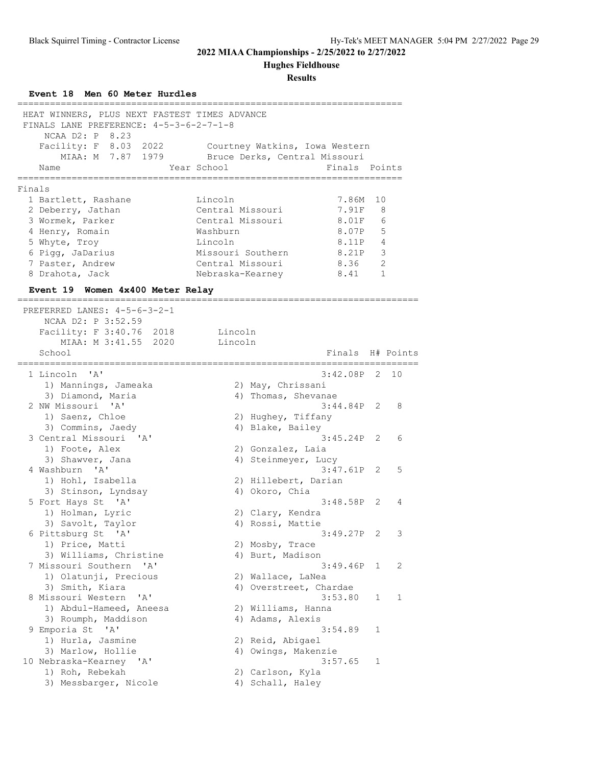# 2022 MIAA Championships - 2/25/2022 to 2/27/2022

## Hughes Fieldhouse

### Results

**Event 18 Men 60 Meter Hurdles**

HEAT WINNERS, PLUS NEXT FASTEST TIMES ADVANCE
FINALS LANE PREFERENCE: 4-5-3-6-2-7-1-8
NCAA D2: P 8.23
Facility: F 8.03 2022 Courtney Watkins, Iowa Western
MIAA: M 7.87 1979 Bruce Derks, Central Missouri

Finals

| Place | Name | Year | School | Finals | Points |
|---|---|---|---|---|---|
| 1 | Bartlett, Rashane | | Lincoln | 7.86M | 10 |
| 2 | Deberry, Jathan | | Central Missouri | 7.91F | 8 |
| 3 | Wormek, Parker | | Central Missouri | 8.01F | 6 |
| 4 | Henry, Romain | | Washburn | 8.07P | 5 |
| 5 | Whyte, Troy | | Lincoln | 8.11P | 4 |
| 6 | Pigg, JaDarius | | Missouri Southern | 8.21P | 3 |
| 7 | Paster, Andrew | | Central Missouri | 8.36 | 2 |
| 8 | Drahota, Jack | | Nebraska-Kearney | 8.41 | 1 |

**Event 19 Women 4x400 Meter Relay**

PREFERRED LANES: 4-5-6-3-2-1
NCAA D2: P 3:52.59
Facility: F 3:40.76 2018 Lincoln
MIAA: M 3:41.55 2020 Lincoln

| Place | School | Finals | H# | Points |
|---|---|---|---|---|
| 1 | Lincoln 'A' | 3:42.08P | 2 | 10 |
| | 1) Mannings, Jameaka; 2) May, Chrissani; 3) Diamond, Maria; 4) Thomas, Shevanae | | | |
| 2 | NW Missouri 'A' | 3:44.84P | 2 | 8 |
| | 1) Saenz, Chloe; 2) Hughey, Tiffany; 3) Commins, Jaedy; 4) Blake, Bailey | | | |
| 3 | Central Missouri 'A' | 3:45.24P | 2 | 6 |
| | 1) Foote, Alex; 2) Gonzalez, Laia; 3) Shawver, Jana; 4) Steinmeyer, Lucy | | | |
| 4 | Washburn 'A' | 3:47.61P | 2 | 5 |
| | 1) Hohl, Isabella; 2) Hillebert, Darian; 3) Stinson, Lyndsay; 4) Okoro, Chia | | | |
| 5 | Fort Hays St 'A' | 3:48.58P | 2 | 4 |
| | 1) Holman, Lyric; 2) Clary, Kendra; 3) Savolt, Taylor; 4) Rossi, Mattie | | | |
| 6 | Pittsburg St 'A' | 3:49.27P | 2 | 3 |
| | 1) Price, Matti; 2) Mosby, Trace; 3) Williams, Christine; 4) Burt, Madison | | | |
| 7 | Missouri Southern 'A' | 3:49.46P | 1 | 2 |
| | 1) Olatunji, Precious; 2) Wallace, LaNea; 3) Smith, Kiara; 4) Overstreet, Chardae | | | |
| 8 | Missouri Western 'A' | 3:53.80 | 1 | 1 |
| | 1) Abdul-Hameed, Aneesa; 2) Williams, Hanna; 3) Roumph, Maddison; 4) Adams, Alexis | | | |
| 9 | Emporia St 'A' | 3:54.89 | 1 | |
| | 1) Hurla, Jasmine; 2) Reid, Abigael; 3) Marlow, Hollie; 4) Owings, Makenzie | | | |
| 10 | Nebraska-Kearney 'A' | 3:57.65 | 1 | |
| | 1) Roh, Rebekah; 2) Carlson, Kyla; 3) Messbarger, Nicole; 4) Schall, Haley | | | |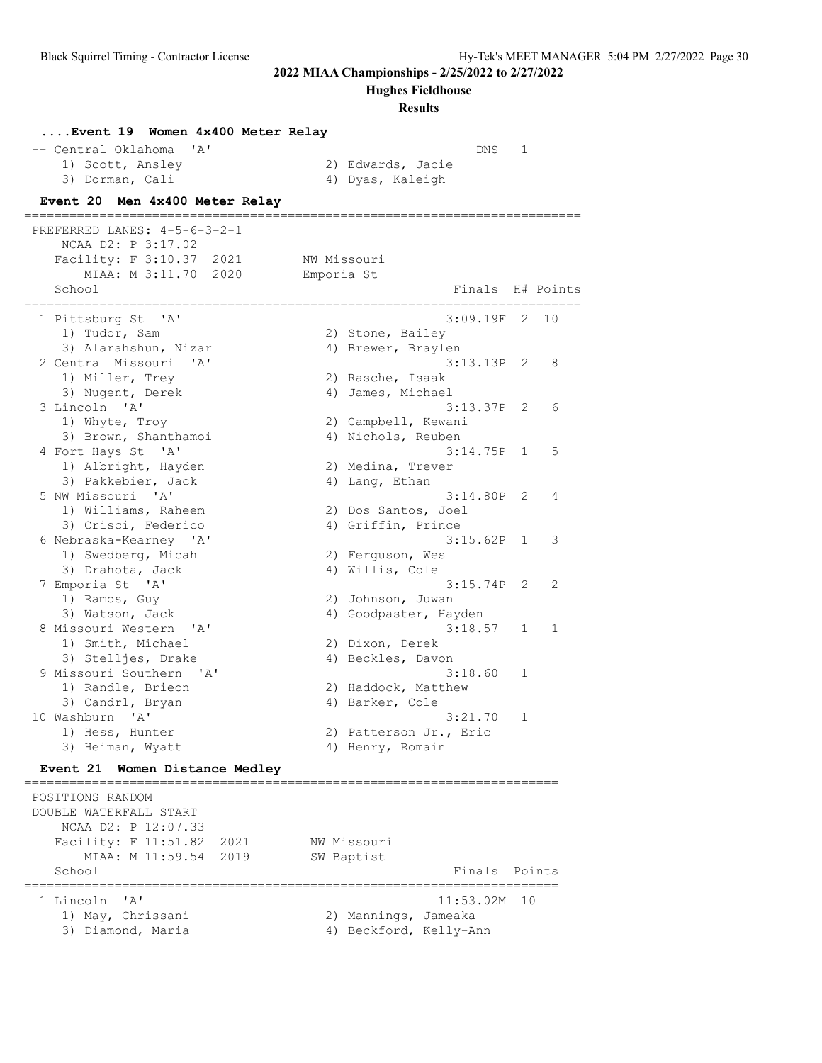**2022 MIAA Championships - 2/25/2022 to 2/27/2022**

**Hughes Fieldhouse**

**Results**

### ....Event 19 Women 4x400 Meter Relay

```
-- Central Oklahoma  'A'                                  DNS   1
    1) Scott, Ansley                2) Edwards, Jacie
    3) Dorman, Cali                 4) Dyas, Kaleigh
```

### Event 20 Men 4x400 Meter Relay

```
=========================================================================
 PREFERRED LANES: 4-5-6-3-2-1
    NCAA D2: P 3:17.02
   Facility: F 3:10.37  2021        NW Missouri
       MIAA: M 3:11.70  2020        Emporia St
   School                                            Finals  H# Points
=========================================================================
  1 Pittsburg St  'A'                                3:09.19F  2  10
     1) Tudor, Sam                     2) Stone, Bailey
     3) Alarahshun, Nizar              4) Brewer, Braylen
  2 Central Missouri  'A'                            3:13.13P  2   8
     1) Miller, Trey                   2) Rasche, Isaak
     3) Nugent, Derek                  4) James, Michael
  3 Lincoln  'A'                                     3:13.37P  2   6
     1) Whyte, Troy                    2) Campbell, Kewani
     3) Brown, Shanthamoi              4) Nichols, Reuben
  4 Fort Hays St  'A'                                3:14.75P  1   5
     1) Albright, Hayden               2) Medina, Trever
     3) Pakkebier, Jack                4) Lang, Ethan
  5 NW Missouri  'A'                                 3:14.80P  2   4
     1) Williams, Raheem               2) Dos Santos, Joel
     3) Crisci, Federico               4) Griffin, Prince
  6 Nebraska-Kearney  'A'                            3:15.62P  1   3
     1) Swedberg, Micah                2) Ferguson, Wes
     3) Drahota, Jack                  4) Willis, Cole
  7 Emporia St  'A'                                  3:15.74P  2   2
     1) Ramos, Guy                     2) Johnson, Juwan
     3) Watson, Jack                   4) Goodpaster, Hayden
  8 Missouri Western  'A'                            3:18.57   1   1
     1) Smith, Michael                 2) Dixon, Derek
     3) Stelljes, Drake                4) Beckles, Davon
  9 Missouri Southern  'A'                           3:18.60   1
     1) Randle, Brieon                 2) Haddock, Matthew
     3) Candrl, Bryan                  4) Barker, Cole
 10 Washburn  'A'                                    3:21.70   1
     1) Hess, Hunter                   2) Patterson Jr., Eric
     3) Heiman, Wyatt                  4) Henry, Romain
```

### Event 21 Women Distance Medley

```
======================================================================
 POSITIONS RANDOM
 DOUBLE WATERFALL START
    NCAA D2: P 12:07.33
   Facility: F 11:51.82  2021        NW Missouri
       MIAA: M 11:59.54  2019        SW Baptist
   School                                            Finals  Points
======================================================================
  1 Lincoln  'A'                                   11:53.02M  10
     1) May, Chrissani                 2) Mannings, Jameaka
     3) Diamond, Maria                 4) Beckford, Kelly-Ann
```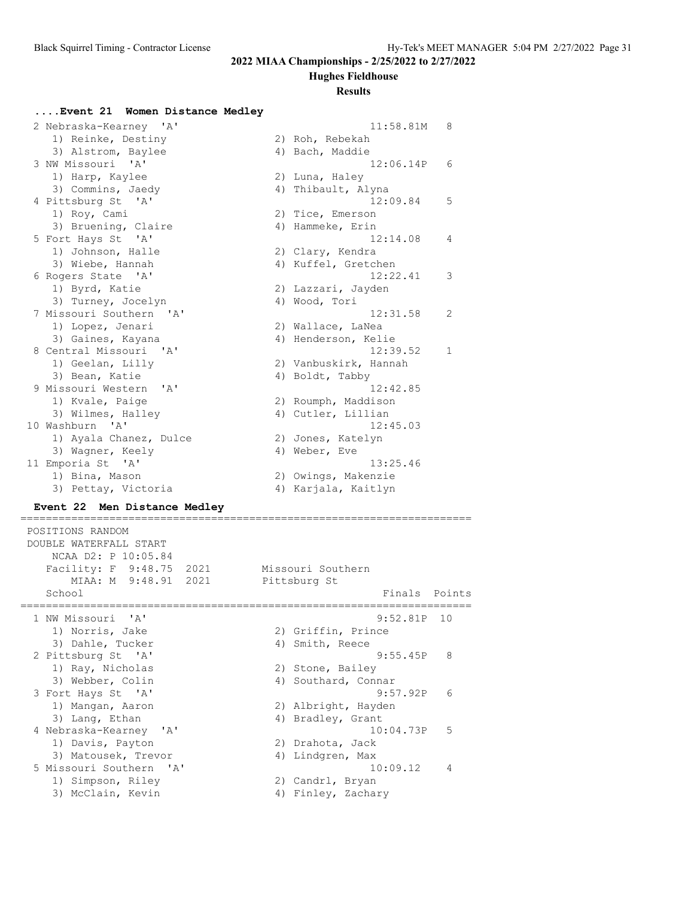## 2022 MIAA Championships - 2/25/2022 to 2/27/2022

### Hughes Fieldhouse

### Results

#### ....Event 21 Women Distance Medley

```
  2 Nebraska-Kearney  'A'                              11:58.81M   8 
     1) Reinke, Destiny                2) Roh, Rebekah                   
     3) Alstrom, Baylee                4) Bach, Maddie                   
  3 NW Missouri  'A'                                   12:06.14P   6 
     1) Harp, Kaylee                   2) Luna, Haley                    
     3) Commins, Jaedy                 4) Thibault, Alyna                
  4 Pittsburg St  'A'                                  12:09.84    5 
     1) Roy, Cami                      2) Tice, Emerson                  
     3) Bruening, Claire               4) Hammeke, Erin                  
  5 Fort Hays St  'A'                                  12:14.08    4 
     1) Johnson, Halle                 2) Clary, Kendra                  
     3) Wiebe, Hannah                  4) Kuffel, Gretchen               
  6 Rogers State  'A'                                  12:22.41    3 
     1) Byrd, Katie                    2) Lazzari, Jayden                
     3) Turney, Jocelyn                4) Wood, Tori                     
  7 Missouri Southern  'A'                             12:31.58    2 
     1) Lopez, Jenari                  2) Wallace, LaNea                 
     3) Gaines, Kayana                 4) Henderson, Kelie               
  8 Central Missouri  'A'                              12:39.52    1 
     1) Geelan, Lilly                  2) Vanbuskirk, Hannah             
     3) Bean, Katie                    4) Boldt, Tabby                   
  9 Missouri Western  'A'                              12:42.85      
     1) Kvale, Paige                   2) Roumph, Maddison               
     3) Wilmes, Halley                 4) Cutler, Lillian                
 10 Washburn  'A'                                      12:45.03      
     1) Ayala Chanez, Dulce            2) Jones, Katelyn                 
     3) Wagner, Keely                  4) Weber, Eve                     
 11 Emporia St  'A'                                    13:25.46      
     1) Bina, Mason                    2) Owings, Makenzie               
     3) Pettay, Victoria               4) Karjala, Kaitlyn               
```

#### Event 22 Men Distance Medley

```
=======================================================================
 POSITIONS RANDOM
 DOUBLE WATERFALL START
     NCAA D2: P 10:05.84 
   Facility: F  9:48.75  2021        Missouri Southern                 
       MIAA: M  9:48.91  2021        Pittsburg St                      
   School                                               Finals  Points 
=======================================================================
  1 NW Missouri  'A'                                    9:52.81P  10 
     1) Norris, Jake                   2) Griffin, Prince                
     3) Dahle, Tucker                  4) Smith, Reece                   
  2 Pittsburg St  'A'                                   9:55.45P   8 
     1) Ray, Nicholas                  2) Stone, Bailey                  
     3) Webber, Colin                  4) Southard, Connar               
  3 Fort Hays St  'A'                                   9:57.92P   6 
     1) Mangan, Aaron                  2) Albright, Hayden               
     3) Lang, Ethan                    4) Bradley, Grant                 
  4 Nebraska-Kearney  'A'                              10:04.73P   5 
     1) Davis, Payton                  2) Drahota, Jack                  
     3) Matousek, Trevor               4) Lindgren, Max                  
  5 Missouri Southern  'A'                             10:09.12    4 
     1) Simpson, Riley                 2) Candrl, Bryan                  
     3) McClain, Kevin                 4) Finley, Zachary                
```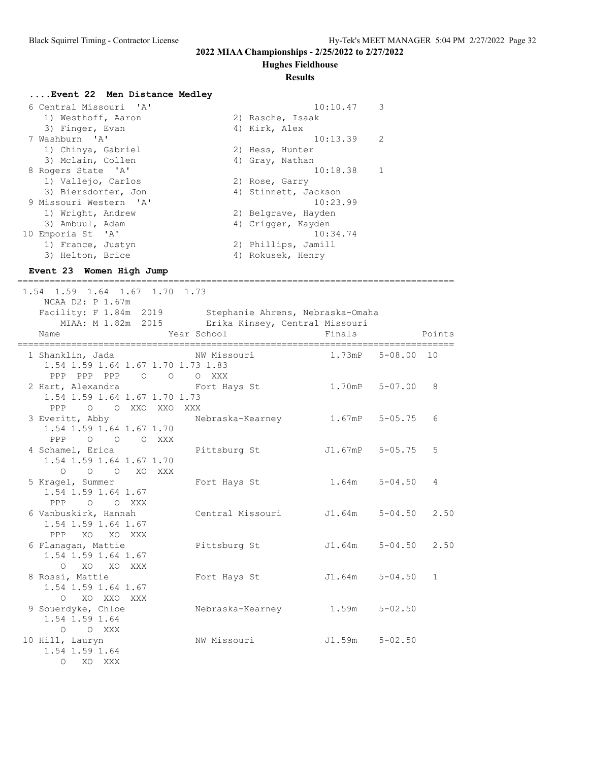2022 MIAA Championships - 2/25/2022 to 2/27/2022

Hughes Fieldhouse

Results

**....Event 22 Men Distance Medley**

```
 6 Central Missouri  'A'                               10:10.47    3 
    1) Westhoff, Aaron                 2) Rasche, Isaak                 
    3) Finger, Evan                    4) Kirk, Alex                    
 7 Washburn  'A'                                       10:13.39    2 
    1) Chinya, Gabriel                 2) Hess, Hunter                  
    3) Mclain, Collen                  4) Gray, Nathan                  
 8 Rogers State  'A'                                   10:18.38    1 
    1) Vallejo, Carlos                 2) Rose, Garry                   
    3) Biersdorfer, Jon                4) Stinnett, Jackson             
 9 Missouri Western  'A'                               10:23.99      
    1) Wright, Andrew                  2) Belgrave, Hayden              
    3) Ambuul, Adam                    4) Crigger, Kayden               
10 Emporia St  'A'                                     10:34.74      
    1) France, Justyn                  2) Phillips, Jamill              
    3) Helton, Brice                   4) Rokusek, Henry                
```

**Event 23 Women High Jump**

```
================================================================================
 1.54  1.59  1.64  1.67  1.70  1.73
    NCAA D2: P 1.67m
   Facility: F 1.84m  2019        Stephanie Ahrens, Nebraska-Omaha              
       MIAA: M 1.82m  2015        Erika Kinsey, Central Missouri                
    Name                    Year School                  Finals            Points
================================================================================
  1 Shanklin, Jada               NW Missouri            1.73mP   5-08.00  10    
     1.54 1.59 1.64 1.67 1.70 1.73 1.83
      PPP  PPP  PPP    O    O    O  XXX
  2 Hart, Alexandra              Fort Hays St           1.70mP   5-07.00   8    
     1.54 1.59 1.64 1.67 1.70 1.73
      PPP    O    O  XXO  XXO  XXX
  3 Everitt, Abby                Nebraska-Kearney       1.67mP   5-05.75   6    
     1.54 1.59 1.64 1.67 1.70
      PPP    O    O    O  XXX
  4 Schamel, Erica               Pittsburg St          J1.67mP   5-05.75   5    
     1.54 1.59 1.64 1.67 1.70
        O    O    O   XO  XXX
  5 Kragel, Summer               Fort Hays St           1.64m    5-04.50   4    
     1.54 1.59 1.64 1.67
      PPP    O    O  XXX
  6 Vanbuskirk, Hannah           Central Missouri      J1.64m    5-04.50   2.50 
     1.54 1.59 1.64 1.67
      PPP   XO   XO  XXX
  6 Flanagan, Mattie             Pittsburg St          J1.64m    5-04.50   2.50 
     1.54 1.59 1.64 1.67
        O   XO   XO  XXX
  8 Rossi, Mattie                Fort Hays St          J1.64m    5-04.50   1    
     1.54 1.59 1.64 1.67
        O   XO  XXO  XXX
  9 Souerdyke, Chloe             Nebraska-Kearney       1.59m    5-02.50        
     1.54 1.59 1.64
        O    O  XXX
 10 Hill, Lauryn                 NW Missouri           J1.59m    5-02.50        
     1.54 1.59 1.64
        O   XO  XXX
```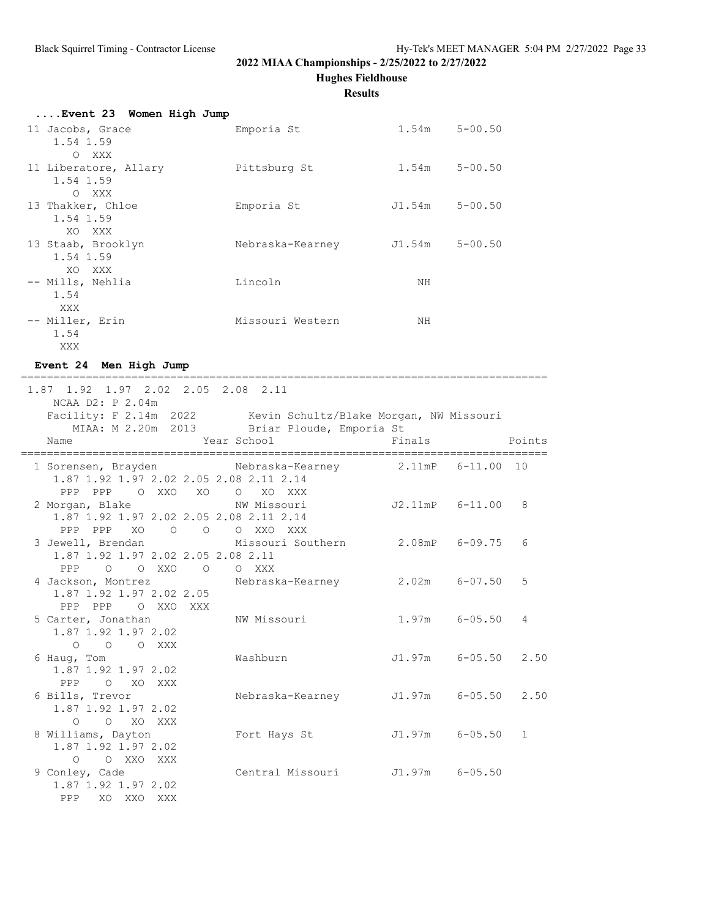## 2022 MIAA Championships - 2/25/2022 to 2/27/2022

### Hughes Fieldhouse

### Results

#### ....Event 23 Women High Jump

```
 11 Jacobs, Grace              Emporia St                1.54m    5-00.50
     1.54 1.59
        O  XXX
 11 Liberatore, Allary         Pittsburg St              1.54m    5-00.50
     1.54 1.59
        O  XXX
 13 Thakker, Chloe             Emporia St               J1.54m    5-00.50
     1.54 1.59
       XO  XXX
 13 Staab, Brooklyn            Nebraska-Kearney         J1.54m    5-00.50
     1.54 1.59
       XO  XXX
 -- Mills, Nehlia              Lincoln                      NH
     1.54
      XXX
 -- Miller, Erin               Missouri Western             NH
     1.54
      XXX
```

#### Event 24 Men High Jump

```
===============================================================================
 1.87  1.92  1.97  2.02  2.05  2.08  2.11
     NCAA D2: P 2.04m
    Facility: F 2.14m  2022        Kevin Schultz/Blake Morgan, NW Missouri
        MIAA: M 2.20m  2013        Briar Ploude, Emporia St
    Name                    Year School                  Finals            Points
===============================================================================
  1 Sorensen, Brayden            Nebraska-Kearney        2.11mP   6-11.00  10
     1.87 1.92 1.97 2.02 2.05 2.08 2.11 2.14
      PPP  PPP    O  XXO   XO    O   XO  XXX
  2 Morgan, Blake                NW Missouri            J2.11mP   6-11.00   8
     1.87 1.92 1.97 2.02 2.05 2.08 2.11 2.14
      PPP  PPP   XO    O    O    O  XXO  XXX
  3 Jewell, Brendan              Missouri Southern       2.08mP   6-09.75   6
     1.87 1.92 1.97 2.02 2.05 2.08 2.11
      PPP    O    O  XXO    O    O  XXX
  4 Jackson, Montrez             Nebraska-Kearney        2.02m    6-07.50   5
     1.87 1.92 1.97 2.02 2.05
      PPP  PPP    O  XXO  XXX
  5 Carter, Jonathan             NW Missouri             1.97m    6-05.50   4
     1.87 1.92 1.97 2.02
        O    O    O  XXX
  6 Haug, Tom                    Washburn               J1.97m    6-05.50   2.50
     1.87 1.92 1.97 2.02
      PPP    O   XO  XXX
  6 Bills, Trevor                Nebraska-Kearney       J1.97m    6-05.50   2.50
     1.87 1.92 1.97 2.02
        O    O   XO  XXX
  8 Williams, Dayton             Fort Hays St           J1.97m    6-05.50   1
     1.87 1.92 1.97 2.02
        O    O  XXO  XXX
  9 Conley, Cade                 Central Missouri       J1.97m    6-05.50
     1.87 1.92 1.97 2.02
      PPP   XO  XXO  XXX
```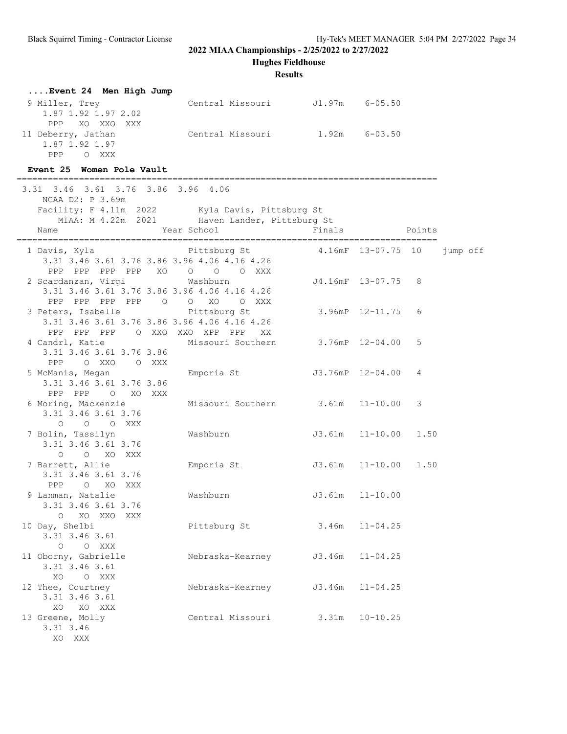2022 MIAA Championships - 2/25/2022 to 2/27/2022

Hughes Fieldhouse

Results

```
....Event 24  Men High Jump
  9 Miller, Trey               Central Missouri       J1.97m    6-05.50
     1.87 1.92 1.97 2.02
      PPP   XO  XXO  XXX
 11 Deberry, Jathan            Central Missouri        1.92m    6-03.50
     1.87 1.92 1.97
      PPP    O  XXX
```

```
Event 25  Women Pole Vault
================================================================================
 3.31  3.46  3.61  3.76  3.86  3.96  4.06
    NCAA D2: P 3.69m
    Facility: F 4.11m  2022        Kyla Davis, Pittsburg St
       MIAA: M 4.22m  2021       Haven Lander, Pittsburg St
    Name                    Year School                  Finals            Points
================================================================================
  1 Davis, Kyla                  Pittsburg St             4.16mF  13-07.75  10    jump off
     3.31 3.46 3.61 3.76 3.86 3.96 4.06 4.16 4.26
      PPP  PPP  PPP  PPP   XO    O    O    O  XXX
  2 Scardanzan, Virgi            Washburn                J4.16mF  13-07.75   8
     3.31 3.46 3.61 3.76 3.86 3.96 4.06 4.16 4.26
      PPP  PPP  PPP  PPP    O    O   XO    O  XXX
  3 Peters, Isabelle             Pittsburg St             3.96mP  12-11.75   6
     3.31 3.46 3.61 3.76 3.86 3.96 4.06 4.16 4.26
      PPP  PPP  PPP    O  XXO  XXO  XPP  PPP   XX
  4 Candrl, Katie              Missouri Southern          3.76mP  12-04.00   5
     3.31 3.46 3.61 3.76 3.86
      PPP    O  XXO    O  XXX
  5 McManis, Megan             Emporia St                J3.76mP  12-04.00   4
     3.31 3.46 3.61 3.76 3.86
      PPP  PPP    O   XO  XXX
  6 Moring, Mackenzie          Missouri Southern          3.61m   11-10.00   3
     3.31 3.46 3.61 3.76
        O    O    O  XXX
  7 Bolin, Tassilyn            Washburn                  J3.61m   11-10.00   1.50
     3.31 3.46 3.61 3.76
        O    O   XO  XXX
  7 Barrett, Allie             Emporia St                J3.61m   11-10.00   1.50
     3.31 3.46 3.61 3.76
      PPP    O   XO  XXX
  9 Lanman, Natalie            Washburn                  J3.61m   11-10.00
     3.31 3.46 3.61 3.76
        O   XO  XXO  XXX
 10 Day, Shelbi                Pittsburg St               3.46m   11-04.25
     3.31 3.46 3.61
        O    O  XXX
 11 Oborny, Gabrielle          Nebraska-Kearney          J3.46m   11-04.25
     3.31 3.46 3.61
       XO    O  XXX
 12 Thee, Courtney             Nebraska-Kearney          J3.46m   11-04.25
     3.31 3.46 3.61
       XO   XO  XXX
 13 Greene, Molly              Central Missouri           3.31m   10-10.25
     3.31 3.46
       XO  XXX
```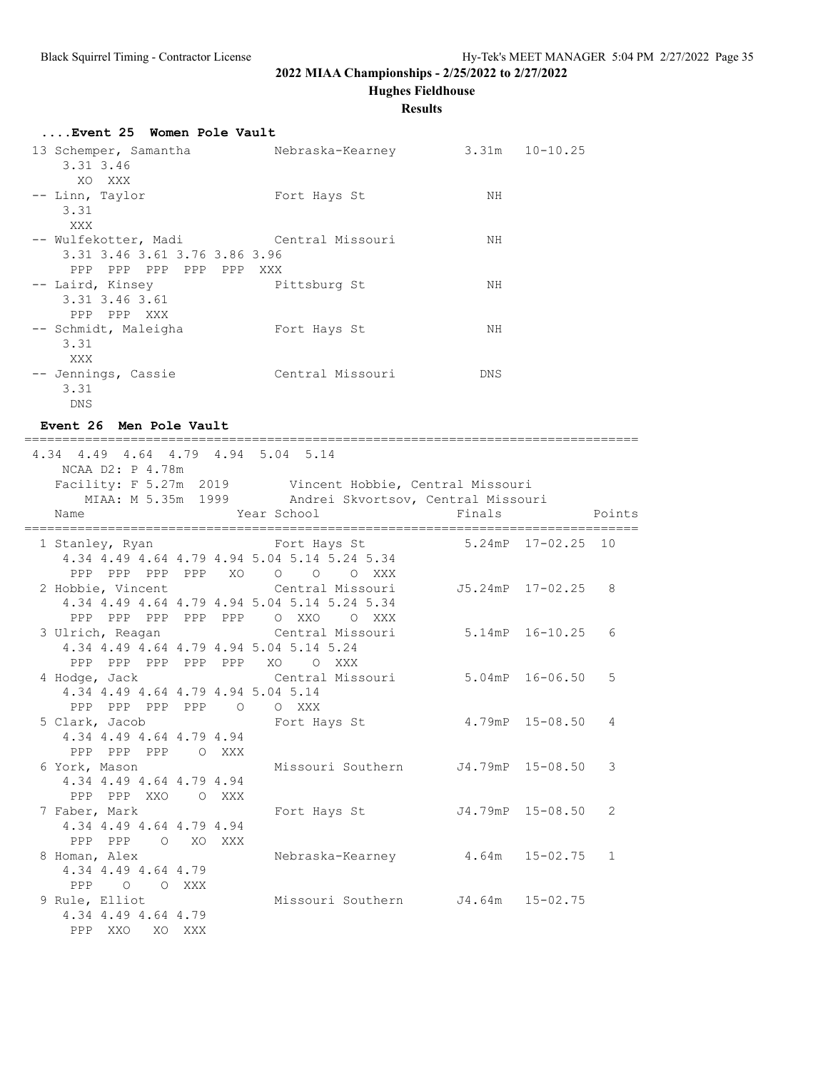## 2022 MIAA Championships - 2/25/2022 to 2/27/2022

### Hughes Fieldhouse

### Results

#### ....Event 25 Women Pole Vault

```
13 Schemper, Samantha          Nebraska-Kearney         3.31m   10-10.25
    3.31 3.46
      XO  XXX
-- Linn, Taylor                Fort Hays St               NH
    3.31
     XXX
-- Wulfekotter, Madi           Central Missouri           NH
    3.31 3.46 3.61 3.76 3.86 3.96
     PPP  PPP  PPP  PPP  PPP  XXX
-- Laird, Kinsey               Pittsburg St               NH
    3.31 3.46 3.61
     PPP  PPP  XXX
-- Schmidt, Maleigha           Fort Hays St               NH
    3.31
     XXX
-- Jennings, Cassie            Central Missouri          DNS
    3.31
     DNS
```

#### Event 26 Men Pole Vault

```
================================================================================
4.34  4.49  4.64  4.79  4.94  5.04  5.14
    NCAA D2: P 4.78m
   Facility: F 5.27m  2019        Vincent Hobbie, Central Missouri
      MIAA: M 5.35m  1999        Andrei Skvortsov, Central Missouri
   Name                    Year School                  Finals              Points
================================================================================
  1 Stanley, Ryan               Fort Hays St            5.24mP  17-02.25   10
     4.34 4.49 4.64 4.79 4.94 5.04 5.14 5.24 5.34
      PPP  PPP  PPP  PPP   XO    O    O    O  XXX
  2 Hobbie, Vincent             Central Missouri       J5.24mP  17-02.25    8
     4.34 4.49 4.64 4.79 4.94 5.04 5.14 5.24 5.34
      PPP  PPP  PPP  PPP  PPP    O  XXO    O  XXX
  3 Ulrich, Reagan              Central Missouri        5.14mP  16-10.25    6
     4.34 4.49 4.64 4.79 4.94 5.04 5.14 5.24
      PPP  PPP  PPP  PPP  PPP   XO    O  XXX
  4 Hodge, Jack                 Central Missouri        5.04mP  16-06.50    5
     4.34 4.49 4.64 4.79 4.94 5.04 5.14
      PPP  PPP  PPP  PPP    O    O  XXX
  5 Clark, Jacob                Fort Hays St            4.79mP  15-08.50    4
     4.34 4.49 4.64 4.79 4.94
      PPP  PPP  PPP    O  XXX
  6 York, Mason                 Missouri Southern      J4.79mP  15-08.50    3
     4.34 4.49 4.64 4.79 4.94
      PPP  PPP  XXO    O  XXX
  7 Faber, Mark                 Fort Hays St           J4.79mP  15-08.50    2
     4.34 4.49 4.64 4.79 4.94
      PPP  PPP    O   XO  XXX
  8 Homan, Alex                 Nebraska-Kearney        4.64m   15-02.75    1
     4.34 4.49 4.64 4.79
      PPP    O    O  XXX
  9 Rule, Elliot                Missouri Southern      J4.64m   15-02.75
     4.34 4.49 4.64 4.79
      PPP  XXO   XO  XXX
```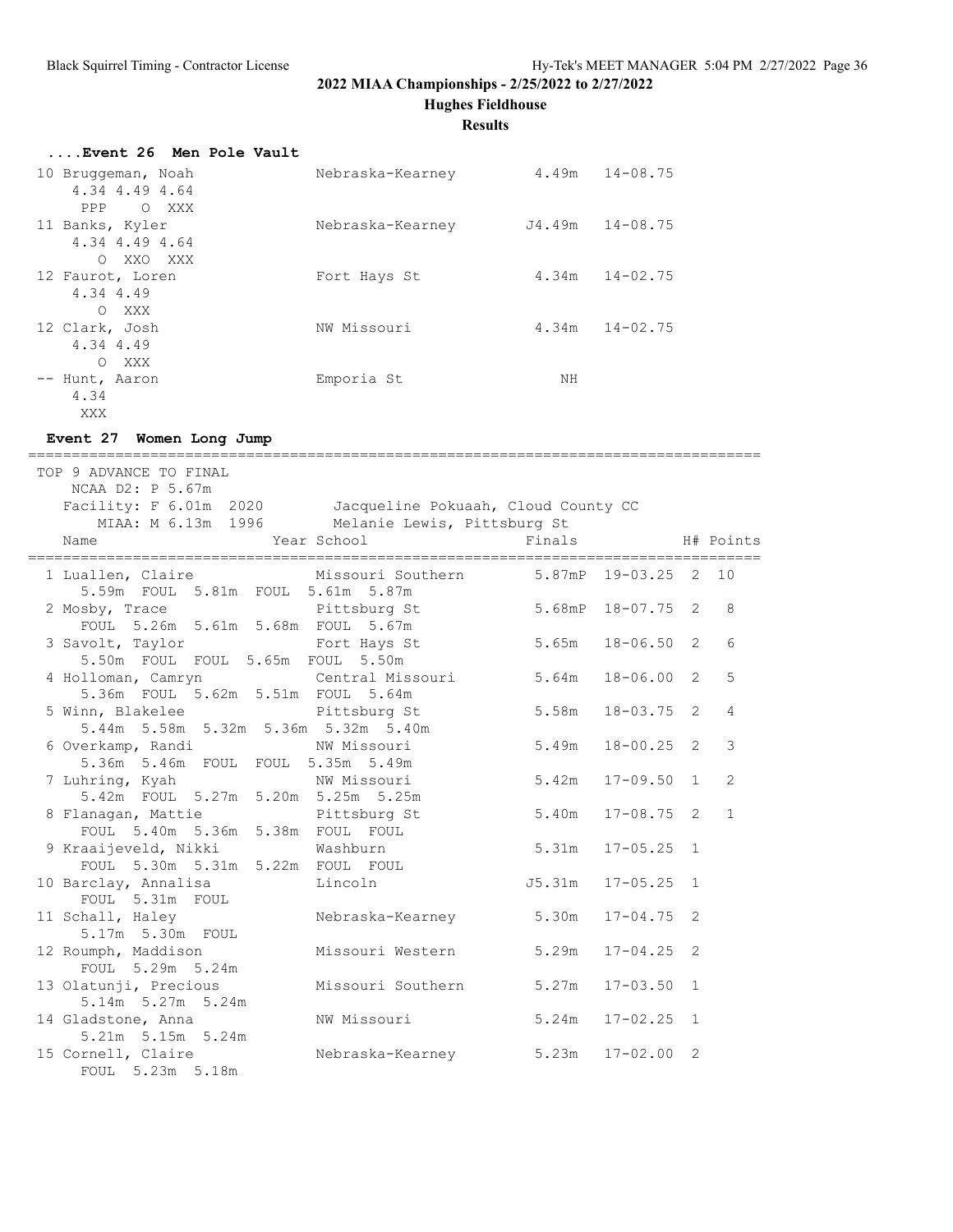## 2022 MIAA Championships - 2/25/2022 to 2/27/2022

### Hughes Fieldhouse

### Results

#### ....Event 26 Men Pole Vault

```
 10 Bruggeman, Noah            Nebraska-Kearney         4.49m   14-08.75
     4.34 4.49 4.64
      PPP    O  XXX
 11 Banks, Kyler               Nebraska-Kearney        J4.49m   14-08.75
     4.34 4.49 4.64
        O  XXO  XXX
 12 Faurot, Loren              Fort Hays St             4.34m   14-02.75
     4.34 4.49
        O  XXX
 12 Clark, Josh                NW Missouri              4.34m   14-02.75
     4.34 4.49
        O  XXX
 -- Hunt, Aaron                Emporia St                  NH
     4.34
      XXX
```

#### Event 27 Women Long Jump

```
====================================================================================
 TOP 9 ADVANCE TO FINAL
    NCAA D2: P 5.67m
   Facility: F 6.01m  2020        Jacqueline Pokuaah, Cloud County CC
       MIAA: M 6.13m  1996        Melanie Lewis, Pittsburg St
   Name                    Year School                  Finals            H# Points
====================================================================================
  1 Luallen, Claire             Missouri Southern        5.87mP  19-03.25   2  10
     5.59m  FOUL  5.81m  FOUL  5.61m  5.87m
  2 Mosby, Trace                Pittsburg St             5.68mP  18-07.75   2   8
     FOUL  5.26m  5.61m  5.68m  FOUL  5.67m
  3 Savolt, Taylor              Fort Hays St             5.65m   18-06.50   2   6
     5.50m  FOUL  FOUL  5.65m  FOUL  5.50m
  4 Holloman, Camryn            Central Missouri         5.64m   18-06.00   2   5
     5.36m  FOUL  5.62m  5.51m  FOUL  5.64m
  5 Winn, Blakelee              Pittsburg St             5.58m   18-03.75   2   4
     5.44m  5.58m  5.32m  5.36m  5.32m  5.40m
  6 Overkamp, Randi             NW Missouri              5.49m   18-00.25   2   3
     5.36m  5.46m  FOUL  FOUL  5.35m  5.49m
  7 Luhring, Kyah               NW Missouri              5.42m   17-09.50   1   2
     5.42m  FOUL  5.27m  5.20m  5.25m  5.25m
  8 Flanagan, Mattie            Pittsburg St             5.40m   17-08.75   2   1
     FOUL  5.40m  5.36m  5.38m  FOUL  FOUL
  9 Kraaijeveld, Nikki          Washburn                 5.31m   17-05.25   1
     FOUL  5.30m  5.31m  5.22m  FOUL  FOUL
 10 Barclay, Annalisa           Lincoln                 J5.31m   17-05.25   1
     FOUL  5.31m  FOUL
 11 Schall, Haley               Nebraska-Kearney         5.30m   17-04.75   2
     5.17m  5.30m  FOUL
 12 Roumph, Maddison            Missouri Western         5.29m   17-04.25   2
     FOUL  5.29m  5.24m
 13 Olatunji, Precious          Missouri Southern        5.27m   17-03.50   1
     5.14m  5.27m  5.24m
 14 Gladstone, Anna             NW Missouri              5.24m   17-02.25   1
     5.21m  5.15m  5.24m
 15 Cornell, Claire             Nebraska-Kearney         5.23m   17-02.00   2
     FOUL  5.23m  5.18m
```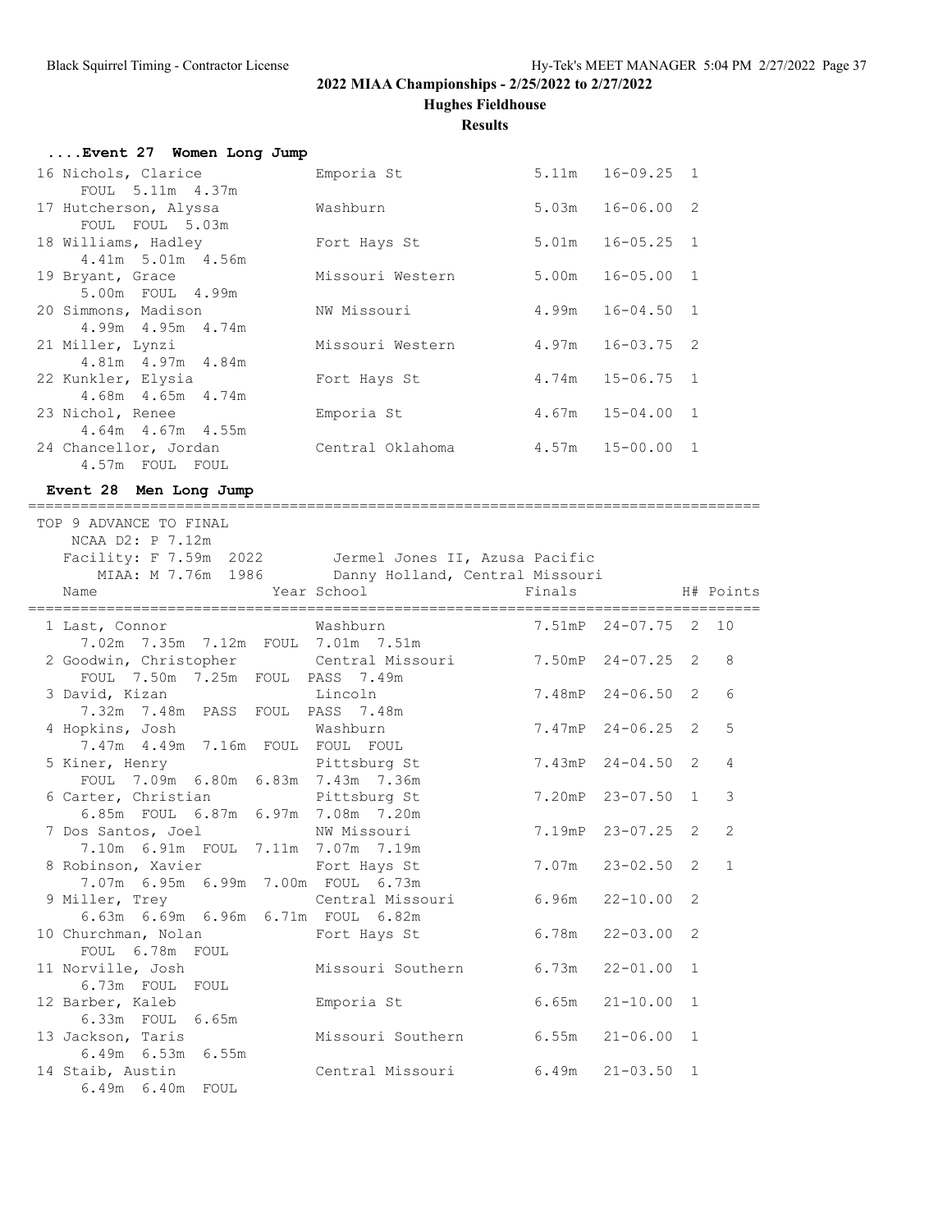**2022 MIAA Championships - 2/25/2022 to 2/27/2022**

**Hughes Fieldhouse**

**Results**

### ....Event 27 Women Long Jump

| Place | Name | School | Finals | | H# |
|---|---|---|---|---|---|
| 16 | Nichols, Clarice | Emporia St | 5.11m | 16-09.25 | 1 |
| | FOUL 5.11m 4.37m | | | | |
| 17 | Hutcherson, Alyssa | Washburn | 5.03m | 16-06.00 | 2 |
| | FOUL FOUL 5.03m | | | | |
| 18 | Williams, Hadley | Fort Hays St | 5.01m | 16-05.25 | 1 |
| | 4.41m 5.01m 4.56m | | | | |
| 19 | Bryant, Grace | Missouri Western | 5.00m | 16-05.00 | 1 |
| | 5.00m FOUL 4.99m | | | | |
| 20 | Simmons, Madison | NW Missouri | 4.99m | 16-04.50 | 1 |
| | 4.99m 4.95m 4.74m | | | | |
| 21 | Miller, Lynzi | Missouri Western | 4.97m | 16-03.75 | 2 |
| | 4.81m 4.97m 4.84m | | | | |
| 22 | Kunkler, Elysia | Fort Hays St | 4.74m | 15-06.75 | 1 |
| | 4.68m 4.65m 4.74m | | | | |
| 23 | Nichol, Renee | Emporia St | 4.67m | 15-04.00 | 1 |
| | 4.64m 4.67m 4.55m | | | | |
| 24 | Chancellor, Jordan | Central Oklahoma | 4.57m | 15-00.00 | 1 |
| | 4.57m FOUL FOUL | | | | |

### Event 28 Men Long Jump

TOP 9 ADVANCE TO FINAL
NCAA D2: P 7.12m
Facility: F 7.59m 2022 Jermel Jones II, Azusa Pacific
MIAA: M 7.76m 1986 Danny Holland, Central Missouri

| Place | Name | Year School | Finals | | H# | Points |
|---|---|---|---|---|---|---|
| 1 | Last, Connor | Washburn | 7.51mP | 24-07.75 | 2 | 10 |
| | 7.02m 7.35m 7.12m FOUL 7.01m 7.51m | | | | | |
| 2 | Goodwin, Christopher | Central Missouri | 7.50mP | 24-07.25 | 2 | 8 |
| | FOUL 7.50m 7.25m FOUL PASS 7.49m | | | | | |
| 3 | David, Kizan | Lincoln | 7.48mP | 24-06.50 | 2 | 6 |
| | 7.32m 7.48m PASS FOUL PASS 7.48m | | | | | |
| 4 | Hopkins, Josh | Washburn | 7.47mP | 24-06.25 | 2 | 5 |
| | 7.47m 4.49m 7.16m FOUL FOUL FOUL | | | | | |
| 5 | Kiner, Henry | Pittsburg St | 7.43mP | 24-04.50 | 2 | 4 |
| | FOUL 7.09m 6.80m 6.83m 7.43m 7.36m | | | | | |
| 6 | Carter, Christian | Pittsburg St | 7.20mP | 23-07.50 | 1 | 3 |
| | 6.85m FOUL 6.87m 6.97m 7.08m 7.20m | | | | | |
| 7 | Dos Santos, Joel | NW Missouri | 7.19mP | 23-07.25 | 2 | 2 |
| | 7.10m 6.91m FOUL 7.11m 7.07m 7.19m | | | | | |
| 8 | Robinson, Xavier | Fort Hays St | 7.07m | 23-02.50 | 2 | 1 |
| | 7.07m 6.95m 6.99m 7.00m FOUL 6.73m | | | | | |
| 9 | Miller, Trey | Central Missouri | 6.96m | 22-10.00 | 2 | |
| | 6.63m 6.69m 6.96m 6.71m FOUL 6.82m | | | | | |
| 10 | Churchman, Nolan | Fort Hays St | 6.78m | 22-03.00 | 2 | |
| | FOUL 6.78m FOUL | | | | | |
| 11 | Norville, Josh | Missouri Southern | 6.73m | 22-01.00 | 1 | |
| | 6.73m FOUL FOUL | | | | | |
| 12 | Barber, Kaleb | Emporia St | 6.65m | 21-10.00 | 1 | |
| | 6.33m FOUL 6.65m | | | | | |
| 13 | Jackson, Taris | Missouri Southern | 6.55m | 21-06.00 | 1 | |
| | 6.49m 6.53m 6.55m | | | | | |
| 14 | Staib, Austin | Central Missouri | 6.49m | 21-03.50 | 1 | |
| | 6.49m 6.40m FOUL | | | | | |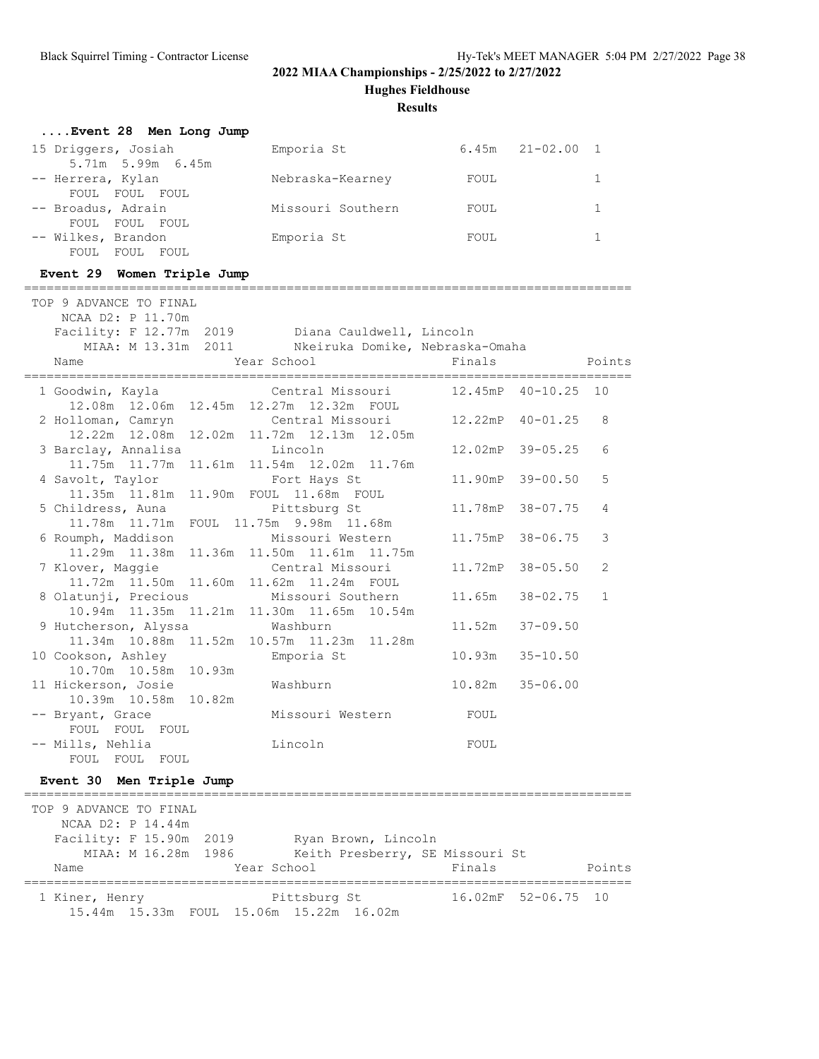**2022 MIAA Championships - 2/25/2022 to 2/27/2022**

**Hughes Fieldhouse**

**Results**

### ....Event 28 Men Long Jump

| Place | Name | School | Finals | | Flight |
|---|---|---|---|---|---|
| 15 | Driggers, Josiah | Emporia St | 6.45m | 21-02.00 | 1 |
| | 5.71m 5.99m 6.45m | | | | |
| -- | Herrera, Kylan | Nebraska-Kearney | FOUL | | 1 |
| | FOUL FOUL FOUL | | | | |
| -- | Broadus, Adrain | Missouri Southern | FOUL | | 1 |
| | FOUL FOUL FOUL | | | | |
| -- | Wilkes, Brandon | Emporia St | FOUL | | 1 |
| | FOUL FOUL FOUL | | | | |

### Event 29 Women Triple Jump

TOP 9 ADVANCE TO FINAL
NCAA D2: P 11.70m
Facility: F 12.77m 2019 Diana Cauldwell, Lincoln
MIAA: M 13.31m 2011 Nkeiruka Domike, Nebraska-Omaha

| Place | Name | Year School | Finals | | Points |
|---|---|---|---|---|---|
| 1 | Goodwin, Kayla | Central Missouri | 12.45mP | 40-10.25 | 10 |
| | 12.08m 12.06m 12.45m 12.27m 12.32m FOUL | | | | |
| 2 | Holloman, Camryn | Central Missouri | 12.22mP | 40-01.25 | 8 |
| | 12.22m 12.08m 12.02m 11.72m 12.13m 12.05m | | | | |
| 3 | Barclay, Annalisa | Lincoln | 12.02mP | 39-05.25 | 6 |
| | 11.75m 11.77m 11.61m 11.54m 12.02m 11.76m | | | | |
| 4 | Savolt, Taylor | Fort Hays St | 11.90mP | 39-00.50 | 5 |
| | 11.35m 11.81m 11.90m FOUL 11.68m FOUL | | | | |
| 5 | Childress, Auna | Pittsburg St | 11.78mP | 38-07.75 | 4 |
| | 11.78m 11.71m FOUL 11.75m 9.98m 11.68m | | | | |
| 6 | Roumph, Maddison | Missouri Western | 11.75mP | 38-06.75 | 3 |
| | 11.29m 11.38m 11.36m 11.50m 11.61m 11.75m | | | | |
| 7 | Klover, Maggie | Central Missouri | 11.72mP | 38-05.50 | 2 |
| | 11.72m 11.50m 11.60m 11.62m 11.24m FOUL | | | | |
| 8 | Olatunji, Precious | Missouri Southern | 11.65m | 38-02.75 | 1 |
| | 10.94m 11.35m 11.21m 11.30m 11.65m 10.54m | | | | |
| 9 | Hutcherson, Alyssa | Washburn | 11.52m | 37-09.50 | |
| | 11.34m 10.88m 11.52m 10.57m 11.23m 11.28m | | | | |
| 10 | Cookson, Ashley | Emporia St | 10.93m | 35-10.50 | |
| | 10.70m 10.58m 10.93m | | | | |
| 11 | Hickerson, Josie | Washburn | 10.82m | 35-06.00 | |
| | 10.39m 10.58m 10.82m | | | | |
| -- | Bryant, Grace | Missouri Western | FOUL | | |
| | FOUL FOUL FOUL | | | | |
| -- | Mills, Nehlia | Lincoln | FOUL | | |
| | FOUL FOUL FOUL | | | | |

### Event 30 Men Triple Jump

TOP 9 ADVANCE TO FINAL
NCAA D2: P 14.44m
Facility: F 15.90m 2019 Ryan Brown, Lincoln
MIAA: M 16.28m 1986 Keith Presberry, SE Missouri St

| Place | Name | Year School | Finals | | Points |
|---|---|---|---|---|---|
| 1 | Kiner, Henry | Pittsburg St | 16.02mF | 52-06.75 | 10 |
| | 15.44m 15.33m FOUL 15.06m 15.22m 16.02m | | | | |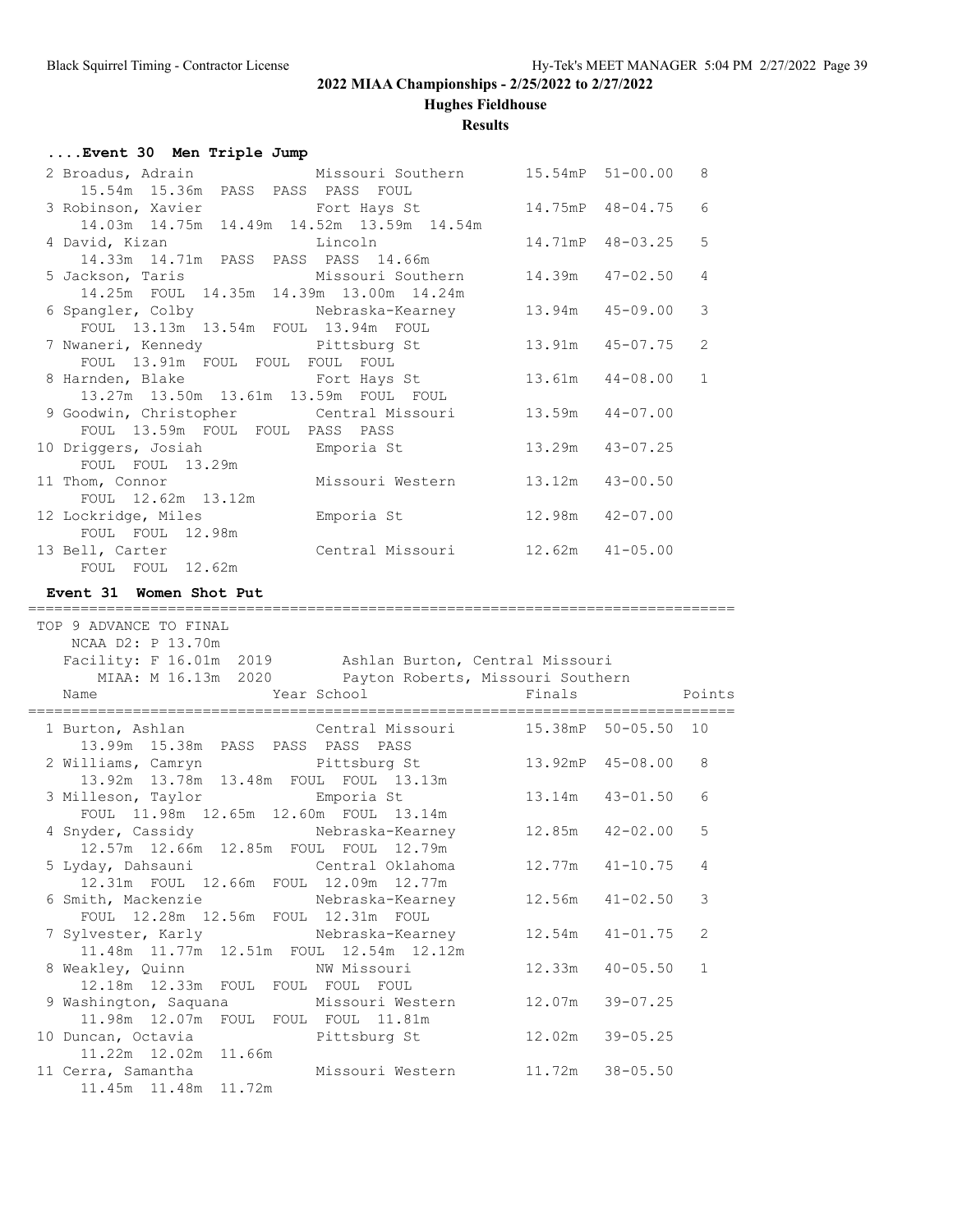**2022 MIAA Championships - 2/25/2022 to 2/27/2022**

**Hughes Fieldhouse**

**Results**

### ....Event 30 Men Triple Jump

| Place | Name | School | Finals | | Points |
|---|---|---|---|---|---|
| 2 | Broadus, Adrain | Missouri Southern | 15.54mP | 51-00.00 | 8 |
| | 15.54m 15.36m PASS PASS PASS FOUL | | | | |
| 3 | Robinson, Xavier | Fort Hays St | 14.75mP | 48-04.75 | 6 |
| | 14.03m 14.75m 14.49m 14.52m 13.59m 14.54m | | | | |
| 4 | David, Kizan | Lincoln | 14.71mP | 48-03.25 | 5 |
| | 14.33m 14.71m PASS PASS PASS 14.66m | | | | |
| 5 | Jackson, Taris | Missouri Southern | 14.39m | 47-02.50 | 4 |
| | 14.25m FOUL 14.35m 14.39m 13.00m 14.24m | | | | |
| 6 | Spangler, Colby | Nebraska-Kearney | 13.94m | 45-09.00 | 3 |
| | FOUL 13.13m 13.54m FOUL 13.94m FOUL | | | | |
| 7 | Nwaneri, Kennedy | Pittsburg St | 13.91m | 45-07.75 | 2 |
| | FOUL 13.91m FOUL FOUL FOUL FOUL | | | | |
| 8 | Harnden, Blake | Fort Hays St | 13.61m | 44-08.00 | 1 |
| | 13.27m 13.50m 13.61m 13.59m FOUL FOUL | | | | |
| 9 | Goodwin, Christopher | Central Missouri | 13.59m | 44-07.00 | |
| | FOUL 13.59m FOUL FOUL PASS PASS | | | | |
| 10 | Driggers, Josiah | Emporia St | 13.29m | 43-07.25 | |
| | FOUL FOUL 13.29m | | | | |
| 11 | Thom, Connor | Missouri Western | 13.12m | 43-00.50 | |
| | FOUL 12.62m 13.12m | | | | |
| 12 | Lockridge, Miles | Emporia St | 12.98m | 42-07.00 | |
| | FOUL FOUL 12.98m | | | | |
| 13 | Bell, Carter | Central Missouri | 12.62m | 41-05.00 | |
| | FOUL FOUL 12.62m | | | | |

### Event 31 Women Shot Put

TOP 9 ADVANCE TO FINAL
NCAA D2: P 13.70m
Facility: F 16.01m 2019 Ashlan Burton, Central Missouri
MIAA: M 16.13m 2020 Payton Roberts, Missouri Southern

| Place | Name | Year School | Finals | | Points |
|---|---|---|---|---|---|
| 1 | Burton, Ashlan | Central Missouri | 15.38mP | 50-05.50 | 10 |
| | 13.99m 15.38m PASS PASS PASS PASS | | | | |
| 2 | Williams, Camryn | Pittsburg St | 13.92mP | 45-08.00 | 8 |
| | 13.92m 13.78m 13.48m FOUL FOUL 13.13m | | | | |
| 3 | Milleson, Taylor | Emporia St | 13.14m | 43-01.50 | 6 |
| | FOUL 11.98m 12.65m 12.60m FOUL 13.14m | | | | |
| 4 | Snyder, Cassidy | Nebraska-Kearney | 12.85m | 42-02.00 | 5 |
| | 12.57m 12.66m 12.85m FOUL FOUL 12.79m | | | | |
| 5 | Lyday, Dahsauni | Central Oklahoma | 12.77m | 41-10.75 | 4 |
| | 12.31m FOUL 12.66m FOUL 12.09m 12.77m | | | | |
| 6 | Smith, Mackenzie | Nebraska-Kearney | 12.56m | 41-02.50 | 3 |
| | FOUL 12.28m 12.56m FOUL 12.31m FOUL | | | | |
| 7 | Sylvester, Karly | Nebraska-Kearney | 12.54m | 41-01.75 | 2 |
| | 11.48m 11.77m 12.51m FOUL 12.54m 12.12m | | | | |
| 8 | Weakley, Quinn | NW Missouri | 12.33m | 40-05.50 | 1 |
| | 12.18m 12.33m FOUL FOUL FOUL FOUL | | | | |
| 9 | Washington, Saquana | Missouri Western | 12.07m | 39-07.25 | |
| | 11.98m 12.07m FOUL FOUL FOUL 11.81m | | | | |
| 10 | Duncan, Octavia | Pittsburg St | 12.02m | 39-05.25 | |
| | 11.22m 12.02m 11.66m | | | | |
| 11 | Cerra, Samantha | Missouri Western | 11.72m | 38-05.50 | |
| | 11.45m 11.48m 11.72m | | | | |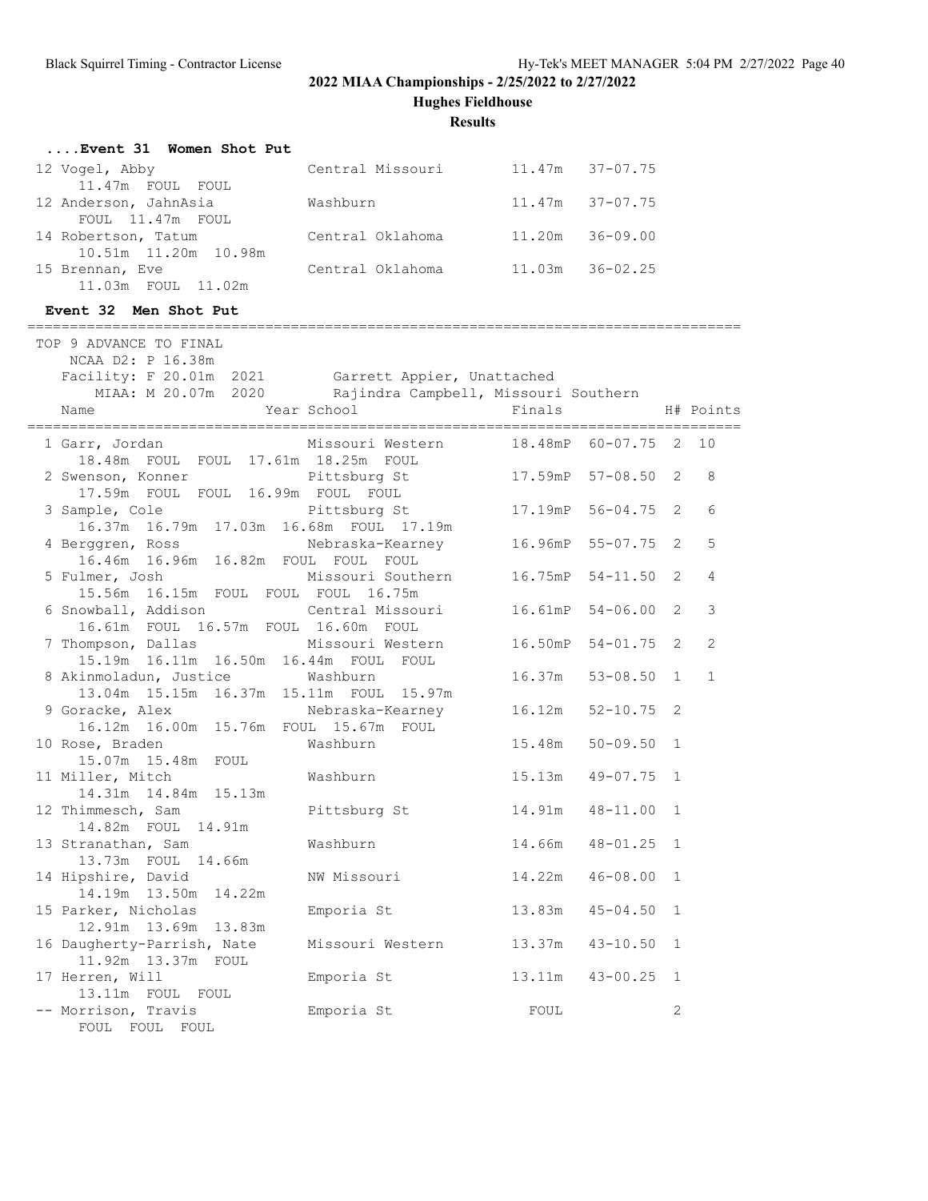**2022 MIAA Championships - 2/25/2022 to 2/27/2022**

**Hughes Fieldhouse**

**Results**

### ....Event 31 Women Shot Put

| Place | Name | School | Finals (m) | Finals (ft) |
|---|---|---|---|---|
| 12 | Vogel, Abby | Central Missouri | 11.47m | 37-07.75 |
| | 11.47m FOUL FOUL | | | |
| 12 | Anderson, JahnAsia | Washburn | 11.47m | 37-07.75 |
| | FOUL 11.47m FOUL | | | |
| 14 | Robertson, Tatum | Central Oklahoma | 11.20m | 36-09.00 |
| | 10.51m 11.20m 10.98m | | | |
| 15 | Brennan, Eve | Central Oklahoma | 11.03m | 36-02.25 |
| | 11.03m FOUL 11.02m | | | |

### Event 32 Men Shot Put

TOP 9 ADVANCE TO FINAL
NCAA D2: P 16.38m
Facility: F 20.01m 2021 Garrett Appier, Unattached
MIAA: M 20.07m 2020 Rajindra Campbell, Missouri Southern

| Place | Name | Year | School | Finals (m) | Finals (ft) | H# | Points |
|---|---|---|---|---|---|---|---|
| 1 | Garr, Jordan | | Missouri Western | 18.48mP | 60-07.75 | 2 | 10 |
| | 18.48m FOUL FOUL 17.61m 18.25m FOUL | | | | | | |
| 2 | Swenson, Konner | | Pittsburg St | 17.59mP | 57-08.50 | 2 | 8 |
| | 17.59m FOUL FOUL 16.99m FOUL FOUL | | | | | | |
| 3 | Sample, Cole | | Pittsburg St | 17.19mP | 56-04.75 | 2 | 6 |
| | 16.37m 16.79m 17.03m 16.68m FOUL 17.19m | | | | | | |
| 4 | Berggren, Ross | | Nebraska-Kearney | 16.96mP | 55-07.75 | 2 | 5 |
| | 16.46m 16.96m 16.82m FOUL FOUL FOUL | | | | | | |
| 5 | Fulmer, Josh | | Missouri Southern | 16.75mP | 54-11.50 | 2 | 4 |
| | 15.56m 16.15m FOUL FOUL FOUL 16.75m | | | | | | |
| 6 | Snowball, Addison | | Central Missouri | 16.61mP | 54-06.00 | 2 | 3 |
| | 16.61m FOUL 16.57m FOUL 16.60m FOUL | | | | | | |
| 7 | Thompson, Dallas | | Missouri Western | 16.50mP | 54-01.75 | 2 | 2 |
| | 15.19m 16.11m 16.50m 16.44m FOUL FOUL | | | | | | |
| 8 | Akinmoladun, Justice | | Washburn | 16.37m | 53-08.50 | 1 | 1 |
| | 13.04m 15.15m 16.37m 15.11m FOUL 15.97m | | | | | | |
| 9 | Goracke, Alex | | Nebraska-Kearney | 16.12m | 52-10.75 | 2 | |
| | 16.12m 16.00m 15.76m FOUL 15.67m FOUL | | | | | | |
| 10 | Rose, Braden | | Washburn | 15.48m | 50-09.50 | 1 | |
| | 15.07m 15.48m FOUL | | | | | | |
| 11 | Miller, Mitch | | Washburn | 15.13m | 49-07.75 | 1 | |
| | 14.31m 14.84m 15.13m | | | | | | |
| 12 | Thimmesch, Sam | | Pittsburg St | 14.91m | 48-11.00 | 1 | |
| | 14.82m FOUL 14.91m | | | | | | |
| 13 | Stranathan, Sam | | Washburn | 14.66m | 48-01.25 | 1 | |
| | 13.73m FOUL 14.66m | | | | | | |
| 14 | Hipshire, David | | NW Missouri | 14.22m | 46-08.00 | 1 | |
| | 14.19m 13.50m 14.22m | | | | | | |
| 15 | Parker, Nicholas | | Emporia St | 13.83m | 45-04.50 | 1 | |
| | 12.91m 13.69m 13.83m | | | | | | |
| 16 | Daugherty-Parrish, Nate | | Missouri Western | 13.37m | 43-10.50 | 1 | |
| | 11.92m 13.37m FOUL | | | | | | |
| 17 | Herren, Will | | Emporia St | 13.11m | 43-00.25 | 1 | |
| | 13.11m FOUL FOUL | | | | | | |
| -- | Morrison, Travis | | Emporia St | FOUL | | 2 | |
| | FOUL FOUL FOUL | | | | | | |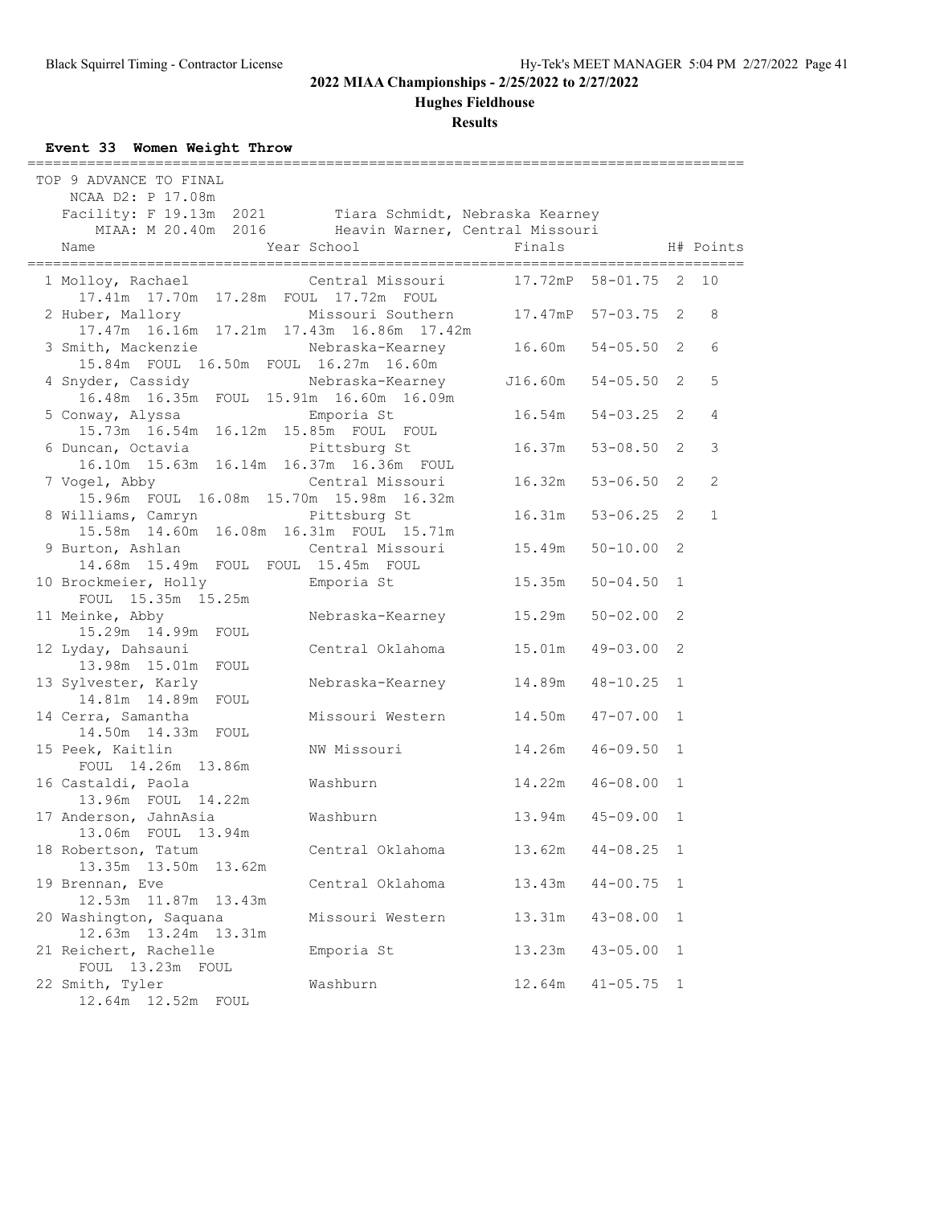## 2022 MIAA Championships - 2/25/2022 to 2/27/2022

### Hughes Fieldhouse

### Results

**Event 33 Women Weight Throw**

TOP 9 ADVANCE TO FINAL
NCAA D2: P 17.08m
Facility: F 19.13m 2021 Tiara Schmidt, Nebraska Kearney
MIAA: M 20.40m 2016 Heavin Warner, Central Missouri

| Place | Name | Year | School | Finals | | H# | Points |
|---|---|---|---|---|---|---|---|
| 1 | Molloy, Rachael | | Central Missouri | 17.72mP | 58-01.75 | 2 | 10 |
| | 17.41m 17.70m 17.28m FOUL 17.72m FOUL | | | | | | |
| 2 | Huber, Mallory | | Missouri Southern | 17.47mP | 57-03.75 | 2 | 8 |
| | 17.47m 16.16m 17.21m 17.43m 16.86m 17.42m | | | | | | |
| 3 | Smith, Mackenzie | | Nebraska-Kearney | 16.60m | 54-05.50 | 2 | 6 |
| | 15.84m FOUL 16.50m FOUL 16.27m 16.60m | | | | | | |
| 4 | Snyder, Cassidy | | Nebraska-Kearney | J16.60m | 54-05.50 | 2 | 5 |
| | 16.48m 16.35m FOUL 15.91m 16.60m 16.09m | | | | | | |
| 5 | Conway, Alyssa | | Emporia St | 16.54m | 54-03.25 | 2 | 4 |
| | 15.73m 16.54m 16.12m 15.85m FOUL FOUL | | | | | | |
| 6 | Duncan, Octavia | | Pittsburg St | 16.37m | 53-08.50 | 2 | 3 |
| | 16.10m 15.63m 16.14m 16.37m 16.36m FOUL | | | | | | |
| 7 | Vogel, Abby | | Central Missouri | 16.32m | 53-06.50 | 2 | 2 |
| | 15.96m FOUL 16.08m 15.70m 15.98m 16.32m | | | | | | |
| 8 | Williams, Camryn | | Pittsburg St | 16.31m | 53-06.25 | 2 | 1 |
| | 15.58m 14.60m 16.08m 16.31m FOUL 15.71m | | | | | | |
| 9 | Burton, Ashlan | | Central Missouri | 15.49m | 50-10.00 | 2 | |
| | 14.68m 15.49m FOUL FOUL 15.45m FOUL | | | | | | |
| 10 | Brockmeier, Holly | | Emporia St | 15.35m | 50-04.50 | 1 | |
| | FOUL 15.35m 15.25m | | | | | | |
| 11 | Meinke, Abby | | Nebraska-Kearney | 15.29m | 50-02.00 | 2 | |
| | 15.29m 14.99m FOUL | | | | | | |
| 12 | Lyday, Dahsauni | | Central Oklahoma | 15.01m | 49-03.00 | 2 | |
| | 13.98m 15.01m FOUL | | | | | | |
| 13 | Sylvester, Karly | | Nebraska-Kearney | 14.89m | 48-10.25 | 1 | |
| | 14.81m 14.89m FOUL | | | | | | |
| 14 | Cerra, Samantha | | Missouri Western | 14.50m | 47-07.00 | 1 | |
| | 14.50m 14.33m FOUL | | | | | | |
| 15 | Peek, Kaitlin | | NW Missouri | 14.26m | 46-09.50 | 1 | |
| | FOUL 14.26m 13.86m | | | | | | |
| 16 | Castaldi, Paola | | Washburn | 14.22m | 46-08.00 | 1 | |
| | 13.96m FOUL 14.22m | | | | | | |
| 17 | Anderson, JahnAsia | | Washburn | 13.94m | 45-09.00 | 1 | |
| | 13.06m FOUL 13.94m | | | | | | |
| 18 | Robertson, Tatum | | Central Oklahoma | 13.62m | 44-08.25 | 1 | |
| | 13.35m 13.50m 13.62m | | | | | | |
| 19 | Brennan, Eve | | Central Oklahoma | 13.43m | 44-00.75 | 1 | |
| | 12.53m 11.87m 13.43m | | | | | | |
| 20 | Washington, Saquana | | Missouri Western | 13.31m | 43-08.00 | 1 | |
| | 12.63m 13.24m 13.31m | | | | | | |
| 21 | Reichert, Rachelle | | Emporia St | 13.23m | 43-05.00 | 1 | |
| | FOUL 13.23m FOUL | | | | | | |
| 22 | Smith, Tyler | | Washburn | 12.64m | 41-05.75 | 1 | |
| | 12.64m 12.52m FOUL | | | | | | |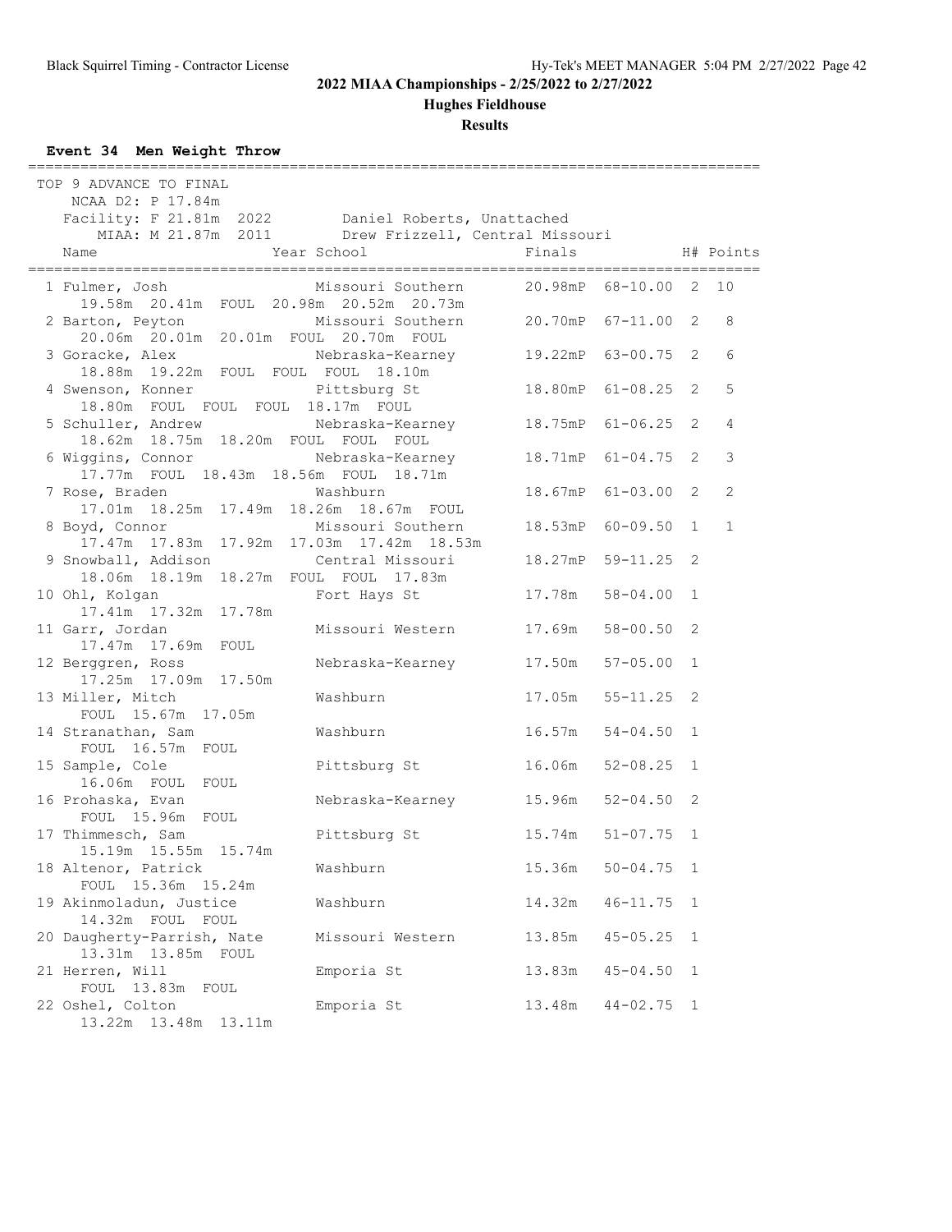## 2022 MIAA Championships - 2/25/2022 to 2/27/2022

### Hughes Fieldhouse

### Results

**Event 34 Men Weight Throw**

TOP 9 ADVANCE TO FINAL

NCAA D2: P 17.84m

Facility: F 21.81m 2022 Daniel Roberts, Unattached

MIAA: M 21.87m 2011 Drew Frizzell, Central Missouri

| Place | Name | Year | School | Finals | | H# | Points |
|---|---|---|---|---|---|---|---|
| 1 | Fulmer, Josh | | Missouri Southern | 20.98mP | 68-10.00 | 2 | 10 |
| | 19.58m 20.41m FOUL 20.98m 20.52m 20.73m | | | | | | |
| 2 | Barton, Peyton | | Missouri Southern | 20.70mP | 67-11.00 | 2 | 8 |
| | 20.06m 20.01m 20.01m FOUL 20.70m FOUL | | | | | | |
| 3 | Goracke, Alex | | Nebraska-Kearney | 19.22mP | 63-00.75 | 2 | 6 |
| | 18.88m 19.22m FOUL FOUL FOUL 18.10m | | | | | | |
| 4 | Swenson, Konner | | Pittsburg St | 18.80mP | 61-08.25 | 2 | 5 |
| | 18.80m FOUL FOUL FOUL 18.17m FOUL | | | | | | |
| 5 | Schuller, Andrew | | Nebraska-Kearney | 18.75mP | 61-06.25 | 2 | 4 |
| | 18.62m 18.75m 18.20m FOUL FOUL FOUL | | | | | | |
| 6 | Wiggins, Connor | | Nebraska-Kearney | 18.71mP | 61-04.75 | 2 | 3 |
| | 17.77m FOUL 18.43m 18.56m FOUL 18.71m | | | | | | |
| 7 | Rose, Braden | | Washburn | 18.67mP | 61-03.00 | 2 | 2 |
| | 17.01m 18.25m 17.49m 18.26m 18.67m FOUL | | | | | | |
| 8 | Boyd, Connor | | Missouri Southern | 18.53mP | 60-09.50 | 1 | 1 |
| | 17.47m 17.83m 17.92m 17.03m 17.42m 18.53m | | | | | | |
| 9 | Snowball, Addison | | Central Missouri | 18.27mP | 59-11.25 | 2 | |
| | 18.06m 18.19m 18.27m FOUL FOUL 17.83m | | | | | | |
| 10 | Ohl, Kolgan | | Fort Hays St | 17.78m | 58-04.00 | 1 | |
| | 17.41m 17.32m 17.78m | | | | | | |
| 11 | Garr, Jordan | | Missouri Western | 17.69m | 58-00.50 | 2 | |
| | 17.47m 17.69m FOUL | | | | | | |
| 12 | Berggren, Ross | | Nebraska-Kearney | 17.50m | 57-05.00 | 1 | |
| | 17.25m 17.09m 17.50m | | | | | | |
| 13 | Miller, Mitch | | Washburn | 17.05m | 55-11.25 | 2 | |
| | FOUL 15.67m 17.05m | | | | | | |
| 14 | Stranathan, Sam | | Washburn | 16.57m | 54-04.50 | 1 | |
| | FOUL 16.57m FOUL | | | | | | |
| 15 | Sample, Cole | | Pittsburg St | 16.06m | 52-08.25 | 1 | |
| | 16.06m FOUL FOUL | | | | | | |
| 16 | Prohaska, Evan | | Nebraska-Kearney | 15.96m | 52-04.50 | 2 | |
| | FOUL 15.96m FOUL | | | | | | |
| 17 | Thimmesch, Sam | | Pittsburg St | 15.74m | 51-07.75 | 1 | |
| | 15.19m 15.55m 15.74m | | | | | | |
| 18 | Altenor, Patrick | | Washburn | 15.36m | 50-04.75 | 1 | |
| | FOUL 15.36m 15.24m | | | | | | |
| 19 | Akinmoladun, Justice | | Washburn | 14.32m | 46-11.75 | 1 | |
| | 14.32m FOUL FOUL | | | | | | |
| 20 | Daugherty-Parrish, Nate | | Missouri Western | 13.85m | 45-05.25 | 1 | |
| | 13.31m 13.85m FOUL | | | | | | |
| 21 | Herren, Will | | Emporia St | 13.83m | 45-04.50 | 1 | |
| | FOUL 13.83m FOUL | | | | | | |
| 22 | Oshel, Colton | | Emporia St | 13.48m | 44-02.75 | 1 | |
| | 13.22m 13.48m 13.11m | | | | | | |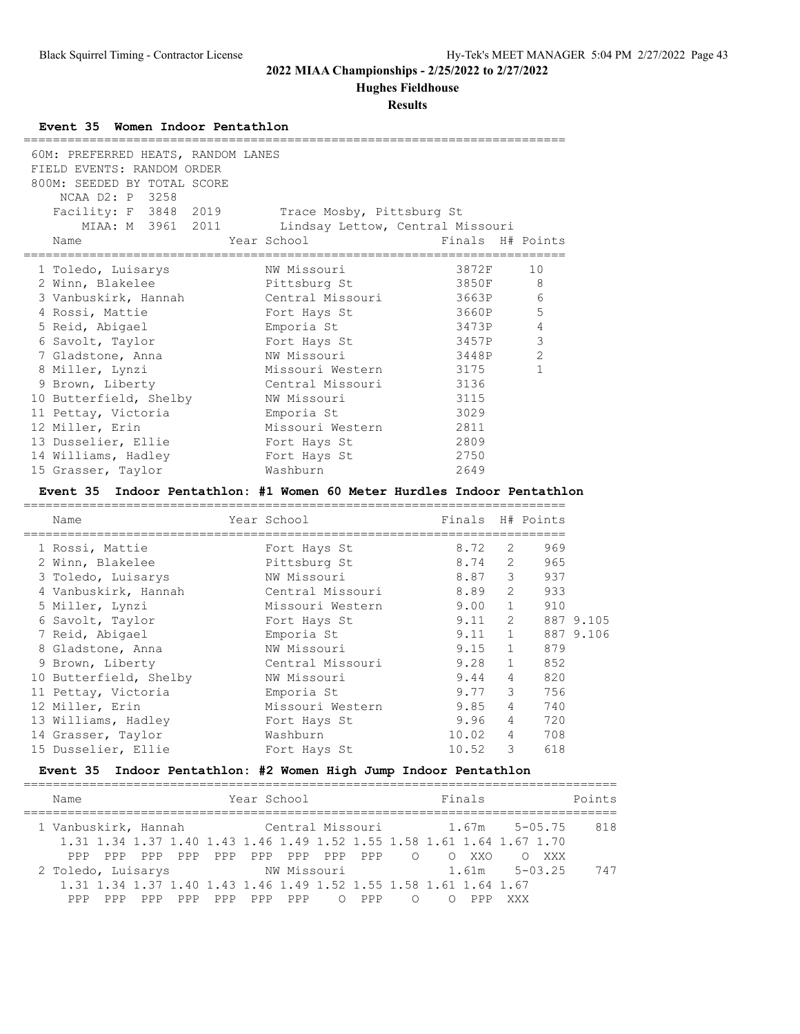## 2022 MIAA Championships - 2/25/2022 to 2/27/2022

### Hughes Fieldhouse

### Results

#### Event 35 Women Indoor Pentathlon

60M: PREFERRED HEATS, RANDOM LANES
FIELD EVENTS: RANDOM ORDER
800M: SEEDED BY TOTAL SCORE

NCAA D2: P 3258
Facility: F 3848 2019 Trace Mosby, Pittsburg St
MIAA: M 3961 2011 Lindsay Lettow, Central Missouri

| | Name | Year | School | Finals | H# | Points |
|---|---|---|---|---|---|---|
| 1 | Toledo, Luisarys | | NW Missouri | 3872F | | 10 |
| 2 | Winn, Blakelee | | Pittsburg St | 3850F | | 8 |
| 3 | Vanbuskirk, Hannah | | Central Missouri | 3663P | | 6 |
| 4 | Rossi, Mattie | | Fort Hays St | 3660P | | 5 |
| 5 | Reid, Abigael | | Emporia St | 3473P | | 4 |
| 6 | Savolt, Taylor | | Fort Hays St | 3457P | | 3 |
| 7 | Gladstone, Anna | | NW Missouri | 3448P | | 2 |
| 8 | Miller, Lynzi | | Missouri Western | 3175 | | 1 |
| 9 | Brown, Liberty | | Central Missouri | 3136 | | |
| 10 | Butterfield, Shelby | | NW Missouri | 3115 | | |
| 11 | Pettay, Victoria | | Emporia St | 3029 | | |
| 12 | Miller, Erin | | Missouri Western | 2811 | | |
| 13 | Dusselier, Ellie | | Fort Hays St | 2809 | | |
| 14 | Williams, Hadley | | Fort Hays St | 2750 | | |
| 15 | Grasser, Taylor | | Washburn | 2649 | | |

#### Event 35 Indoor Pentathlon: #1 Women 60 Meter Hurdles Indoor Pentathlon

| | Name | Year | School | Finals | H# | Points | |
|---|---|---|---|---|---|---|---|
| 1 | Rossi, Mattie | | Fort Hays St | 8.72 | 2 | 969 | |
| 2 | Winn, Blakelee | | Pittsburg St | 8.74 | 2 | 965 | |
| 3 | Toledo, Luisarys | | NW Missouri | 8.87 | 3 | 937 | |
| 4 | Vanbuskirk, Hannah | | Central Missouri | 8.89 | 2 | 933 | |
| 5 | Miller, Lynzi | | Missouri Western | 9.00 | 1 | 910 | |
| 6 | Savolt, Taylor | | Fort Hays St | 9.11 | 2 | 887 | 9.105 |
| 7 | Reid, Abigael | | Emporia St | 9.11 | 1 | 887 | 9.106 |
| 8 | Gladstone, Anna | | NW Missouri | 9.15 | 1 | 879 | |
| 9 | Brown, Liberty | | Central Missouri | 9.28 | 1 | 852 | |
| 10 | Butterfield, Shelby | | NW Missouri | 9.44 | 4 | 820 | |
| 11 | Pettay, Victoria | | Emporia St | 9.77 | 3 | 756 | |
| 12 | Miller, Erin | | Missouri Western | 9.85 | 4 | 740 | |
| 13 | Williams, Hadley | | Fort Hays St | 9.96 | 4 | 720 | |
| 14 | Grasser, Taylor | | Washburn | 10.02 | 4 | 708 | |
| 15 | Dusselier, Ellie | | Fort Hays St | 10.52 | 3 | 618 | |

#### Event 35 Indoor Pentathlon: #2 Women High Jump Indoor Pentathlon

```
    Name                    Year School                  Finals              Points
===================================================================================
  1 Vanbuskirk, Hannah           Central Missouri          1.67m    5-05.75     818
     1.31 1.34 1.37 1.40 1.43 1.46 1.49 1.52 1.55 1.58 1.61 1.64 1.67 1.70
      PPP  PPP  PPP  PPP  PPP  PPP  PPP  PPP  PPP    O    O  XXO    O  XXX
  2 Toledo, Luisarys             NW Missouri               1.61m    5-03.25     747
     1.31 1.34 1.37 1.40 1.43 1.46 1.49 1.52 1.55 1.58 1.61 1.64 1.67
      PPP  PPP  PPP  PPP  PPP  PPP  PPP    O  PPP    O    O  PPP  XXX
```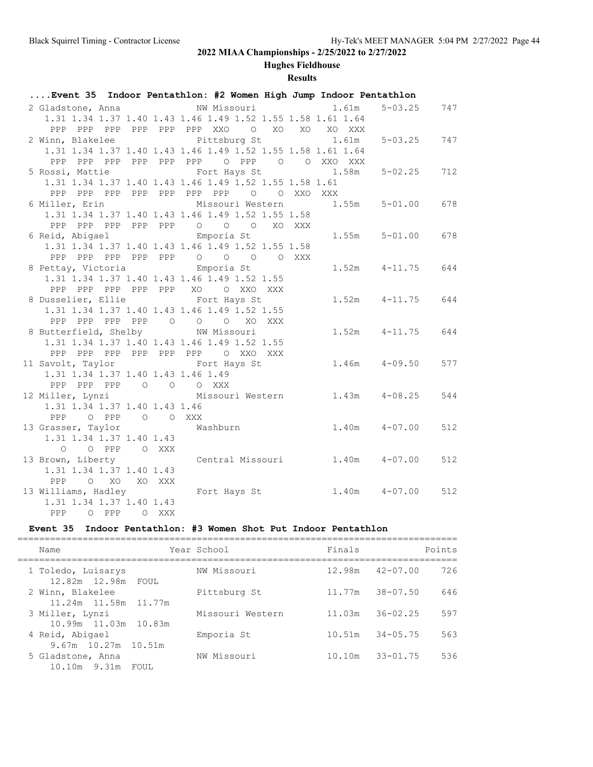## 2022 MIAA Championships - 2/25/2022 to 2/27/2022

### Hughes Fieldhouse

### Results

#### ....Event 35 Indoor Pentathlon: #2 Women High Jump Indoor Pentathlon

```
  2 Gladstone, Anna            NW Missouri               1.61m    5-03.25    747
     1.31 1.34 1.37 1.40 1.43 1.46 1.49 1.52 1.55 1.58 1.61 1.64
      PPP  PPP  PPP  PPP  PPP  PPP  XXO    O   XO   XO   XO  XXX
  2 Winn, Blakelee             Pittsburg St              1.61m    5-03.25    747
     1.31 1.34 1.37 1.40 1.43 1.46 1.49 1.52 1.55 1.58 1.61 1.64
      PPP  PPP  PPP  PPP  PPP  PPP    O  PPP    O    O  XXO  XXX
  5 Rossi, Mattie              Fort Hays St              1.58m    5-02.25    712
     1.31 1.34 1.37 1.40 1.43 1.46 1.49 1.52 1.55 1.58 1.61
      PPP  PPP  PPP  PPP  PPP  PPP  PPP    O    O  XXO  XXX
  6 Miller, Erin               Missouri Western          1.55m    5-01.00    678
     1.31 1.34 1.37 1.40 1.43 1.46 1.49 1.52 1.55 1.58
      PPP  PPP  PPP  PPP  PPP    O    O    O   XO  XXX
  6 Reid, Abigael              Emporia St                1.55m    5-01.00    678
     1.31 1.34 1.37 1.40 1.43 1.46 1.49 1.52 1.55 1.58
      PPP  PPP  PPP  PPP  PPP    O    O    O    O  XXX
  8 Pettay, Victoria           Emporia St                1.52m    4-11.75    644
     1.31 1.34 1.37 1.40 1.43 1.46 1.49 1.52 1.55
      PPP  PPP  PPP  PPP  PPP   XO    O  XXO  XXX
  8 Dusselier, Ellie           Fort Hays St              1.52m    4-11.75    644
     1.31 1.34 1.37 1.40 1.43 1.46 1.49 1.52 1.55
      PPP  PPP  PPP  PPP    O    O    O   XO  XXX
  8 Butterfield, Shelby        NW Missouri               1.52m    4-11.75    644
     1.31 1.34 1.37 1.40 1.43 1.46 1.49 1.52 1.55
      PPP  PPP  PPP  PPP  PPP  PPP    O  XXO  XXX
 11 Savolt, Taylor             Fort Hays St              1.46m    4-09.50    577
     1.31 1.34 1.37 1.40 1.43 1.46 1.49
      PPP  PPP  PPP    O    O    O  XXX
 12 Miller, Lynzi              Missouri Western          1.43m    4-08.25    544
     1.31 1.34 1.37 1.40 1.43 1.46
      PPP    O  PPP    O    O  XXX
 13 Grasser, Taylor            Washburn                  1.40m    4-07.00    512
     1.31 1.34 1.37 1.40 1.43
        O    O  PPP    O  XXX
 13 Brown, Liberty             Central Missouri          1.40m    4-07.00    512
     1.31 1.34 1.37 1.40 1.43
      PPP    O   XO   XO  XXX
 13 Williams, Hadley           Fort Hays St              1.40m    4-07.00    512
     1.31 1.34 1.37 1.40 1.43
      PPP    O  PPP    O  XXX
```

#### Event 35 Indoor Pentathlon: #3 Women Shot Put Indoor Pentathlon

```
================================================================================
    Name                    Year School                  Finals           Points
================================================================================
  1 Toledo, Luisarys             NW Missouri             12.98m   42-07.00   726
      12.82m  12.98m  FOUL
  2 Winn, Blakelee               Pittsburg St            11.77m   38-07.50   646
      11.24m  11.58m  11.77m
  3 Miller, Lynzi                Missouri Western        11.03m   36-02.25   597
      10.99m  11.03m  10.83m
  4 Reid, Abigael                Emporia St              10.51m   34-05.75   563
      9.67m  10.27m  10.51m
  5 Gladstone, Anna              NW Missouri             10.10m   33-01.75   536
      10.10m  9.31m  FOUL
```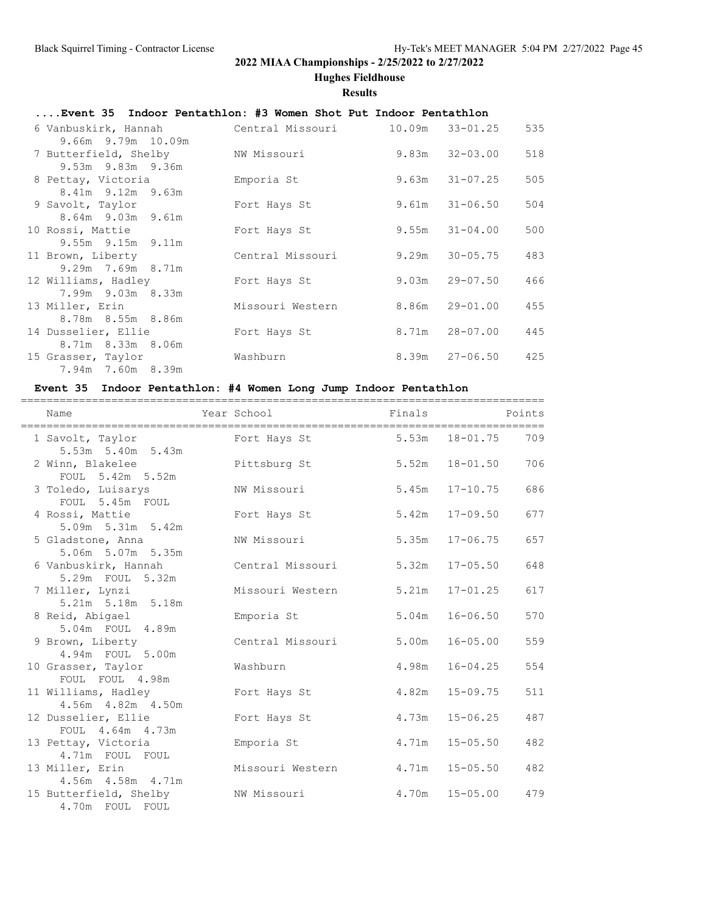## 2022 MIAA Championships - 2/25/2022 to 2/27/2022

### Hughes Fieldhouse

### Results

#### ....Event 35 Indoor Pentathlon: #3 Women Shot Put Indoor Pentathlon

| Place | Name | School | Finals | | Points |
|---|---|---|---|---|---|
| 6 | Vanbuskirk, Hannah | Central Missouri | 10.09m | 33-01.25 | 535 |
| | 9.66m 9.79m 10.09m | | | | |
| 7 | Butterfield, Shelby | NW Missouri | 9.83m | 32-03.00 | 518 |
| | 9.53m 9.83m 9.36m | | | | |
| 8 | Pettay, Victoria | Emporia St | 9.63m | 31-07.25 | 505 |
| | 8.41m 9.12m 9.63m | | | | |
| 9 | Savolt, Taylor | Fort Hays St | 9.61m | 31-06.50 | 504 |
| | 8.64m 9.03m 9.61m | | | | |
| 10 | Rossi, Mattie | Fort Hays St | 9.55m | 31-04.00 | 500 |
| | 9.55m 9.15m 9.11m | | | | |
| 11 | Brown, Liberty | Central Missouri | 9.29m | 30-05.75 | 483 |
| | 9.29m 7.69m 8.71m | | | | |
| 12 | Williams, Hadley | Fort Hays St | 9.03m | 29-07.50 | 466 |
| | 7.99m 9.03m 8.33m | | | | |
| 13 | Miller, Erin | Missouri Western | 8.86m | 29-01.00 | 455 |
| | 8.78m 8.55m 8.86m | | | | |
| 14 | Dusselier, Ellie | Fort Hays St | 8.71m | 28-07.00 | 445 |
| | 8.71m 8.33m 8.06m | | | | |
| 15 | Grasser, Taylor | Washburn | 8.39m | 27-06.50 | 425 |
| | 7.94m 7.60m 8.39m | | | | |

#### Event 35 Indoor Pentathlon: #4 Women Long Jump Indoor Pentathlon

| Place | Name | Year School | Finals | | Points |
|---|---|---|---|---|---|
| 1 | Savolt, Taylor | Fort Hays St | 5.53m | 18-01.75 | 709 |
| | 5.53m 5.40m 5.43m | | | | |
| 2 | Winn, Blakelee | Pittsburg St | 5.52m | 18-01.50 | 706 |
| | FOUL 5.42m 5.52m | | | | |
| 3 | Toledo, Luisarys | NW Missouri | 5.45m | 17-10.75 | 686 |
| | FOUL 5.45m FOUL | | | | |
| 4 | Rossi, Mattie | Fort Hays St | 5.42m | 17-09.50 | 677 |
| | 5.09m 5.31m 5.42m | | | | |
| 5 | Gladstone, Anna | NW Missouri | 5.35m | 17-06.75 | 657 |
| | 5.06m 5.07m 5.35m | | | | |
| 6 | Vanbuskirk, Hannah | Central Missouri | 5.32m | 17-05.50 | 648 |
| | 5.29m FOUL 5.32m | | | | |
| 7 | Miller, Lynzi | Missouri Western | 5.21m | 17-01.25 | 617 |
| | 5.21m 5.18m 5.18m | | | | |
| 8 | Reid, Abigael | Emporia St | 5.04m | 16-06.50 | 570 |
| | 5.04m FOUL 4.89m | | | | |
| 9 | Brown, Liberty | Central Missouri | 5.00m | 16-05.00 | 559 |
| | 4.94m FOUL 5.00m | | | | |
| 10 | Grasser, Taylor | Washburn | 4.98m | 16-04.25 | 554 |
| | FOUL FOUL 4.98m | | | | |
| 11 | Williams, Hadley | Fort Hays St | 4.82m | 15-09.75 | 511 |
| | 4.56m 4.82m 4.50m | | | | |
| 12 | Dusselier, Ellie | Fort Hays St | 4.73m | 15-06.25 | 487 |
| | FOUL 4.64m 4.73m | | | | |
| 13 | Pettay, Victoria | Emporia St | 4.71m | 15-05.50 | 482 |
| | 4.71m FOUL FOUL | | | | |
| 13 | Miller, Erin | Missouri Western | 4.71m | 15-05.50 | 482 |
| | 4.56m 4.58m 4.71m | | | | |
| 15 | Butterfield, Shelby | NW Missouri | 4.70m | 15-05.00 | 479 |
| | 4.70m FOUL FOUL | | | | |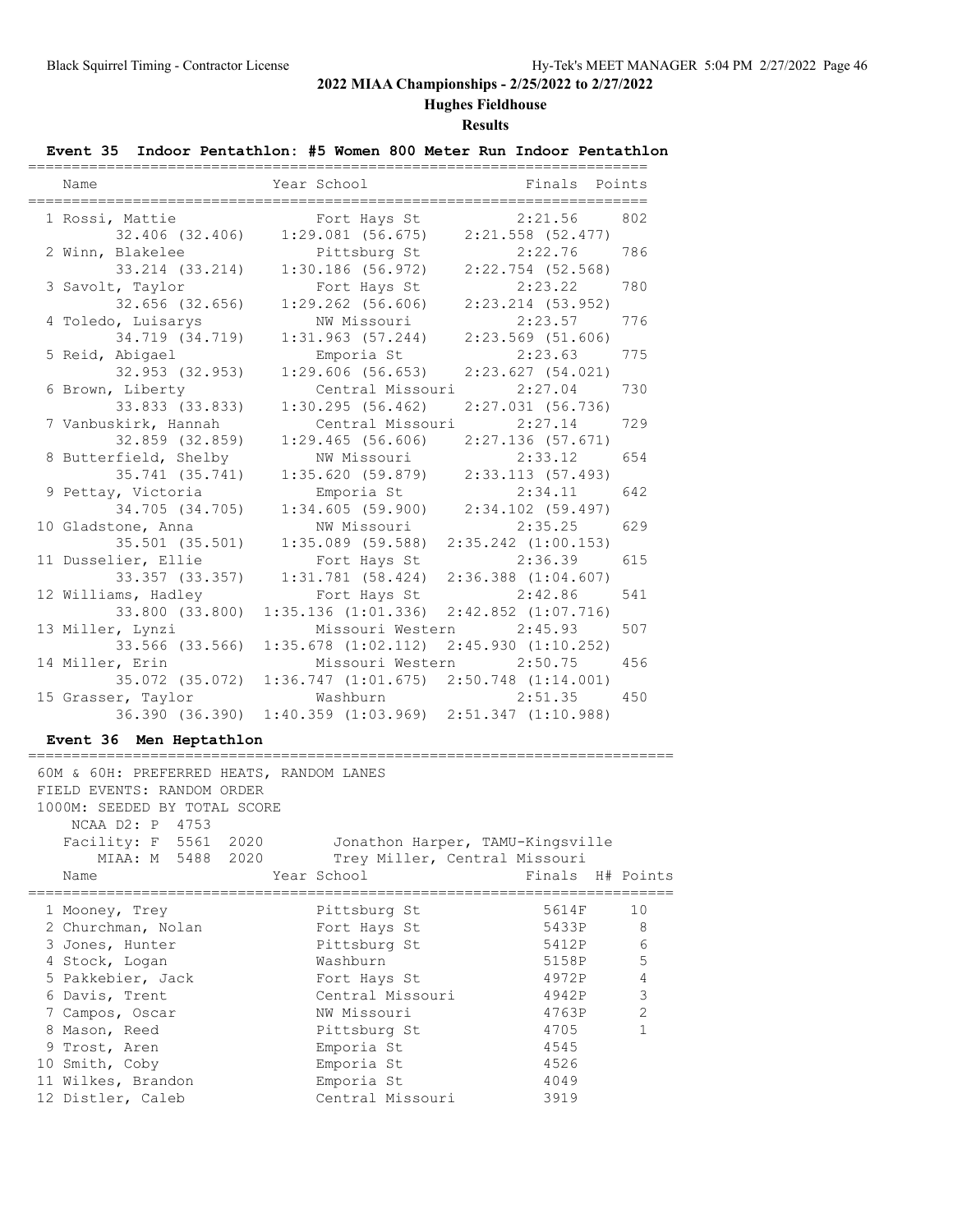## 2022 MIAA Championships - 2/25/2022 to 2/27/2022

### Hughes Fieldhouse

### Results

#### Event 35 Indoor Pentathlon: #5 Women 800 Meter Run Indoor Pentathlon

| Place | Name | Year | School | Finals | Points |
|---|---|---|---|---|---|
| 1 | Rossi, Mattie | | Fort Hays St | 2:21.56 | 802 |
| | 32.406 (32.406) | | 1:29.081 (56.675) | 2:21.558 (52.477) | |
| 2 | Winn, Blakelee | | Pittsburg St | 2:22.76 | 786 |
| | 33.214 (33.214) | | 1:30.186 (56.972) | 2:22.754 (52.568) | |
| 3 | Savolt, Taylor | | Fort Hays St | 2:23.22 | 780 |
| | 32.656 (32.656) | | 1:29.262 (56.606) | 2:23.214 (53.952) | |
| 4 | Toledo, Luisarys | | NW Missouri | 2:23.57 | 776 |
| | 34.719 (34.719) | | 1:31.963 (57.244) | 2:23.569 (51.606) | |
| 5 | Reid, Abigael | | Emporia St | 2:23.63 | 775 |
| | 32.953 (32.953) | | 1:29.606 (56.653) | 2:23.627 (54.021) | |
| 6 | Brown, Liberty | | Central Missouri | 2:27.04 | 730 |
| | 33.833 (33.833) | | 1:30.295 (56.462) | 2:27.031 (56.736) | |
| 7 | Vanbuskirk, Hannah | | Central Missouri | 2:27.14 | 729 |
| | 32.859 (32.859) | | 1:29.465 (56.606) | 2:27.136 (57.671) | |
| 8 | Butterfield, Shelby | | NW Missouri | 2:33.12 | 654 |
| | 35.741 (35.741) | | 1:35.620 (59.879) | 2:33.113 (57.493) | |
| 9 | Pettay, Victoria | | Emporia St | 2:34.11 | 642 |
| | 34.705 (34.705) | | 1:34.605 (59.900) | 2:34.102 (59.497) | |
| 10 | Gladstone, Anna | | NW Missouri | 2:35.25 | 629 |
| | 35.501 (35.501) | | 1:35.089 (59.588) | 2:35.242 (1:00.153) | |
| 11 | Dusselier, Ellie | | Fort Hays St | 2:36.39 | 615 |
| | 33.357 (33.357) | | 1:31.781 (58.424) | 2:36.388 (1:04.607) | |
| 12 | Williams, Hadley | | Fort Hays St | 2:42.86 | 541 |
| | 33.800 (33.800) | | 1:35.136 (1:01.336) | 2:42.852 (1:07.716) | |
| 13 | Miller, Lynzi | | Missouri Western | 2:45.93 | 507 |
| | 33.566 (33.566) | | 1:35.678 (1:02.112) | 2:45.930 (1:10.252) | |
| 14 | Miller, Erin | | Missouri Western | 2:50.75 | 456 |
| | 35.072 (35.072) | | 1:36.747 (1:01.675) | 2:50.748 (1:14.001) | |
| 15 | Grasser, Taylor | | Washburn | 2:51.35 | 450 |
| | 36.390 (36.390) | | 1:40.359 (1:03.969) | 2:51.347 (1:10.988) | |

#### Event 36 Men Heptathlon

60M & 60H: PREFERRED HEATS, RANDOM LANES
FIELD EVENTS: RANDOM ORDER
1000M: SEEDED BY TOTAL SCORE

NCAA D2: P 4753
Facility: F 5561 2020 Jonathon Harper, TAMU-Kingsville
MIAA: M 5488 2020 Trey Miller, Central Missouri

| Place | Name | Year | School | Finals | H# | Points |
|---|---|---|---|---|---|---|
| 1 | Mooney, Trey | | Pittsburg St | 5614F | | 10 |
| 2 | Churchman, Nolan | | Fort Hays St | 5433P | | 8 |
| 3 | Jones, Hunter | | Pittsburg St | 5412P | | 6 |
| 4 | Stock, Logan | | Washburn | 5158P | | 5 |
| 5 | Pakkebier, Jack | | Fort Hays St | 4972P | | 4 |
| 6 | Davis, Trent | | Central Missouri | 4942P | | 3 |
| 7 | Campos, Oscar | | NW Missouri | 4763P | | 2 |
| 8 | Mason, Reed | | Pittsburg St | 4705 | | 1 |
| 9 | Trost, Aren | | Emporia St | 4545 | | |
| 10 | Smith, Coby | | Emporia St | 4526 | | |
| 11 | Wilkes, Brandon | | Emporia St | 4049 | | |
| 12 | Distler, Caleb | | Central Missouri | 3919 | | |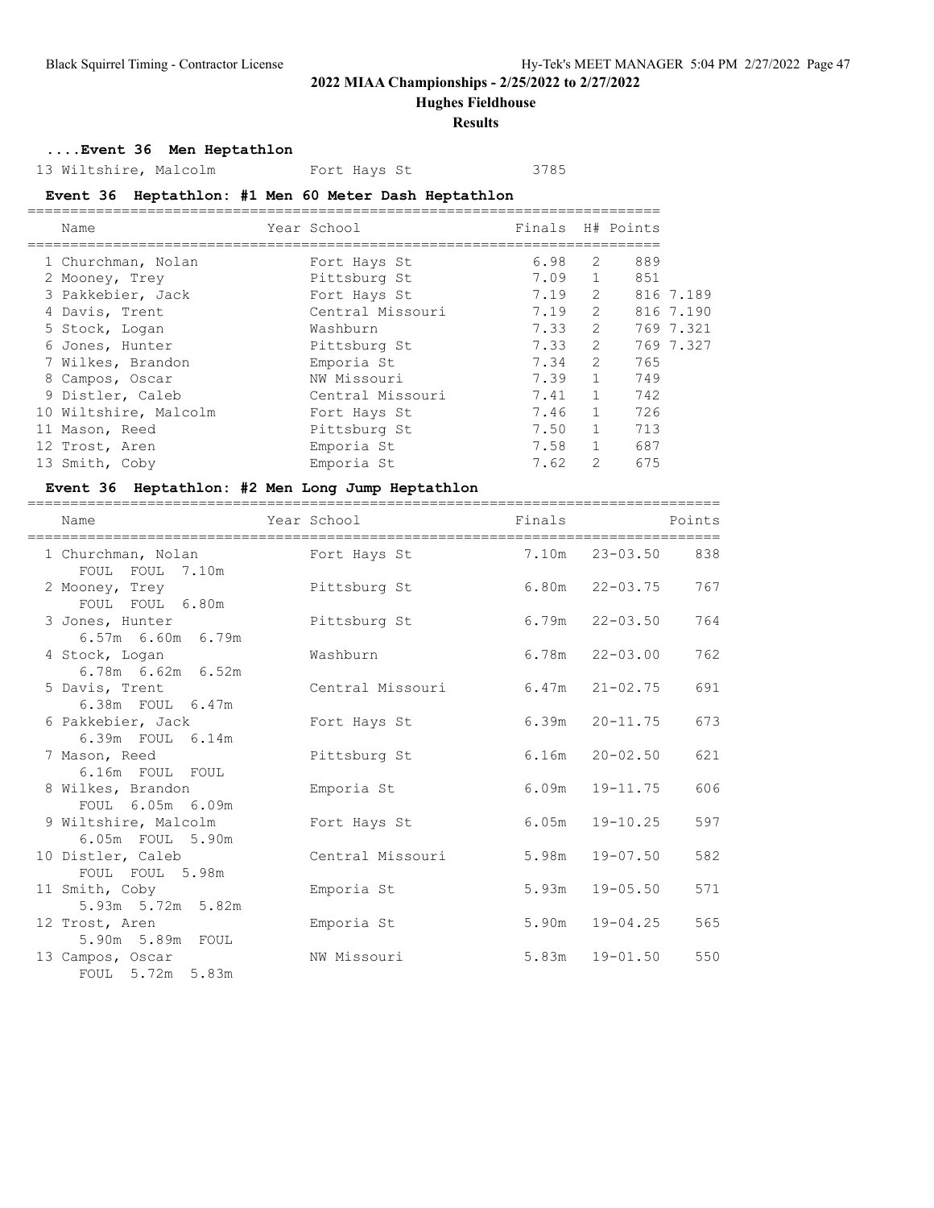# 2022 MIAA Championships - 2/25/2022 to 2/27/2022

## Hughes Fieldhouse

### Results

**....Event 36 Men Heptathlon**

| | | |
|---|---|---|
| 13 Wiltshire, Malcolm | Fort Hays St | 3785 |

**Event 36 Heptathlon: #1 Men 60 Meter Dash Heptathlon**

| Name | Year School | Finals | H# | Points | |
|---|---|---|---|---|---|
| 1 Churchman, Nolan | Fort Hays St | 6.98 | 2 | 889 | |
| 2 Mooney, Trey | Pittsburg St | 7.09 | 1 | 851 | |
| 3 Pakkebier, Jack | Fort Hays St | 7.19 | 2 | 816 | 7.189 |
| 4 Davis, Trent | Central Missouri | 7.19 | 2 | 816 | 7.190 |
| 5 Stock, Logan | Washburn | 7.33 | 2 | 769 | 7.321 |
| 6 Jones, Hunter | Pittsburg St | 7.33 | 2 | 769 | 7.327 |
| 7 Wilkes, Brandon | Emporia St | 7.34 | 2 | 765 | |
| 8 Campos, Oscar | NW Missouri | 7.39 | 1 | 749 | |
| 9 Distler, Caleb | Central Missouri | 7.41 | 1 | 742 | |
| 10 Wiltshire, Malcolm | Fort Hays St | 7.46 | 1 | 726 | |
| 11 Mason, Reed | Pittsburg St | 7.50 | 1 | 713 | |
| 12 Trost, Aren | Emporia St | 7.58 | 1 | 687 | |
| 13 Smith, Coby | Emporia St | 7.62 | 2 | 675 | |

**Event 36 Heptathlon: #2 Men Long Jump Heptathlon**

| Name | Year School | Finals | | Points |
|---|---|---|---|---|
| 1 Churchman, Nolan | Fort Hays St | 7.10m | 23-03.50 | 838 |
| FOUL FOUL 7.10m | | | | |
| 2 Mooney, Trey | Pittsburg St | 6.80m | 22-03.75 | 767 |
| FOUL FOUL 6.80m | | | | |
| 3 Jones, Hunter | Pittsburg St | 6.79m | 22-03.50 | 764 |
| 6.57m 6.60m 6.79m | | | | |
| 4 Stock, Logan | Washburn | 6.78m | 22-03.00 | 762 |
| 6.78m 6.62m 6.52m | | | | |
| 5 Davis, Trent | Central Missouri | 6.47m | 21-02.75 | 691 |
| 6.38m FOUL 6.47m | | | | |
| 6 Pakkebier, Jack | Fort Hays St | 6.39m | 20-11.75 | 673 |
| 6.39m FOUL 6.14m | | | | |
| 7 Mason, Reed | Pittsburg St | 6.16m | 20-02.50 | 621 |
| 6.16m FOUL FOUL | | | | |
| 8 Wilkes, Brandon | Emporia St | 6.09m | 19-11.75 | 606 |
| FOUL 6.05m 6.09m | | | | |
| 9 Wiltshire, Malcolm | Fort Hays St | 6.05m | 19-10.25 | 597 |
| 6.05m FOUL 5.90m | | | | |
| 10 Distler, Caleb | Central Missouri | 5.98m | 19-07.50 | 582 |
| FOUL FOUL 5.98m | | | | |
| 11 Smith, Coby | Emporia St | 5.93m | 19-05.50 | 571 |
| 5.93m 5.72m 5.82m | | | | |
| 12 Trost, Aren | Emporia St | 5.90m | 19-04.25 | 565 |
| 5.90m 5.89m FOUL | | | | |
| 13 Campos, Oscar | NW Missouri | 5.83m | 19-01.50 | 550 |
| FOUL 5.72m 5.83m | | | | |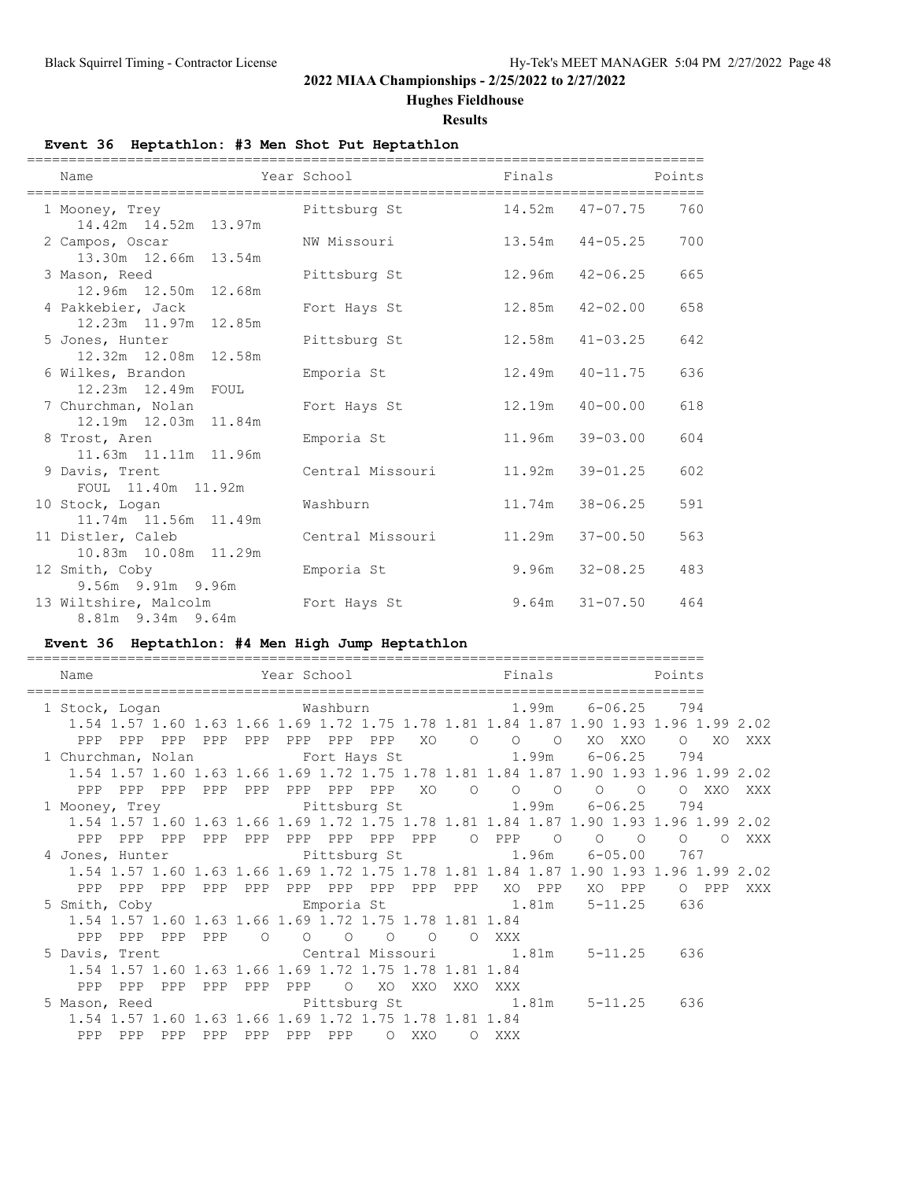## 2022 MIAA Championships - 2/25/2022 to 2/27/2022

**Hughes Fieldhouse**

**Results**

### Event 36 Heptathlon: #3 Men Shot Put Heptathlon

| Name | Year | School | Finals | | Points |
|---|---|---|---|---|---|
| 1 Mooney, Trey | | Pittsburg St | 14.52m | 47-07.75 | 760 |
| 14.42m 14.52m 13.97m | | | | | |
| 2 Campos, Oscar | | NW Missouri | 13.54m | 44-05.25 | 700 |
| 13.30m 12.66m 13.54m | | | | | |
| 3 Mason, Reed | | Pittsburg St | 12.96m | 42-06.25 | 665 |
| 12.96m 12.50m 12.68m | | | | | |
| 4 Pakkebier, Jack | | Fort Hays St | 12.85m | 42-02.00 | 658 |
| 12.23m 11.97m 12.85m | | | | | |
| 5 Jones, Hunter | | Pittsburg St | 12.58m | 41-03.25 | 642 |
| 12.32m 12.08m 12.58m | | | | | |
| 6 Wilkes, Brandon | | Emporia St | 12.49m | 40-11.75 | 636 |
| 12.23m 12.49m FOUL | | | | | |
| 7 Churchman, Nolan | | Fort Hays St | 12.19m | 40-00.00 | 618 |
| 12.19m 12.03m 11.84m | | | | | |
| 8 Trost, Aren | | Emporia St | 11.96m | 39-03.00 | 604 |
| 11.63m 11.11m 11.96m | | | | | |
| 9 Davis, Trent | | Central Missouri | 11.92m | 39-01.25 | 602 |
| FOUL 11.40m 11.92m | | | | | |
| 10 Stock, Logan | | Washburn | 11.74m | 38-06.25 | 591 |
| 11.74m 11.56m 11.49m | | | | | |
| 11 Distler, Caleb | | Central Missouri | 11.29m | 37-00.50 | 563 |
| 10.83m 10.08m 11.29m | | | | | |
| 12 Smith, Coby | | Emporia St | 9.96m | 32-08.25 | 483 |
| 9.56m 9.91m 9.96m | | | | | |
| 13 Wiltshire, Malcolm | | Fort Hays St | 9.64m | 31-07.50 | 464 |
| 8.81m 9.34m 9.64m | | | | | |

### Event 36 Heptathlon: #4 Men High Jump Heptathlon

```
=================================================================================
    Name                    Year School                  Finals            Points
=================================================================================
  1 Stock, Logan                 Washburn                 1.99m    6-06.25    794
     1.54 1.57 1.60 1.63 1.66 1.69 1.72 1.75 1.78 1.81 1.84 1.87 1.90 1.93 1.96 1.99 2.02
      PPP  PPP  PPP  PPP  PPP  PPP  PPP  PPP   XO    O    O    O   XO  XXO    O   XO  XXX
  1 Churchman, Nolan             Fort Hays St             1.99m    6-06.25    794
     1.54 1.57 1.60 1.63 1.66 1.69 1.72 1.75 1.78 1.81 1.84 1.87 1.90 1.93 1.96 1.99 2.02
      PPP  PPP  PPP  PPP  PPP  PPP  PPP  PPP   XO    O    O    O    O    O    O  XXO  XXX
  1 Mooney, Trey                 Pittsburg St             1.99m    6-06.25    794
     1.54 1.57 1.60 1.63 1.66 1.69 1.72 1.75 1.78 1.81 1.84 1.87 1.90 1.93 1.96 1.99 2.02
      PPP  PPP  PPP  PPP  PPP  PPP  PPP  PPP  PPP    O  PPP    O    O    O    O    O  XXX
  4 Jones, Hunter                Pittsburg St             1.96m    6-05.00    767
     1.54 1.57 1.60 1.63 1.66 1.69 1.72 1.75 1.78 1.81 1.84 1.87 1.90 1.93 1.96 1.99 2.02
      PPP  PPP  PPP  PPP  PPP  PPP  PPP  PPP  PPP  PPP   XO  PPP   XO  PPP    O  PPP  XXX
  5 Smith, Coby                  Emporia St               1.81m    5-11.25    636
     1.54 1.57 1.60 1.63 1.66 1.69 1.72 1.75 1.78 1.81 1.84
      PPP  PPP  PPP  PPP    O    O    O    O    O    O  XXX
  5 Davis, Trent                 Central Missouri         1.81m    5-11.25    636
     1.54 1.57 1.60 1.63 1.66 1.69 1.72 1.75 1.78 1.81 1.84
      PPP  PPP  PPP  PPP  PPP  PPP    O   XO  XXO  XXO  XXX
  5 Mason, Reed                  Pittsburg St             1.81m    5-11.25    636
     1.54 1.57 1.60 1.63 1.66 1.69 1.72 1.75 1.78 1.81 1.84
      PPP  PPP  PPP  PPP  PPP  PPP  PPP    O  XXO    O  XXX
```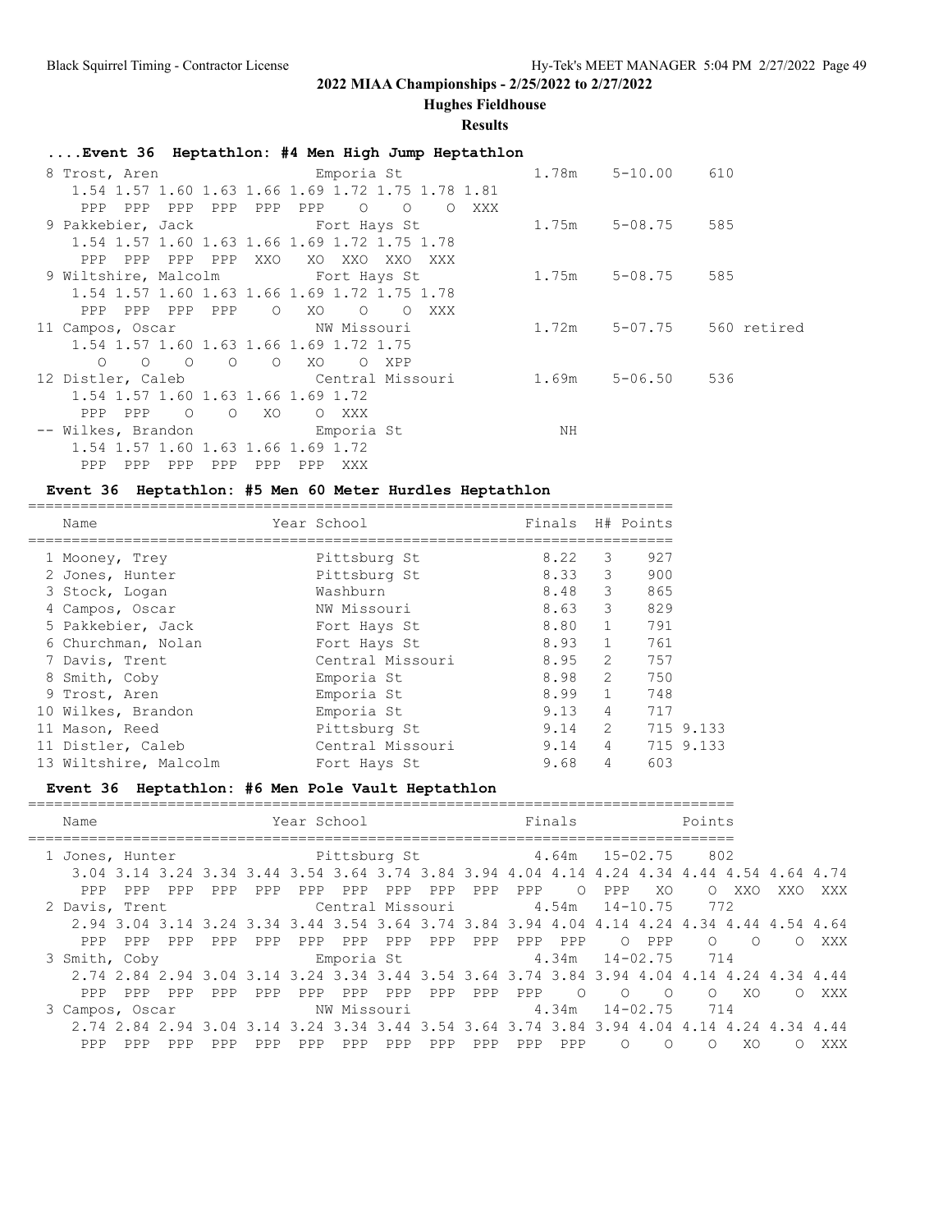## 2022 MIAA Championships - 2/25/2022 to 2/27/2022

### Hughes Fieldhouse

### Results

**....Event 36 Heptathlon: #4 Men High Jump Heptathlon**

```
  8 Trost, Aren                Emporia St                1.78m    5-10.00    610
     1.54 1.57 1.60 1.63 1.66 1.69 1.72 1.75 1.78 1.81
      PPP  PPP  PPP  PPP  PPP  PPP    O    O    O  XXX
  9 Pakkebier, Jack            Fort Hays St              1.75m    5-08.75    585
     1.54 1.57 1.60 1.63 1.66 1.69 1.72 1.75 1.78
      PPP  PPP  PPP  PPP  XXO   XO  XXO  XXO  XXX
  9 Wiltshire, Malcolm         Fort Hays St              1.75m    5-08.75    585
     1.54 1.57 1.60 1.63 1.66 1.69 1.72 1.75 1.78
      PPP  PPP  PPP  PPP    O   XO    O    O  XXX
 11 Campos, Oscar              NW Missouri               1.72m    5-07.75    560 retired
     1.54 1.57 1.60 1.63 1.66 1.69 1.72 1.75
        O    O    O    O    O   XO    O  XPP
 12 Distler, Caleb             Central Missouri          1.69m    5-06.50    536
     1.54 1.57 1.60 1.63 1.66 1.69 1.72
      PPP  PPP    O    O   XO    O  XXX
 -- Wilkes, Brandon            Emporia St                   NH
     1.54 1.57 1.60 1.63 1.66 1.69 1.72
      PPP  PPP  PPP  PPP  PPP  PPP  XXX
```

**Event 36 Heptathlon: #5 Men 60 Meter Hurdles Heptathlon**

| | Name | Year School | Finals | H# | Points | |
|---|---|---|---|---|---|---|
| 1 | Mooney, Trey | Pittsburg St | 8.22 | 3 | 927 | |
| 2 | Jones, Hunter | Pittsburg St | 8.33 | 3 | 900 | |
| 3 | Stock, Logan | Washburn | 8.48 | 3 | 865 | |
| 4 | Campos, Oscar | NW Missouri | 8.63 | 3 | 829 | |
| 5 | Pakkebier, Jack | Fort Hays St | 8.80 | 1 | 791 | |
| 6 | Churchman, Nolan | Fort Hays St | 8.93 | 1 | 761 | |
| 7 | Davis, Trent | Central Missouri | 8.95 | 2 | 757 | |
| 8 | Smith, Coby | Emporia St | 8.98 | 2 | 750 | |
| 9 | Trost, Aren | Emporia St | 8.99 | 1 | 748 | |
| 10 | Wilkes, Brandon | Emporia St | 9.13 | 4 | 717 | |
| 11 | Mason, Reed | Pittsburg St | 9.14 | 2 | 715 | 9.133 |
| 11 | Distler, Caleb | Central Missouri | 9.14 | 4 | 715 | 9.133 |
| 13 | Wiltshire, Malcolm | Fort Hays St | 9.68 | 4 | 603 | |

**Event 36 Heptathlon: #6 Men Pole Vault Heptathlon**

```
    Name                    Year School                  Finals              Points
  1 Jones, Hunter              Pittsburg St              4.64m   15-02.75    802
    3.04 3.14 3.24 3.34 3.44 3.54 3.64 3.74 3.84 3.94 4.04 4.14 4.24 4.34 4.44 4.54 4.64 4.74
     PPP  PPP  PPP  PPP  PPP  PPP  PPP  PPP  PPP  PPP  PPP    O  PPP   XO    O  XXO  XXO  XXX
  2 Davis, Trent               Central Missouri          4.54m   14-10.75    772
    2.94 3.04 3.14 3.24 3.34 3.44 3.54 3.64 3.74 3.84 3.94 4.04 4.14 4.24 4.34 4.44 4.54 4.64
     PPP  PPP  PPP  PPP  PPP  PPP  PPP  PPP  PPP  PPP  PPP  PPP    O  PPP    O    O    O  XXX
  3 Smith, Coby                Emporia St                4.34m   14-02.75    714
    2.74 2.84 2.94 3.04 3.14 3.24 3.34 3.44 3.54 3.64 3.74 3.84 3.94 4.04 4.14 4.24 4.34 4.44
     PPP  PPP  PPP  PPP  PPP  PPP  PPP  PPP  PPP  PPP  PPP    O    O    O    O   XO    O  XXX
  3 Campos, Oscar              NW Missouri               4.34m   14-02.75    714
    2.74 2.84 2.94 3.04 3.14 3.24 3.34 3.44 3.54 3.64 3.74 3.84 3.94 4.04 4.14 4.24 4.34 4.44
     PPP  PPP  PPP  PPP  PPP  PPP  PPP  PPP  PPP  PPP  PPP  PPP    O    O    O   XO    O  XXX
```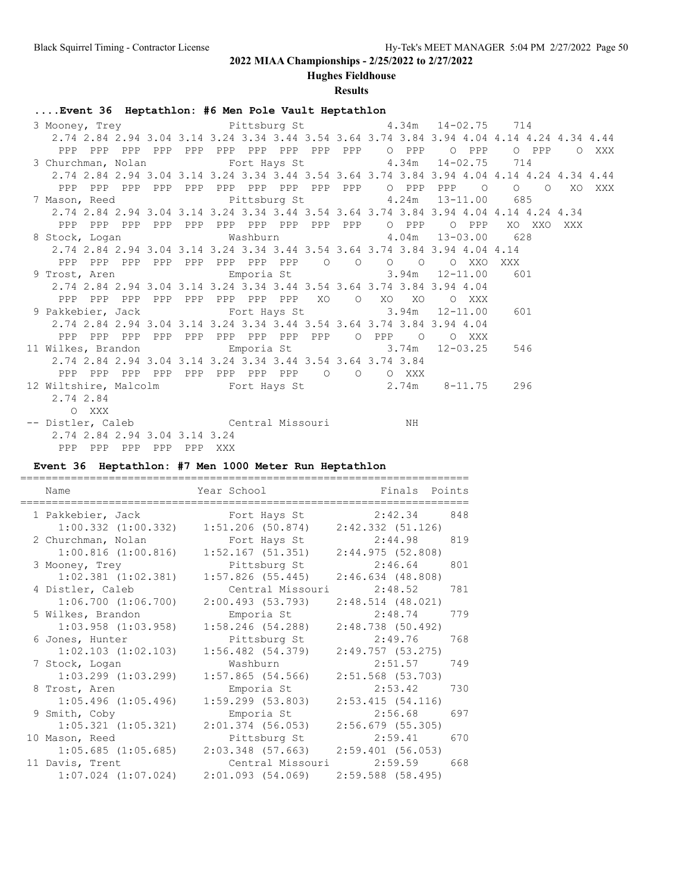# 2022 MIAA Championships - 2/25/2022 to 2/27/2022

## Hughes Fieldhouse

### Results

**....Event 36 Heptathlon: #6 Men Pole Vault Heptathlon**

```
  3 Mooney, Trey                 Pittsburg St            4.34m   14-02.75    714
     2.74 2.84 2.94 3.04 3.14 3.24 3.34 3.44 3.54 3.64 3.74 3.84 3.94 4.04 4.14 4.24 4.34 4.44
      PPP  PPP  PPP  PPP  PPP  PPP  PPP  PPP  PPP  PPP    O  PPP    O  PPP    O  PPP    O  XXX
  3 Churchman, Nolan             Fort Hays St            4.34m   14-02.75    714
     2.74 2.84 2.94 3.04 3.14 3.24 3.34 3.44 3.54 3.64 3.74 3.84 3.94 4.04 4.14 4.24 4.34 4.44
      PPP  PPP  PPP  PPP  PPP  PPP  PPP  PPP  PPP  PPP    O  PPP  PPP    O    O    O   XO  XXX
  7 Mason, Reed                  Pittsburg St            4.24m   13-11.00    685
     2.74 2.84 2.94 3.04 3.14 3.24 3.34 3.44 3.54 3.64 3.74 3.84 3.94 4.04 4.14 4.24 4.34
      PPP  PPP  PPP  PPP  PPP  PPP  PPP  PPP  PPP  PPP    O  PPP    O  PPP   XO  XXO  XXX
  8 Stock, Logan                 Washburn                4.04m   13-03.00    628
     2.74 2.84 2.94 3.04 3.14 3.24 3.34 3.44 3.54 3.64 3.74 3.84 3.94 4.04 4.14
      PPP  PPP  PPP  PPP  PPP  PPP  PPP  PPP    O    O    O    O    O  XXO  XXX
  9 Trost, Aren                  Emporia St              3.94m   12-11.00    601
     2.74 2.84 2.94 3.04 3.14 3.24 3.34 3.44 3.54 3.64 3.74 3.84 3.94 4.04
      PPP  PPP  PPP  PPP  PPP  PPP  PPP  PPP   XO    O   XO   XO    O  XXX
  9 Pakkebier, Jack              Fort Hays St            3.94m   12-11.00    601
     2.74 2.84 2.94 3.04 3.14 3.24 3.34 3.44 3.54 3.64 3.74 3.84 3.94 4.04
      PPP  PPP  PPP  PPP  PPP  PPP  PPP  PPP  PPP    O  PPP    O    O  XXX
 11 Wilkes, Brandon              Emporia St              3.74m   12-03.25    546
     2.74 2.84 2.94 3.04 3.14 3.24 3.34 3.44 3.54 3.64 3.74 3.84
      PPP  PPP  PPP  PPP  PPP  PPP  PPP  PPP    O    O    O  XXX
 12 Wiltshire, Malcolm           Fort Hays St            2.74m    8-11.75    296
     2.74 2.84
        O  XXX
 -- Distler, Caleb               Central Missouri           NH
     2.74 2.84 2.94 3.04 3.14 3.24
      PPP  PPP  PPP  PPP  PPP  XXX
```

**Event 36 Heptathlon: #7 Men 1000 Meter Run Heptathlon**

```
========================================================================
    Name                    Year School                  Finals  Points
========================================================================
  1 Pakkebier, Jack              Fort Hays St           2:42.34    848
       1:00.332 (1:00.332)    1:51.206 (50.874)    2:42.332 (51.126)
  2 Churchman, Nolan             Fort Hays St           2:44.98    819
       1:00.816 (1:00.816)    1:52.167 (51.351)    2:44.975 (52.808)
  3 Mooney, Trey                 Pittsburg St           2:46.64    801
       1:02.381 (1:02.381)    1:57.826 (55.445)    2:46.634 (48.808)
  4 Distler, Caleb               Central Missouri       2:48.52    781
       1:06.700 (1:06.700)    2:00.493 (53.793)    2:48.514 (48.021)
  5 Wilkes, Brandon              Emporia St             2:48.74    779
       1:03.958 (1:03.958)    1:58.246 (54.288)    2:48.738 (50.492)
  6 Jones, Hunter                Pittsburg St           2:49.76    768
       1:02.103 (1:02.103)    1:56.482 (54.379)    2:49.757 (53.275)
  7 Stock, Logan                 Washburn               2:51.57    749
       1:03.299 (1:03.299)    1:57.865 (54.566)    2:51.568 (53.703)
  8 Trost, Aren                  Emporia St             2:53.42    730
       1:05.496 (1:05.496)    1:59.299 (53.803)    2:53.415 (54.116)
  9 Smith, Coby                  Emporia St             2:56.68    697
       1:05.321 (1:05.321)    2:01.374 (56.053)    2:56.679 (55.305)
 10 Mason, Reed                  Pittsburg St           2:59.41    670
       1:05.685 (1:05.685)    2:03.348 (57.663)    2:59.401 (56.053)
 11 Davis, Trent                 Central Missouri       2:59.59    668
       1:07.024 (1:07.024)    2:01.093 (54.069)    2:59.588 (58.495)
```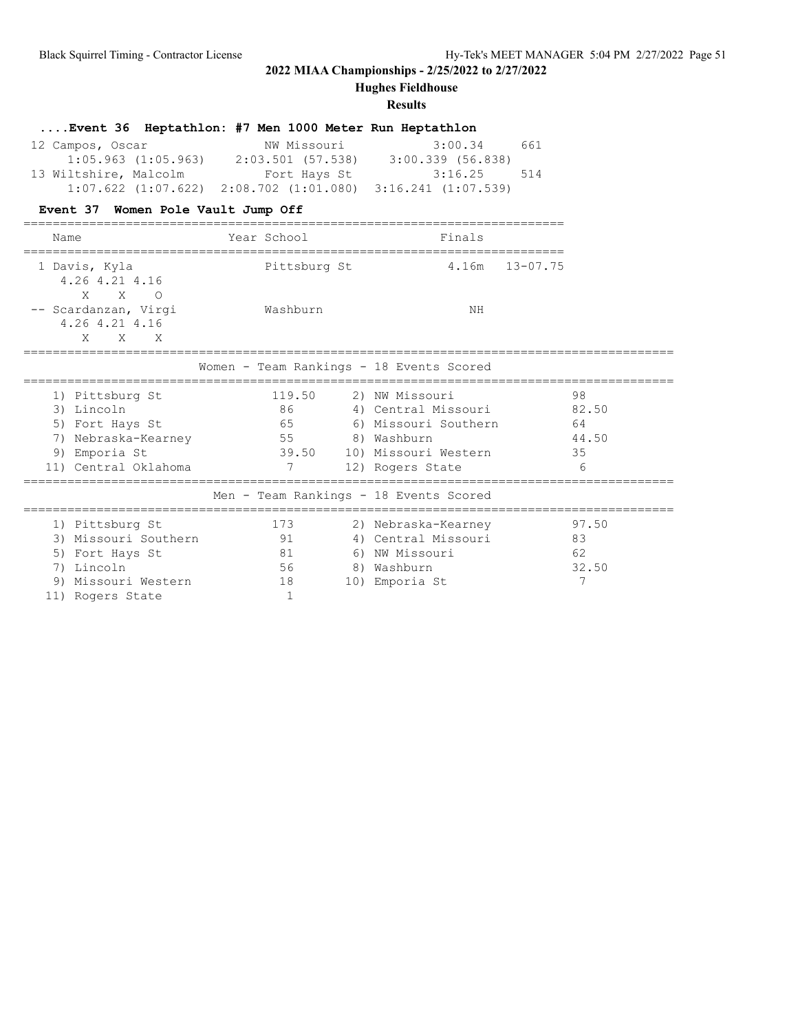**2022 MIAA Championships - 2/25/2022 to 2/27/2022**

**Hughes Fieldhouse**

**Results**

### ....Event 36 Heptathlon: #7 Men 1000 Meter Run Heptathlon

```
 12 Campos, Oscar               NW Missouri             3:00.34     661
     1:05.963 (1:05.963)    2:03.501 (57.538)    3:00.339 (56.838)
 13 Wiltshire, Malcolm          Fort Hays St            3:16.25     514
     1:07.622 (1:07.622)  2:08.702 (1:01.080)  3:16.241 (1:07.539)
```

### Event 37 Women Pole Vault Jump Off

```
=========================================================================
    Name                    Year School                  Finals
=========================================================================
  1 Davis, Kyla                  Pittsburg St             4.16m   13-07.75
      4.26 4.21 4.16
        X    X    O
 -- Scardanzan, Virgi            Washburn                    NH
      4.26 4.21 4.16
        X    X    X
```

### Women - Team Rankings - 18 Events Scored

| | | | |
|---|---|---|---|
| 1) Pittsburg St | 119.50 | 2) NW Missouri | 98 |
| 3) Lincoln | 86 | 4) Central Missouri | 82.50 |
| 5) Fort Hays St | 65 | 6) Missouri Southern | 64 |
| 7) Nebraska-Kearney | 55 | 8) Washburn | 44.50 |
| 9) Emporia St | 39.50 | 10) Missouri Western | 35 |
| 11) Central Oklahoma | 7 | 12) Rogers State | 6 |

### Men - Team Rankings - 18 Events Scored

| | | | |
|---|---|---|---|
| 1) Pittsburg St | 173 | 2) Nebraska-Kearney | 97.50 |
| 3) Missouri Southern | 91 | 4) Central Missouri | 83 |
| 5) Fort Hays St | 81 | 6) NW Missouri | 62 |
| 7) Lincoln | 56 | 8) Washburn | 32.50 |
| 9) Missouri Western | 18 | 10) Emporia St | 7 |
| 11) Rogers State | 1 | | |